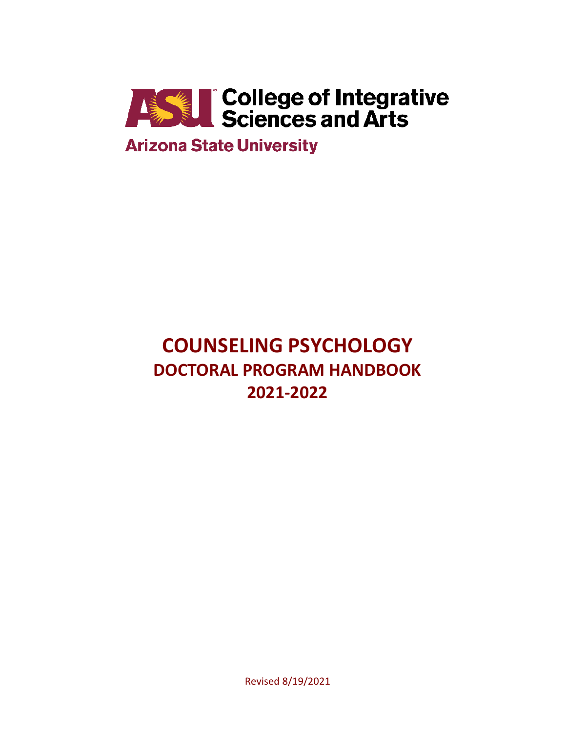College of Integrative Sciences and Arts

Arizona State University

# COUNSELING PSYCHOLOGY

## DOCTORAL PROGRAM HANDBOOK

## 2021-2022

Revised 8/19/2021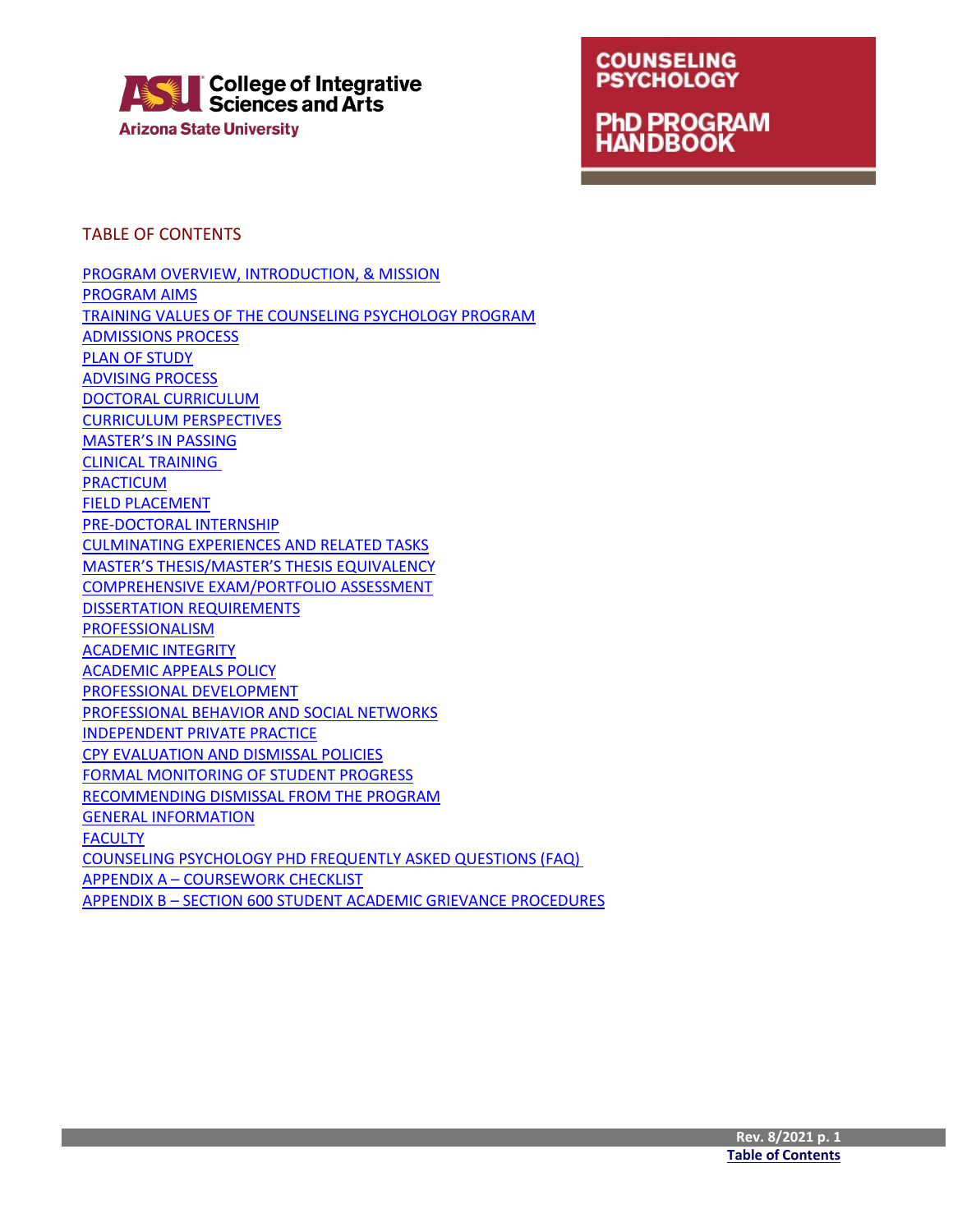ASU College of Integrative Sciences and Arts
Arizona State University

# COUNSELING PSYCHOLOGY

# PhD PROGRAM HANDBOOK

## TABLE OF CONTENTS

PROGRAM OVERVIEW, INTRODUCTION, & MISSION
PROGRAM AIMS
TRAINING VALUES OF THE COUNSELING PSYCHOLOGY PROGRAM
ADMISSIONS PROCESS
PLAN OF STUDY
ADVISING PROCESS
DOCTORAL CURRICULUM
CURRICULUM PERSPECTIVES
MASTER'S IN PASSING
CLINICAL TRAINING
PRACTICUM
FIELD PLACEMENT
PRE-DOCTORAL INTERNSHIP
CULMINATING EXPERIENCES AND RELATED TASKS
MASTER'S THESIS/MASTER'S THESIS EQUIVALENCY
COMPREHENSIVE EXAM/PORTFOLIO ASSESSMENT
DISSERTATION REQUIREMENTS
PROFESSIONALISM
ACADEMIC INTEGRITY
ACADEMIC APPEALS POLICY
PROFESSIONAL DEVELOPMENT
PROFESSIONAL BEHAVIOR AND SOCIAL NETWORKS
INDEPENDENT PRIVATE PRACTICE
CPY EVALUATION AND DISMISSAL POLICIES
FORMAL MONITORING OF STUDENT PROGRESS
RECOMMENDING DISMISSAL FROM THE PROGRAM
GENERAL INFORMATION
FACULTY
COUNSELING PSYCHOLOGY PHD FREQUENTLY ASKED QUESTIONS (FAQ)
APPENDIX A – COURSEWORK CHECKLIST
APPENDIX B – SECTION 600 STUDENT ACADEMIC GRIEVANCE PROCEDURES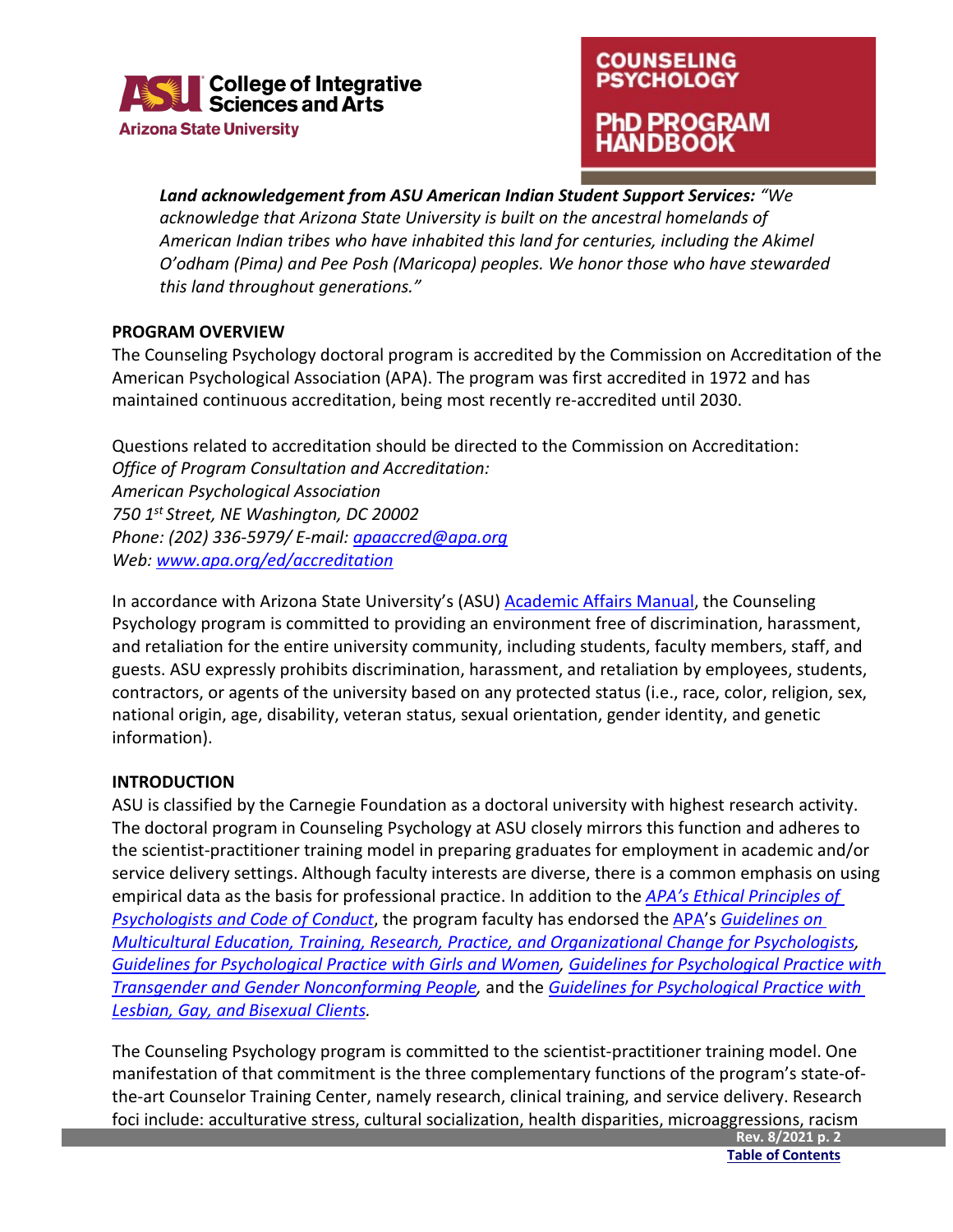***Land acknowledgement from ASU American Indian Student Support Services:*** *"We acknowledge that Arizona State University is built on the ancestral homelands of American Indian tribes who have inhabited this land for centuries, including the Akimel O'odham (Pima) and Pee Posh (Maricopa) peoples. We honor those who have stewarded this land throughout generations."*

**PROGRAM OVERVIEW**

The Counseling Psychology doctoral program is accredited by the Commission on Accreditation of the American Psychological Association (APA). The program was first accredited in 1972 and has maintained continuous accreditation, being most recently re-accredited until 2030.

Questions related to accreditation should be directed to the Commission on Accreditation:
*Office of Program Consultation and Accreditation:*
*American Psychological Association*
*750 1st Street, NE Washington, DC 20002*
*Phone: (202) 336-5979/ E-mail: apaaccred@apa.org*
*Web: www.apa.org/ed/accreditation*

In accordance with Arizona State University's (ASU) Academic Affairs Manual, the Counseling Psychology program is committed to providing an environment free of discrimination, harassment, and retaliation for the entire university community, including students, faculty members, staff, and guests. ASU expressly prohibits discrimination, harassment, and retaliation by employees, students, contractors, or agents of the university based on any protected status (i.e., race, color, religion, sex, national origin, age, disability, veteran status, sexual orientation, gender identity, and genetic information).

**INTRODUCTION**

ASU is classified by the Carnegie Foundation as a doctoral university with highest research activity. The doctoral program in Counseling Psychology at ASU closely mirrors this function and adheres to the scientist-practitioner training model in preparing graduates for employment in academic and/or service delivery settings. Although faculty interests are diverse, there is a common emphasis on using empirical data as the basis for professional practice. In addition to the *APA's Ethical Principles of Psychologists and Code of Conduct*, the program faculty has endorsed the APA's *Guidelines on Multicultural Education, Training, Research, Practice, and Organizational Change for Psychologists*, *Guidelines for Psychological Practice with Girls and Women*, *Guidelines for Psychological Practice with Transgender and Gender Nonconforming People*, and the *Guidelines for Psychological Practice with Lesbian, Gay, and Bisexual Clients.*

The Counseling Psychology program is committed to the scientist-practitioner training model. One manifestation of that commitment is the three complementary functions of the program's state-of-the-art Counselor Training Center, namely research, clinical training, and service delivery. Research foci include: acculturative stress, cultural socialization, health disparities, microaggressions, racism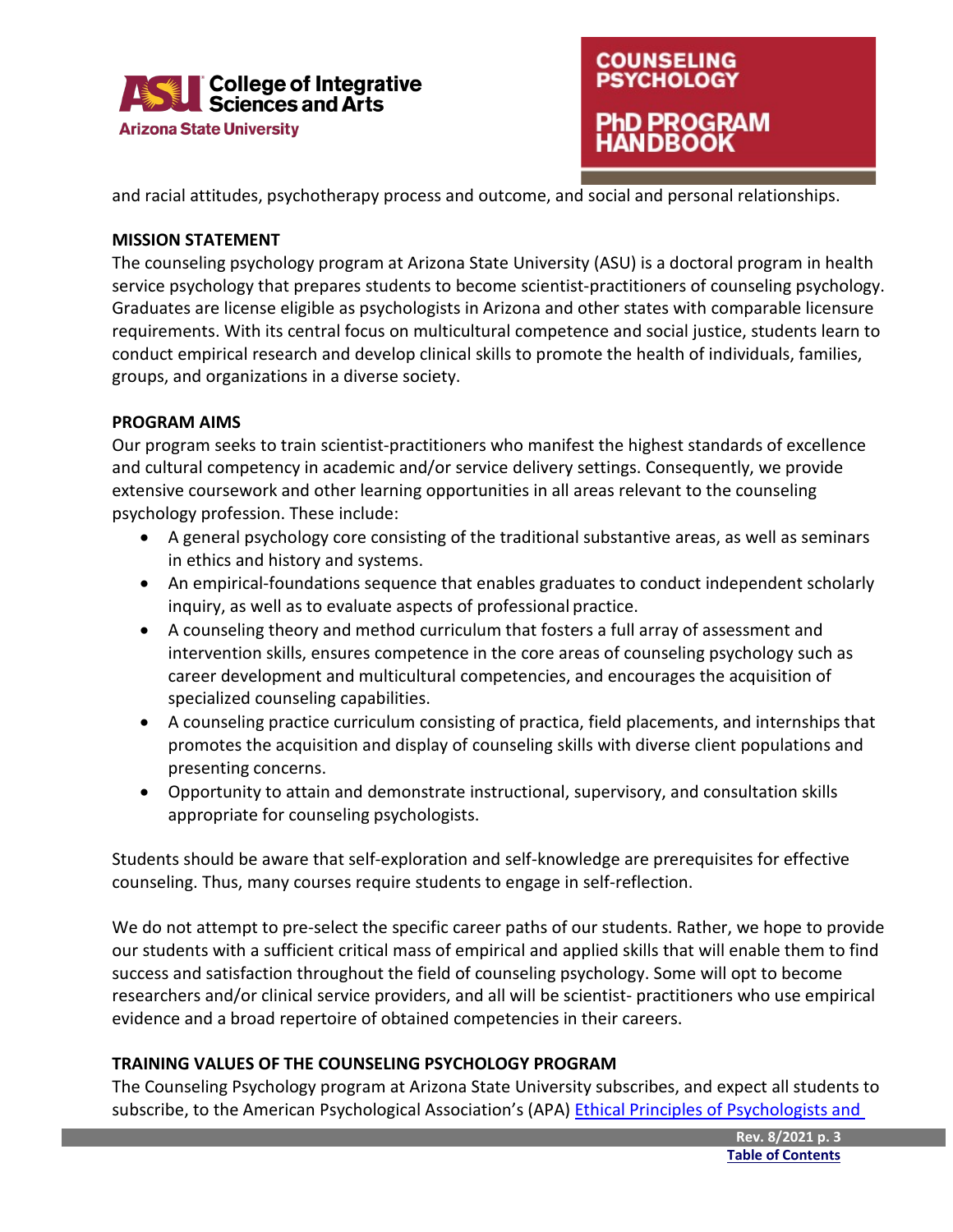and racial attitudes, psychotherapy process and outcome, and social and personal relationships.

**MISSION STATEMENT**

The counseling psychology program at Arizona State University (ASU) is a doctoral program in health service psychology that prepares students to become scientist-practitioners of counseling psychology. Graduates are license eligible as psychologists in Arizona and other states with comparable licensure requirements. With its central focus on multicultural competence and social justice, students learn to conduct empirical research and develop clinical skills to promote the health of individuals, families, groups, and organizations in a diverse society.

**PROGRAM AIMS**

Our program seeks to train scientist-practitioners who manifest the highest standards of excellence and cultural competency in academic and/or service delivery settings. Consequently, we provide extensive coursework and other learning opportunities in all areas relevant to the counseling psychology profession. These include:

- A general psychology core consisting of the traditional substantive areas, as well as seminars in ethics and history and systems.
- An empirical-foundations sequence that enables graduates to conduct independent scholarly inquiry, as well as to evaluate aspects of professional practice.
- A counseling theory and method curriculum that fosters a full array of assessment and intervention skills, ensures competence in the core areas of counseling psychology such as career development and multicultural competencies, and encourages the acquisition of specialized counseling capabilities.
- A counseling practice curriculum consisting of practica, field placements, and internships that promotes the acquisition and display of counseling skills with diverse client populations and presenting concerns.
- Opportunity to attain and demonstrate instructional, supervisory, and consultation skills appropriate for counseling psychologists.

Students should be aware that self-exploration and self-knowledge are prerequisites for effective counseling. Thus, many courses require students to engage in self-reflection.

We do not attempt to pre-select the specific career paths of our students. Rather, we hope to provide our students with a sufficient critical mass of empirical and applied skills that will enable them to find success and satisfaction throughout the field of counseling psychology. Some will opt to become researchers and/or clinical service providers, and all will be scientist- practitioners who use empirical evidence and a broad repertoire of obtained competencies in their careers.

**TRAINING VALUES OF THE COUNSELING PSYCHOLOGY PROGRAM**

The Counseling Psychology program at Arizona State University subscribes, and expect all students to subscribe, to the American Psychological Association's (APA) Ethical Principles of Psychologists and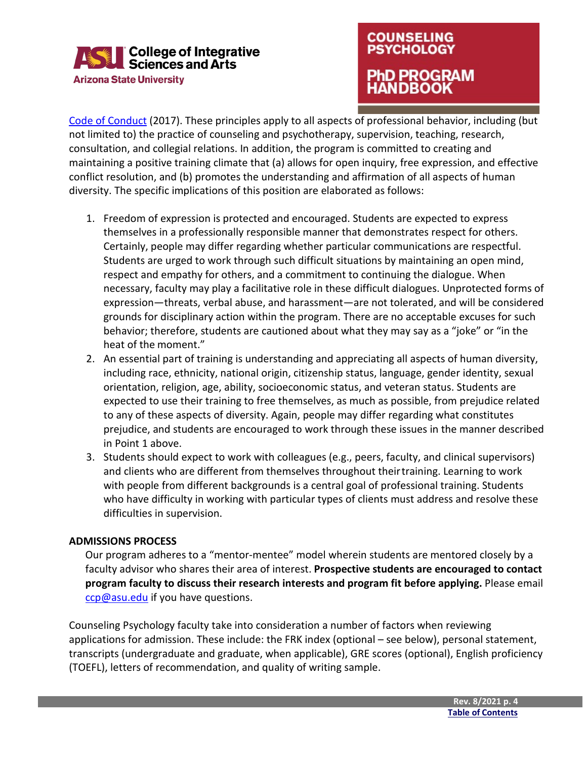[Code of Conduct](#) (2017). These principles apply to all aspects of professional behavior, including (but not limited to) the practice of counseling and psychotherapy, supervision, teaching, research, consultation, and collegial relations. In addition, the program is committed to creating and maintaining a positive training climate that (a) allows for open inquiry, free expression, and effective conflict resolution, and (b) promotes the understanding and affirmation of all aspects of human diversity. The specific implications of this position are elaborated as follows:

1. Freedom of expression is protected and encouraged. Students are expected to express themselves in a professionally responsible manner that demonstrates respect for others. Certainly, people may differ regarding whether particular communications are respectful. Students are urged to work through such difficult situations by maintaining an open mind, respect and empathy for others, and a commitment to continuing the dialogue. When necessary, faculty may play a facilitative role in these difficult dialogues. Unprotected forms of expression—threats, verbal abuse, and harassment—are not tolerated, and will be considered grounds for disciplinary action within the program. There are no acceptable excuses for such behavior; therefore, students are cautioned about what they may say as a "joke" or "in the heat of the moment."
2. An essential part of training is understanding and appreciating all aspects of human diversity, including race, ethnicity, national origin, citizenship status, language, gender identity, sexual orientation, religion, age, ability, socioeconomic status, and veteran status. Students are expected to use their training to free themselves, as much as possible, from prejudice related to any of these aspects of diversity. Again, people may differ regarding what constitutes prejudice, and students are encouraged to work through these issues in the manner described in Point 1 above.
3. Students should expect to work with colleagues (e.g., peers, faculty, and clinical supervisors) and clients who are different from themselves throughout their training. Learning to work with people from different backgrounds is a central goal of professional training. Students who have difficulty in working with particular types of clients must address and resolve these difficulties in supervision.

**ADMISSIONS PROCESS**

Our program adheres to a "mentor-mentee" model wherein students are mentored closely by a faculty advisor who shares their area of interest. **Prospective students are encouraged to contact program faculty to discuss their research interests and program fit before applying.** Please email [ccp@asu.edu](mailto:ccp@asu.edu) if you have questions.

Counseling Psychology faculty take into consideration a number of factors when reviewing applications for admission. These include: the FRK index (optional – see below), personal statement, transcripts (undergraduate and graduate, when applicable), GRE scores (optional), English proficiency (TOEFL), letters of recommendation, and quality of writing sample.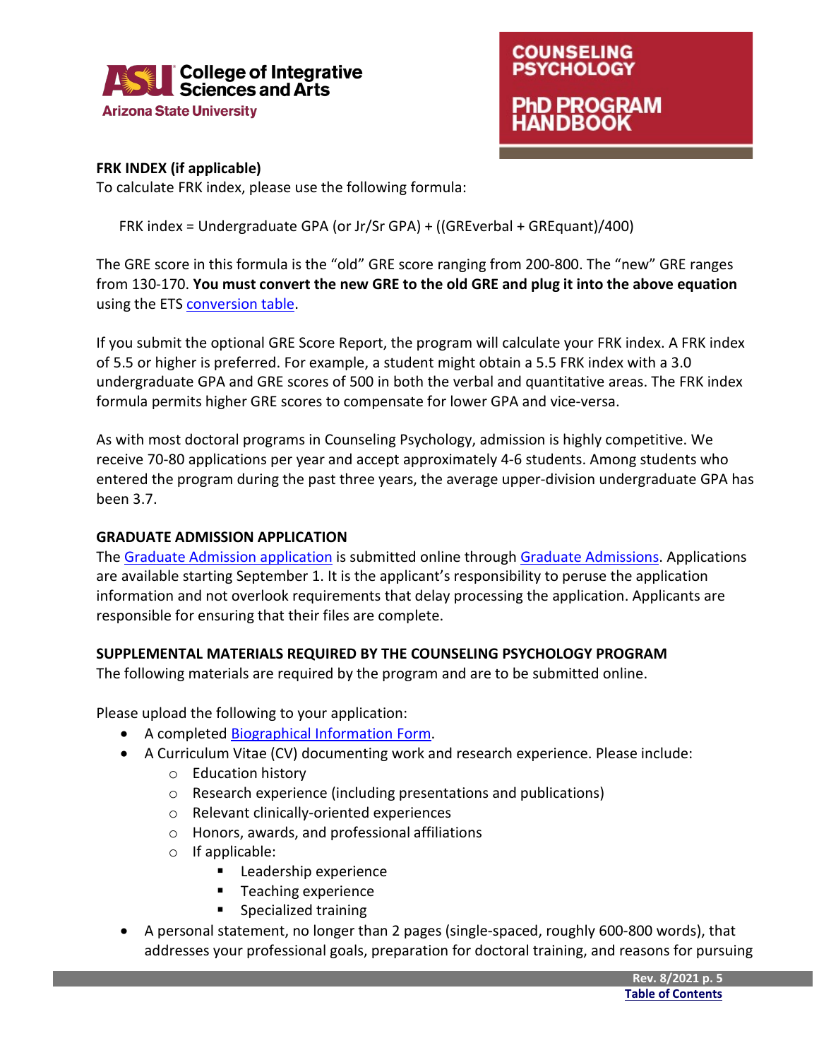**FRK INDEX (if applicable)**

To calculate FRK index, please use the following formula:

FRK index = Undergraduate GPA (or Jr/Sr GPA) + ((GREverbal + GREquant)/400)

The GRE score in this formula is the "old" GRE score ranging from 200-800. The "new" GRE ranges from 130-170. **You must convert the new GRE to the old GRE and plug it into the above equation** using the ETS conversion table.

If you submit the optional GRE Score Report, the program will calculate your FRK index. A FRK index of 5.5 or higher is preferred. For example, a student might obtain a 5.5 FRK index with a 3.0 undergraduate GPA and GRE scores of 500 in both the verbal and quantitative areas. The FRK index formula permits higher GRE scores to compensate for lower GPA and vice-versa.

As with most doctoral programs in Counseling Psychology, admission is highly competitive. We receive 70-80 applications per year and accept approximately 4-6 students. Among students who entered the program during the past three years, the average upper-division undergraduate GPA has been 3.7.

**GRADUATE ADMISSION APPLICATION**

The Graduate Admission application is submitted online through Graduate Admissions. Applications are available starting September 1. It is the applicant's responsibility to peruse the application information and not overlook requirements that delay processing the application. Applicants are responsible for ensuring that their files are complete.

**SUPPLEMENTAL MATERIALS REQUIRED BY THE COUNSELING PSYCHOLOGY PROGRAM**

The following materials are required by the program and are to be submitted online.

Please upload the following to your application:

- A completed Biographical Information Form.
- A Curriculum Vitae (CV) documenting work and research experience. Please include:
  - Education history
  - Research experience (including presentations and publications)
  - Relevant clinically-oriented experiences
  - Honors, awards, and professional affiliations
  - If applicable:
    - Leadership experience
    - Teaching experience
    - Specialized training
- A personal statement, no longer than 2 pages (single-spaced, roughly 600-800 words), that addresses your professional goals, preparation for doctoral training, and reasons for pursuing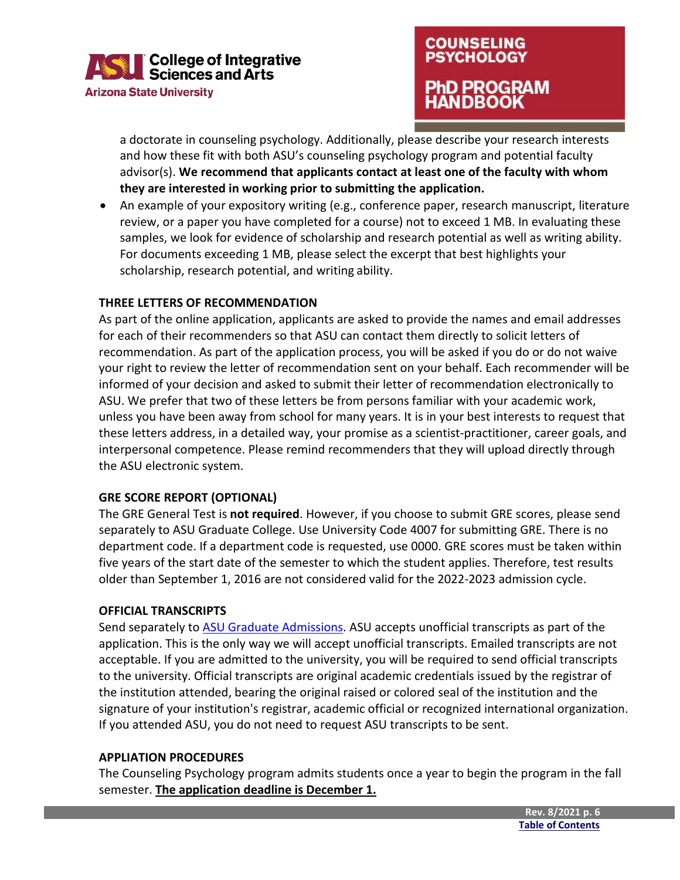a doctorate in counseling psychology. Additionally, please describe your research interests and how these fit with both ASU's counseling psychology program and potential faculty advisor(s). **We recommend that applicants contact at least one of the faculty with whom they are interested in working prior to submitting the application.**

- An example of your expository writing (e.g., conference paper, research manuscript, literature review, or a paper you have completed for a course) not to exceed 1 MB. In evaluating these samples, we look for evidence of scholarship and research potential as well as writing ability. For documents exceeding 1 MB, please select the excerpt that best highlights your scholarship, research potential, and writing ability.

**THREE LETTERS OF RECOMMENDATION**

As part of the online application, applicants are asked to provide the names and email addresses for each of their recommenders so that ASU can contact them directly to solicit letters of recommendation. As part of the application process, you will be asked if you do or do not waive your right to review the letter of recommendation sent on your behalf. Each recommender will be informed of your decision and asked to submit their letter of recommendation electronically to ASU. We prefer that two of these letters be from persons familiar with your academic work, unless you have been away from school for many years. It is in your best interests to request that these letters address, in a detailed way, your promise as a scientist-practitioner, career goals, and interpersonal competence. Please remind recommenders that they will upload directly through the ASU electronic system.

**GRE SCORE REPORT (OPTIONAL)**

The GRE General Test is **not required**. However, if you choose to submit GRE scores, please send separately to ASU Graduate College. Use University Code 4007 for submitting GRE. There is no department code. If a department code is requested, use 0000. GRE scores must be taken within five years of the start date of the semester to which the student applies. Therefore, test results older than September 1, 2016 are not considered valid for the 2022-2023 admission cycle.

**OFFICIAL TRANSCRIPTS**

Send separately to ASU Graduate Admissions. ASU accepts unofficial transcripts as part of the application. This is the only way we will accept unofficial transcripts. Emailed transcripts are not acceptable. If you are admitted to the university, you will be required to send official transcripts to the university. Official transcripts are original academic credentials issued by the registrar of the institution attended, bearing the original raised or colored seal of the institution and the signature of your institution's registrar, academic official or recognized international organization. If you attended ASU, you do not need to request ASU transcripts to be sent.

**APPLIATION PROCEDURES**

The Counseling Psychology program admits students once a year to begin the program in the fall semester. **The application deadline is December 1.**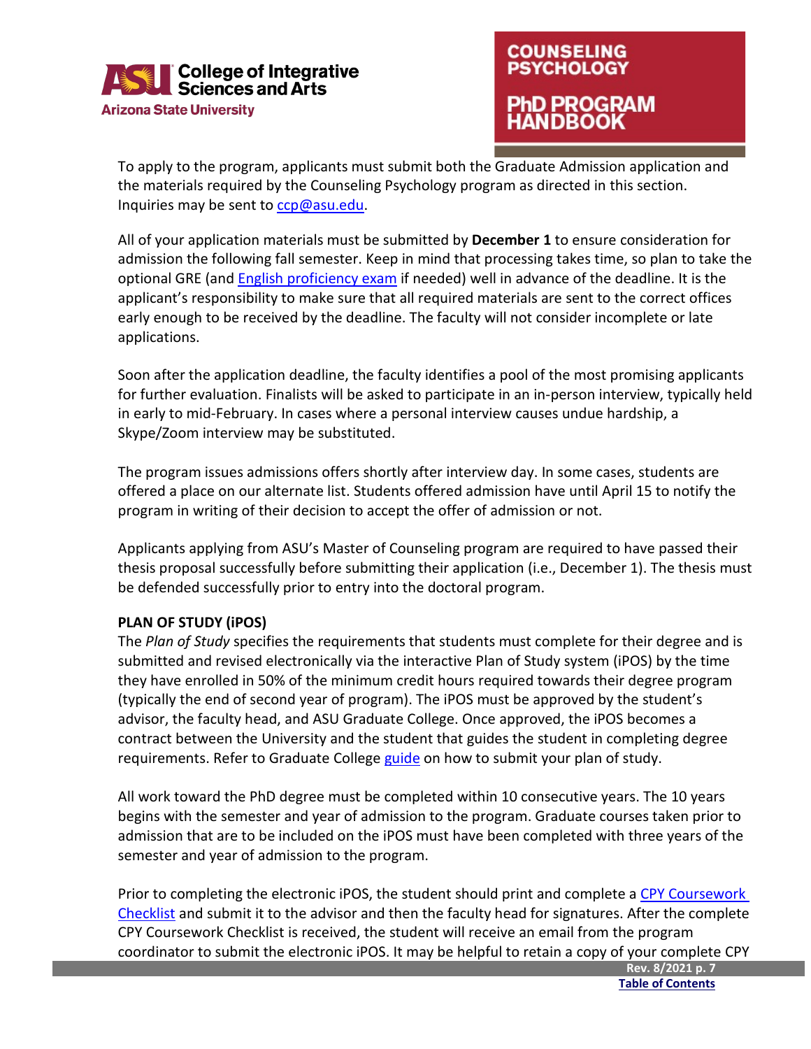To apply to the program, applicants must submit both the Graduate Admission application and the materials required by the Counseling Psychology program as directed in this section. Inquiries may be sent to [ccp@asu.edu](mailto:ccp@asu.edu).

All of your application materials must be submitted by **December 1** to ensure consideration for admission the following fall semester. Keep in mind that processing takes time, so plan to take the optional GRE (and [English proficiency exam]() if needed) well in advance of the deadline. It is the applicant's responsibility to make sure that all required materials are sent to the correct offices early enough to be received by the deadline. The faculty will not consider incomplete or late applications.

Soon after the application deadline, the faculty identifies a pool of the most promising applicants for further evaluation. Finalists will be asked to participate in an in-person interview, typically held in early to mid-February. In cases where a personal interview causes undue hardship, a Skype/Zoom interview may be substituted.

The program issues admissions offers shortly after interview day. In some cases, students are offered a place on our alternate list. Students offered admission have until April 15 to notify the program in writing of their decision to accept the offer of admission or not.

Applicants applying from ASU's Master of Counseling program are required to have passed their thesis proposal successfully before submitting their application (i.e., December 1). The thesis must be defended successfully prior to entry into the doctoral program.

**PLAN OF STUDY (iPOS)**

The *Plan of Study* specifies the requirements that students must complete for their degree and is submitted and revised electronically via the interactive Plan of Study system (iPOS) by the time they have enrolled in 50% of the minimum credit hours required towards their degree program (typically the end of second year of program). The iPOS must be approved by the student's advisor, the faculty head, and ASU Graduate College. Once approved, the iPOS becomes a contract between the University and the student that guides the student in completing degree requirements. Refer to Graduate College [guide]() on how to submit your plan of study.

All work toward the PhD degree must be completed within 10 consecutive years. The 10 years begins with the semester and year of admission to the program. Graduate courses taken prior to admission that are to be included on the iPOS must have been completed with three years of the semester and year of admission to the program.

Prior to completing the electronic iPOS, the student should print and complete a [CPY Coursework Checklist]() and submit it to the advisor and then the faculty head for signatures. After the complete CPY Coursework Checklist is received, the student will receive an email from the program coordinator to submit the electronic iPOS. It may be helpful to retain a copy of your complete CPY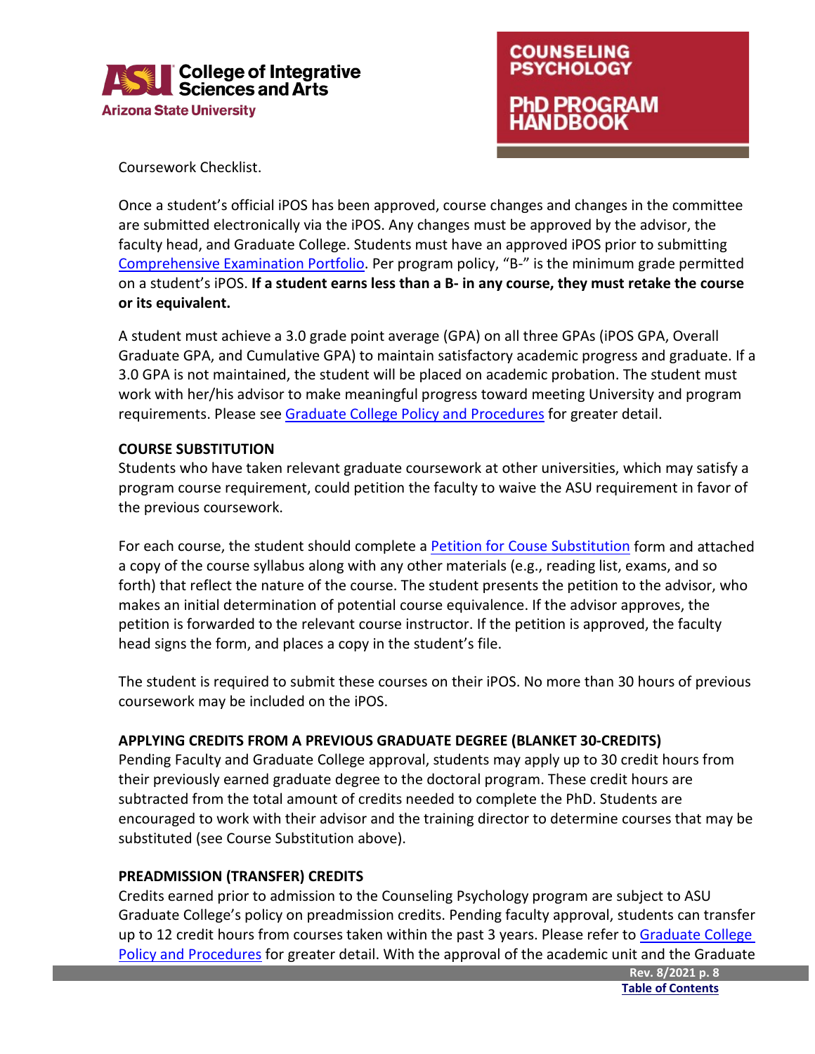Coursework Checklist.

Once a student's official iPOS has been approved, course changes and changes in the committee are submitted electronically via the iPOS. Any changes must be approved by the advisor, the faculty head, and Graduate College. Students must have an approved iPOS prior to submitting Comprehensive Examination Portfolio. Per program policy, "B-" is the minimum grade permitted on a student's iPOS. **If a student earns less than a B- in any course, they must retake the course or its equivalent.**

A student must achieve a 3.0 grade point average (GPA) on all three GPAs (iPOS GPA, Overall Graduate GPA, and Cumulative GPA) to maintain satisfactory academic progress and graduate. If a 3.0 GPA is not maintained, the student will be placed on academic probation. The student must work with her/his advisor to make meaningful progress toward meeting University and program requirements. Please see Graduate College Policy and Procedures for greater detail.

**COURSE SUBSTITUTION**

Students who have taken relevant graduate coursework at other universities, which may satisfy a program course requirement, could petition the faculty to waive the ASU requirement in favor of the previous coursework.

For each course, the student should complete a Petition for Couse Substitution form and attached a copy of the course syllabus along with any other materials (e.g., reading list, exams, and so forth) that reflect the nature of the course. The student presents the petition to the advisor, who makes an initial determination of potential course equivalence. If the advisor approves, the petition is forwarded to the relevant course instructor. If the petition is approved, the faculty head signs the form, and places a copy in the student's file.

The student is required to submit these courses on their iPOS. No more than 30 hours of previous coursework may be included on the iPOS.

**APPLYING CREDITS FROM A PREVIOUS GRADUATE DEGREE (BLANKET 30-CREDITS)**

Pending Faculty and Graduate College approval, students may apply up to 30 credit hours from their previously earned graduate degree to the doctoral program. These credit hours are subtracted from the total amount of credits needed to complete the PhD. Students are encouraged to work with their advisor and the training director to determine courses that may be substituted (see Course Substitution above).

**PREADMISSION (TRANSFER) CREDITS**

Credits earned prior to admission to the Counseling Psychology program are subject to ASU Graduate College's policy on preadmission credits. Pending faculty approval, students can transfer up to 12 credit hours from courses taken within the past 3 years. Please refer to Graduate College Policy and Procedures for greater detail. With the approval of the academic unit and the Graduate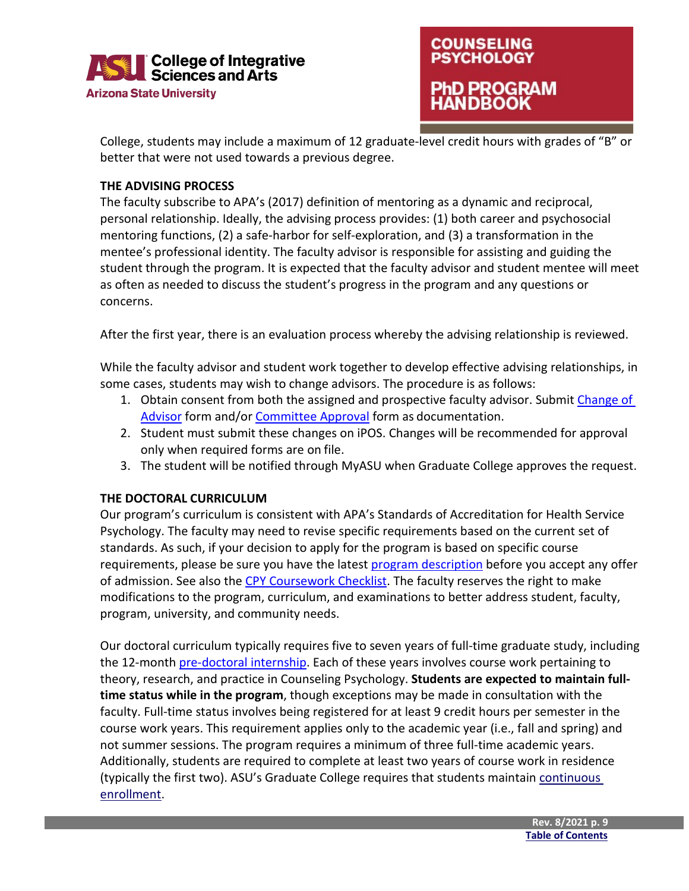College, students may include a maximum of 12 graduate-level credit hours with grades of "B" or better that were not used towards a previous degree.

## THE ADVISING PROCESS

The faculty subscribe to APA's (2017) definition of mentoring as a dynamic and reciprocal, personal relationship. Ideally, the advising process provides: (1) both career and psychosocial mentoring functions, (2) a safe-harbor for self-exploration, and (3) a transformation in the mentee's professional identity. The faculty advisor is responsible for assisting and guiding the student through the program. It is expected that the faculty advisor and student mentee will meet as often as needed to discuss the student's progress in the program and any questions or concerns.

After the first year, there is an evaluation process whereby the advising relationship is reviewed.

While the faculty advisor and student work together to develop effective advising relationships, in some cases, students may wish to change advisors. The procedure is as follows:

1. Obtain consent from both the assigned and prospective faculty advisor. Submit Change of Advisor form and/or Committee Approval form as documentation.
2. Student must submit these changes on iPOS. Changes will be recommended for approval only when required forms are on file.
3. The student will be notified through MyASU when Graduate College approves the request.

## THE DOCTORAL CURRICULUM

Our program's curriculum is consistent with APA's Standards of Accreditation for Health Service Psychology. The faculty may need to revise specific requirements based on the current set of standards. As such, if your decision to apply for the program is based on specific course requirements, please be sure you have the latest program description before you accept any offer of admission. See also the CPY Coursework Checklist. The faculty reserves the right to make modifications to the program, curriculum, and examinations to better address student, faculty, program, university, and community needs.

Our doctoral curriculum typically requires five to seven years of full-time graduate study, including the 12-month pre-doctoral internship. Each of these years involves course work pertaining to theory, research, and practice in Counseling Psychology. **Students are expected to maintain full-time status while in the program**, though exceptions may be made in consultation with the faculty. Full-time status involves being registered for at least 9 credit hours per semester in the course work years. This requirement applies only to the academic year (i.e., fall and spring) and not summer sessions. The program requires a minimum of three full-time academic years. Additionally, students are required to complete at least two years of course work in residence (typically the first two). ASU's Graduate College requires that students maintain continuous enrollment.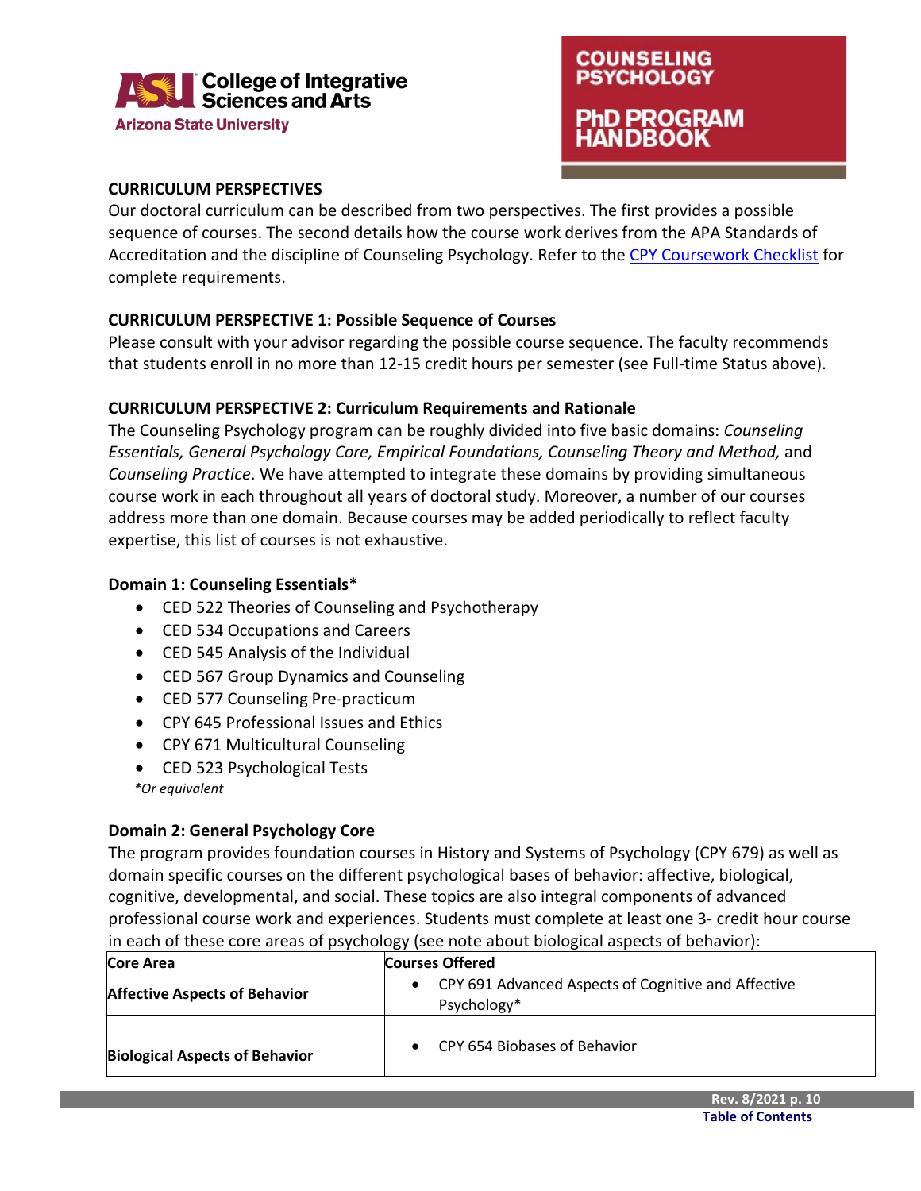**CURRICULUM PERSPECTIVES**

Our doctoral curriculum can be described from two perspectives. The first provides a possible sequence of courses. The second details how the course work derives from the APA Standards of Accreditation and the discipline of Counseling Psychology. Refer to the [CPY Coursework Checklist]() for complete requirements.

**CURRICULUM PERSPECTIVE 1: Possible Sequence of Courses**

Please consult with your advisor regarding the possible course sequence. The faculty recommends that students enroll in no more than 12-15 credit hours per semester (see Full-time Status above).

**CURRICULUM PERSPECTIVE 2: Curriculum Requirements and Rationale**

The Counseling Psychology program can be roughly divided into five basic domains: *Counseling Essentials, General Psychology Core, Empirical Foundations, Counseling Theory and Method,* and *Counseling Practice*. We have attempted to integrate these domains by providing simultaneous course work in each throughout all years of doctoral study. Moreover, a number of our courses address more than one domain. Because courses may be added periodically to reflect faculty expertise, this list of courses is not exhaustive.

**Domain 1: Counseling Essentials***

- CED 522 Theories of Counseling and Psychotherapy
- CED 534 Occupations and Careers
- CED 545 Analysis of the Individual
- CED 567 Group Dynamics and Counseling
- CED 577 Counseling Pre-practicum
- CPY 645 Professional Issues and Ethics
- CPY 671 Multicultural Counseling
- CED 523 Psychological Tests

*\*Or equivalent*

**Domain 2: General Psychology Core**

The program provides foundation courses in History and Systems of Psychology (CPY 679) as well as domain specific courses on the different psychological bases of behavior: affective, biological, cognitive, developmental, and social. These topics are also integral components of advanced professional course work and experiences. Students must complete at least one 3- credit hour course in each of these core areas of psychology (see note about biological aspects of behavior):

| Core Area | Courses Offered |
|---|---|
| **Affective Aspects of Behavior** | • CPY 691 Advanced Aspects of Cognitive and Affective Psychology* |
| **Biological Aspects of Behavior** | • CPY 654 Biobases of Behavior |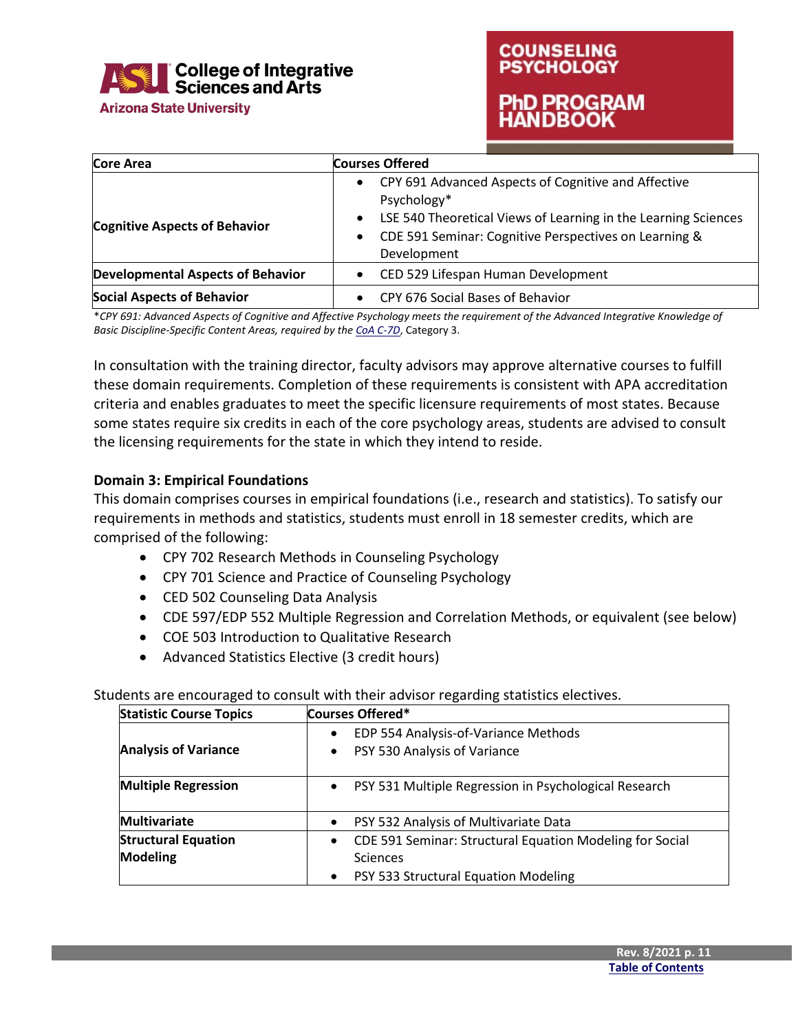| Core Area | Courses Offered |
| --- | --- |
| Cognitive Aspects of Behavior | • CPY 691 Advanced Aspects of Cognitive and Affective Psychology* <br> • LSE 540 Theoretical Views of Learning in the Learning Sciences <br> • CDE 591 Seminar: Cognitive Perspectives on Learning & Development |
| Developmental Aspects of Behavior | • CED 529 Lifespan Human Development |
| Social Aspects of Behavior | • CPY 676 Social Bases of Behavior |

*\*CPY 691: Advanced Aspects of Cognitive and Affective Psychology meets the requirement of the Advanced Integrative Knowledge of Basic Discipline-Specific Content Areas, required by the [CoA C-7D](), Category 3.*

In consultation with the training director, faculty advisors may approve alternative courses to fulfill these domain requirements. Completion of these requirements is consistent with APA accreditation criteria and enables graduates to meet the specific licensure requirements of most states. Because some states require six credits in each of the core psychology areas, students are advised to consult the licensing requirements for the state in which they intend to reside.

**Domain 3: Empirical Foundations**

This domain comprises courses in empirical foundations (i.e., research and statistics). To satisfy our requirements in methods and statistics, students must enroll in 18 semester credits, which are comprised of the following:

- CPY 702 Research Methods in Counseling Psychology
- CPY 701 Science and Practice of Counseling Psychology
- CED 502 Counseling Data Analysis
- CDE 597/EDP 552 Multiple Regression and Correlation Methods, or equivalent (see below)
- COE 503 Introduction to Qualitative Research
- Advanced Statistics Elective (3 credit hours)

Students are encouraged to consult with their advisor regarding statistics electives.

| Statistic Course Topics | Courses Offered* |
| --- | --- |
| Analysis of Variance | • EDP 554 Analysis-of-Variance Methods <br> • PSY 530 Analysis of Variance |
| Multiple Regression | • PSY 531 Multiple Regression in Psychological Research |
| Multivariate | • PSY 532 Analysis of Multivariate Data |
| Structural Equation Modeling | • CDE 591 Seminar: Structural Equation Modeling for Social Sciences <br> • PSY 533 Structural Equation Modeling |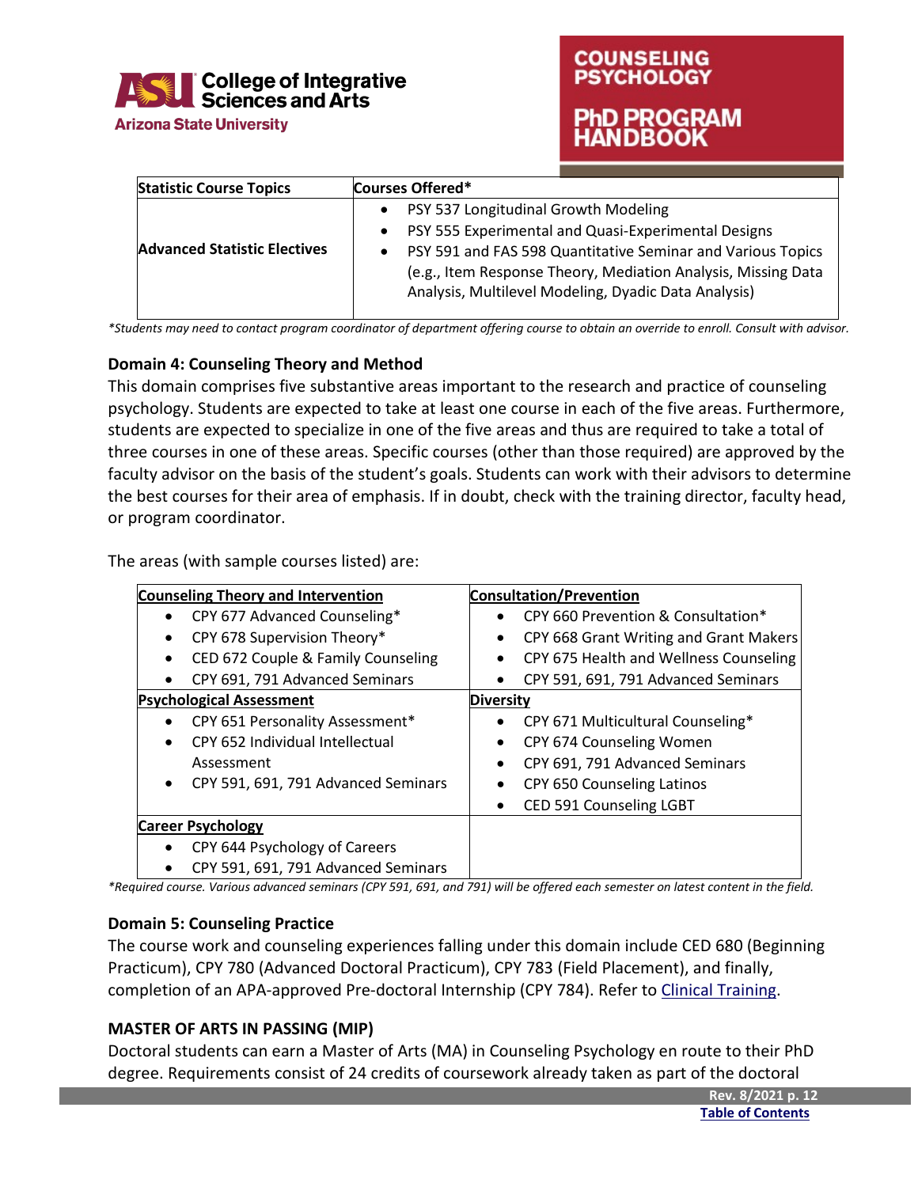| Statistic Course Topics | Courses Offered* |
|---|---|
| Advanced Statistic Electives | • PSY 537 Longitudinal Growth Modeling<br>• PSY 555 Experimental and Quasi-Experimental Designs<br>• PSY 591 and FAS 598 Quantitative Seminar and Various Topics (e.g., Item Response Theory, Mediation Analysis, Missing Data Analysis, Multilevel Modeling, Dyadic Data Analysis) |

*\*Students may need to contact program coordinator of department offering course to obtain an override to enroll. Consult with advisor.*

### Domain 4: Counseling Theory and Method

This domain comprises five substantive areas important to the research and practice of counseling psychology. Students are expected to take at least one course in each of the five areas. Furthermore, students are expected to specialize in one of the five areas and thus are required to take a total of three courses in one of these areas. Specific courses (other than those required) are approved by the faculty advisor on the basis of the student's goals. Students can work with their advisors to determine the best courses for their area of emphasis. If in doubt, check with the training director, faculty head, or program coordinator.

The areas (with sample courses listed) are:

| Counseling Theory and Intervention | Consultation/Prevention |
|---|---|
| • CPY 677 Advanced Counseling*<br>• CPY 678 Supervision Theory*<br>• CED 672 Couple & Family Counseling<br>• CPY 691, 791 Advanced Seminars | • CPY 660 Prevention & Consultation*<br>• CPY 668 Grant Writing and Grant Makers<br>• CPY 675 Health and Wellness Counseling<br>• CPY 591, 691, 791 Advanced Seminars |
| **Psychological Assessment** | **Diversity** |
| • CPY 651 Personality Assessment*<br>• CPY 652 Individual Intellectual Assessment<br>• CPY 591, 691, 791 Advanced Seminars | • CPY 671 Multicultural Counseling*<br>• CPY 674 Counseling Women<br>• CPY 691, 791 Advanced Seminars<br>• CPY 650 Counseling Latinos<br>• CED 591 Counseling LGBT |
| **Career Psychology** | |
| • CPY 644 Psychology of Careers<br>• CPY 591, 691, 791 Advanced Seminars | |

*\*Required course. Various advanced seminars (CPY 591, 691, and 791) will be offered each semester on latest content in the field.*

### Domain 5: Counseling Practice

The course work and counseling experiences falling under this domain include CED 680 (Beginning Practicum), CPY 780 (Advanced Doctoral Practicum), CPY 783 (Field Placement), and finally, completion of an APA-approved Pre-doctoral Internship (CPY 784). Refer to Clinical Training.

### MASTER OF ARTS IN PASSING (MIP)

Doctoral students can earn a Master of Arts (MA) in Counseling Psychology en route to their PhD degree. Requirements consist of 24 credits of coursework already taken as part of the doctoral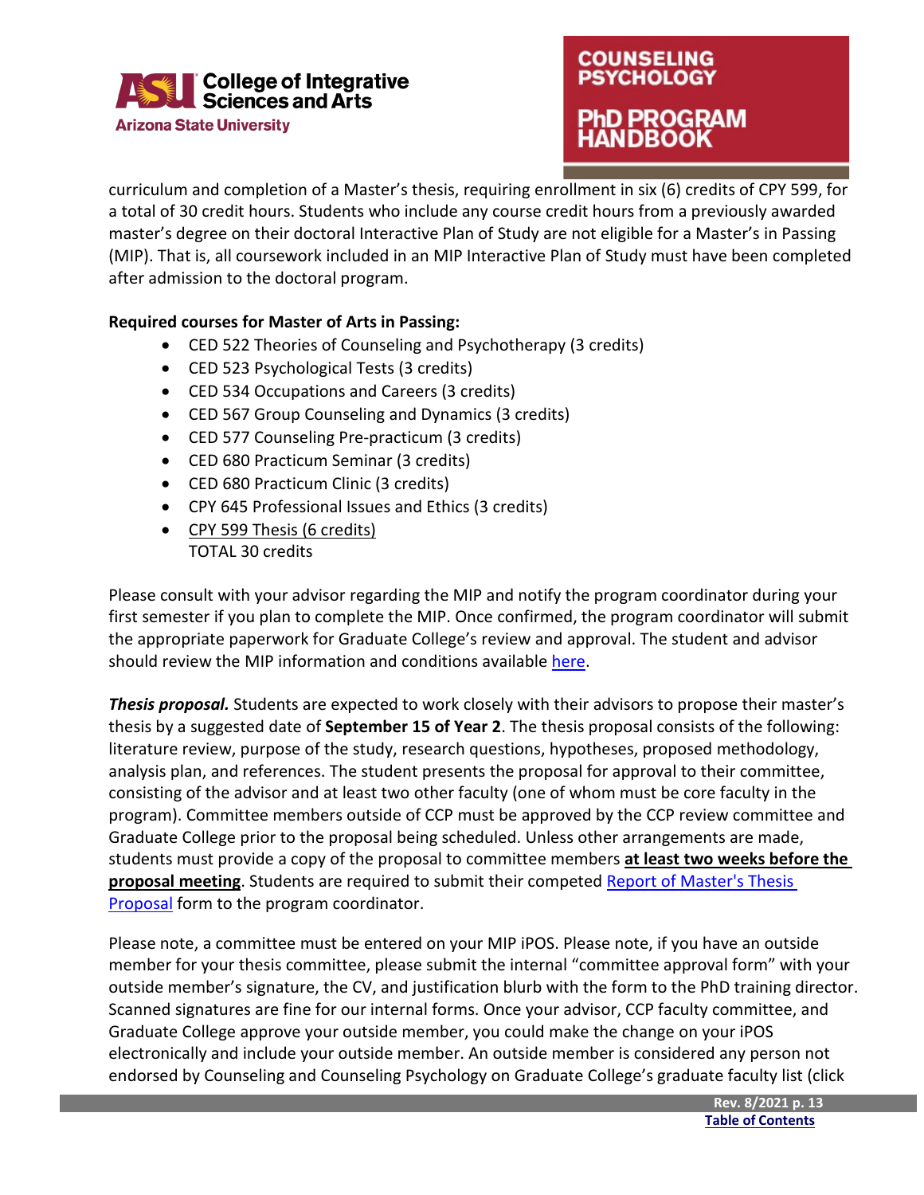curriculum and completion of a Master's thesis, requiring enrollment in six (6) credits of CPY 599, for a total of 30 credit hours. Students who include any course credit hours from a previously awarded master's degree on their doctoral Interactive Plan of Study are not eligible for a Master's in Passing (MIP). That is, all coursework included in an MIP Interactive Plan of Study must have been completed after admission to the doctoral program.

**Required courses for Master of Arts in Passing:**

- CED 522 Theories of Counseling and Psychotherapy (3 credits)
- CED 523 Psychological Tests (3 credits)
- CED 534 Occupations and Careers (3 credits)
- CED 567 Group Counseling and Dynamics (3 credits)
- CED 577 Counseling Pre-practicum (3 credits)
- CED 680 Practicum Seminar (3 credits)
- CED 680 Practicum Clinic (3 credits)
- CPY 645 Professional Issues and Ethics (3 credits)
- CPY 599 Thesis (6 credits)
  TOTAL 30 credits

Please consult with your advisor regarding the MIP and notify the program coordinator during your first semester if you plan to complete the MIP. Once confirmed, the program coordinator will submit the appropriate paperwork for Graduate College's review and approval. The student and advisor should review the MIP information and conditions available here.

***Thesis proposal.*** Students are expected to work closely with their advisors to propose their master's thesis by a suggested date of **September 15 of Year 2**. The thesis proposal consists of the following: literature review, purpose of the study, research questions, hypotheses, proposed methodology, analysis plan, and references. The student presents the proposal for approval to their committee, consisting of the advisor and at least two other faculty (one of whom must be core faculty in the program). Committee members outside of CCP must be approved by the CCP review committee and Graduate College prior to the proposal being scheduled. Unless other arrangements are made, students must provide a copy of the proposal to committee members **at least two weeks before the proposal meeting**. Students are required to submit their competed Report of Master's Thesis Proposal form to the program coordinator.

Please note, a committee must be entered on your MIP iPOS. Please note, if you have an outside member for your thesis committee, please submit the internal "committee approval form" with your outside member's signature, the CV, and justification blurb with the form to the PhD training director. Scanned signatures are fine for our internal forms. Once your advisor, CCP faculty committee, and Graduate College approve your outside member, you could make the change on your iPOS electronically and include your outside member. An outside member is considered any person not endorsed by Counseling and Counseling Psychology on Graduate College's graduate faculty list (click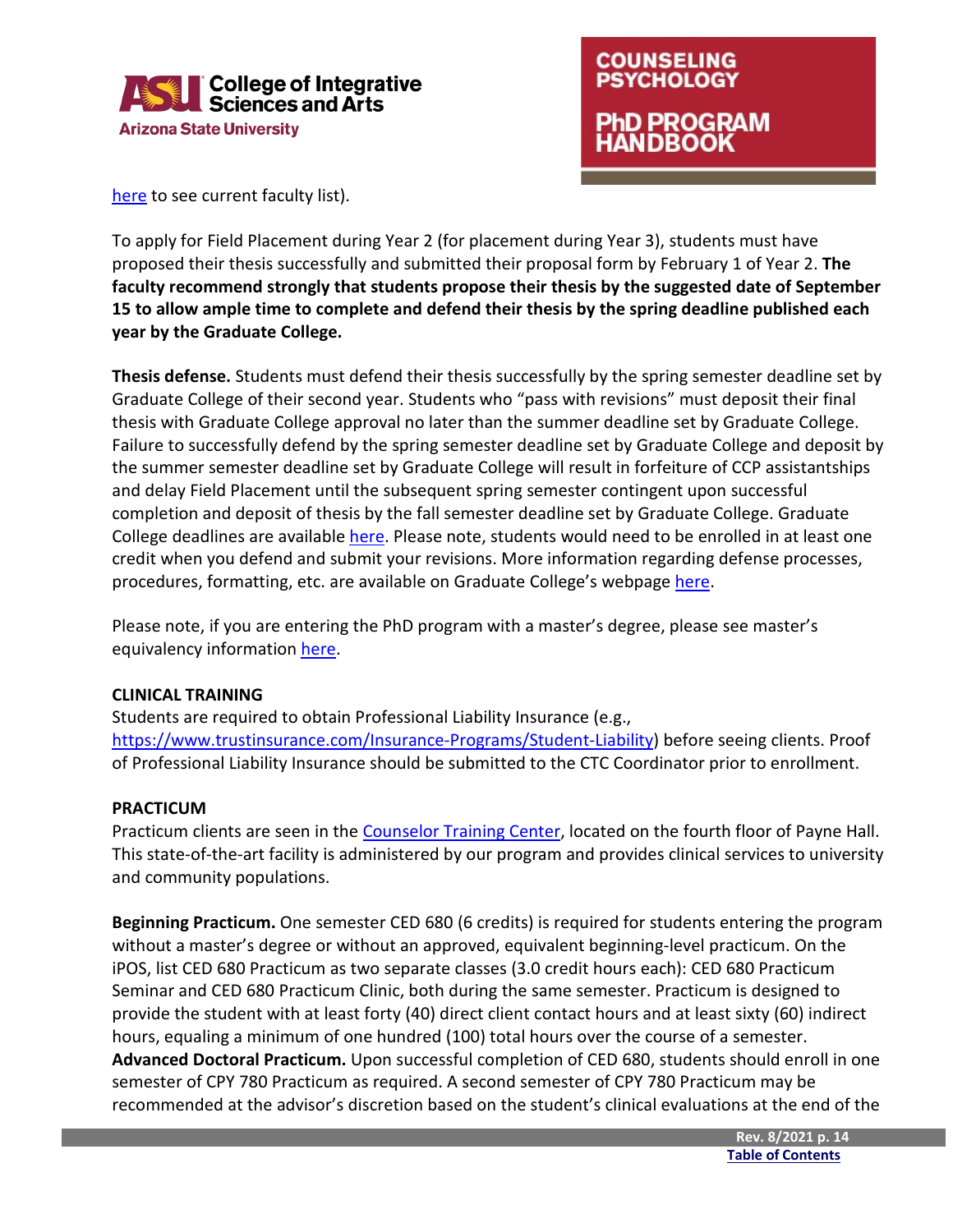here to see current faculty list).

To apply for Field Placement during Year 2 (for placement during Year 3), students must have proposed their thesis successfully and submitted their proposal form by February 1 of Year 2. **The faculty recommend strongly that students propose their thesis by the suggested date of September 15 to allow ample time to complete and defend their thesis by the spring deadline published each year by the Graduate College.**

**Thesis defense.** Students must defend their thesis successfully by the spring semester deadline set by Graduate College of their second year. Students who "pass with revisions" must deposit their final thesis with Graduate College approval no later than the summer deadline set by Graduate College. Failure to successfully defend by the spring semester deadline set by Graduate College and deposit by the summer semester deadline set by Graduate College will result in forfeiture of CCP assistantships and delay Field Placement until the subsequent spring semester contingent upon successful completion and deposit of thesis by the fall semester deadline set by Graduate College. Graduate College deadlines are available here. Please note, students would need to be enrolled in at least one credit when you defend and submit your revisions. More information regarding defense processes, procedures, formatting, etc. are available on Graduate College's webpage here.

Please note, if you are entering the PhD program with a master's degree, please see master's equivalency information here.

**CLINICAL TRAINING**

Students are required to obtain Professional Liability Insurance (e.g., https://www.trustinsurance.com/Insurance-Programs/Student-Liability) before seeing clients. Proof of Professional Liability Insurance should be submitted to the CTC Coordinator prior to enrollment.

**PRACTICUM**

Practicum clients are seen in the Counselor Training Center, located on the fourth floor of Payne Hall. This state-of-the-art facility is administered by our program and provides clinical services to university and community populations.

**Beginning Practicum.** One semester CED 680 (6 credits) is required for students entering the program without a master's degree or without an approved, equivalent beginning-level practicum. On the iPOS, list CED 680 Practicum as two separate classes (3.0 credit hours each): CED 680 Practicum Seminar and CED 680 Practicum Clinic, both during the same semester. Practicum is designed to provide the student with at least forty (40) direct client contact hours and at least sixty (60) indirect hours, equaling a minimum of one hundred (100) total hours over the course of a semester.
**Advanced Doctoral Practicum.** Upon successful completion of CED 680, students should enroll in one semester of CPY 780 Practicum as required. A second semester of CPY 780 Practicum may be recommended at the advisor's discretion based on the student's clinical evaluations at the end of the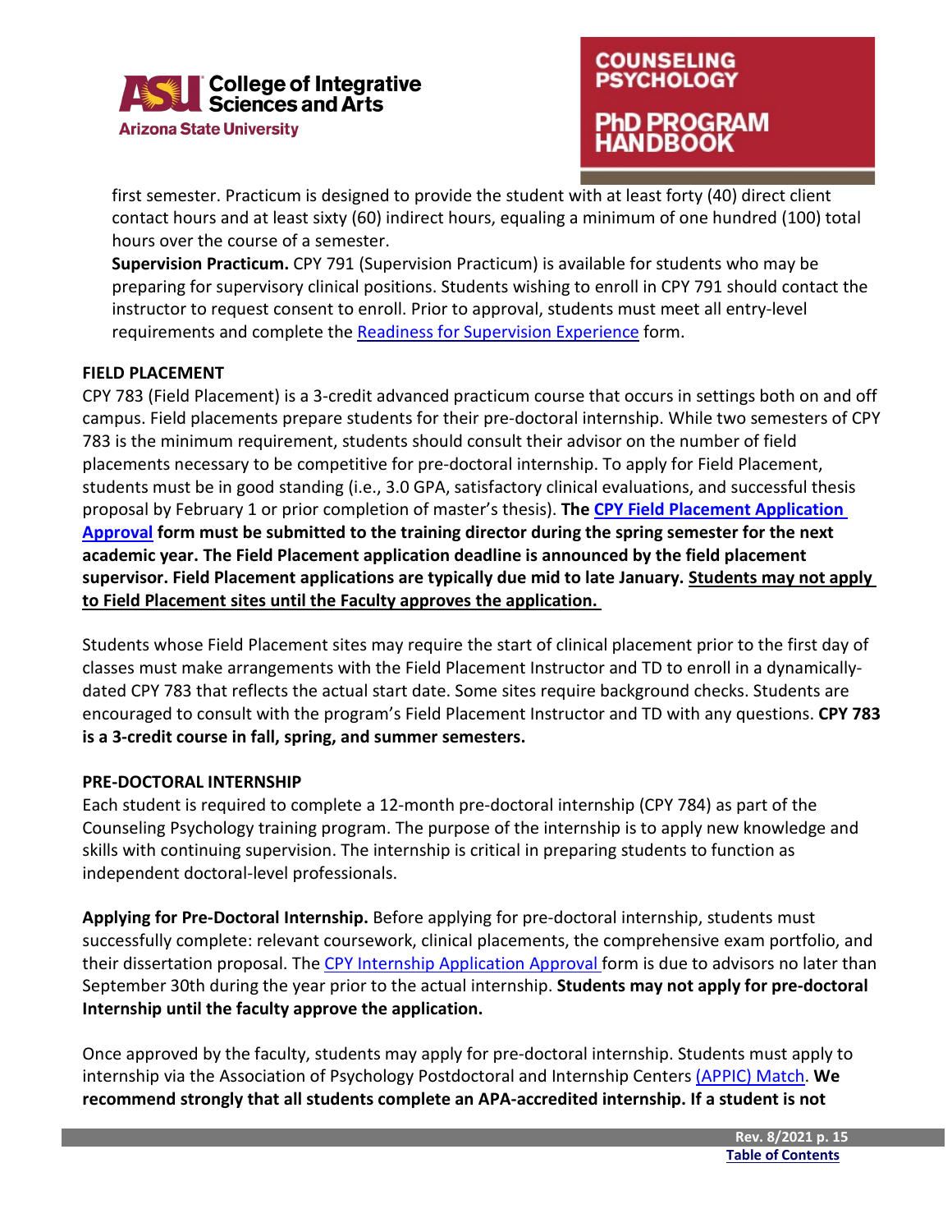first semester. Practicum is designed to provide the student with at least forty (40) direct client contact hours and at least sixty (60) indirect hours, equaling a minimum of one hundred (100) total hours over the course of a semester.

**Supervision Practicum.** CPY 791 (Supervision Practicum) is available for students who may be preparing for supervisory clinical positions. Students wishing to enroll in CPY 791 should contact the instructor to request consent to enroll. Prior to approval, students must meet all entry-level requirements and complete the Readiness for Supervision Experience form.

**FIELD PLACEMENT**

CPY 783 (Field Placement) is a 3-credit advanced practicum course that occurs in settings both on and off campus. Field placements prepare students for their pre-doctoral internship. While two semesters of CPY 783 is the minimum requirement, students should consult their advisor on the number of field placements necessary to be competitive for pre-doctoral internship. To apply for Field Placement, students must be in good standing (i.e., 3.0 GPA, satisfactory clinical evaluations, and successful thesis proposal by February 1 or prior completion of master's thesis). **The CPY Field Placement Application Approval form must be submitted to the training director during the spring semester for the next academic year. The Field Placement application deadline is announced by the field placement supervisor. Field Placement applications are typically due mid to late January. Students may not apply to Field Placement sites until the Faculty approves the application.**

Students whose Field Placement sites may require the start of clinical placement prior to the first day of classes must make arrangements with the Field Placement Instructor and TD to enroll in a dynamically-dated CPY 783 that reflects the actual start date. Some sites require background checks. Students are encouraged to consult with the program's Field Placement Instructor and TD with any questions. **CPY 783 is a 3-credit course in fall, spring, and summer semesters.**

**PRE-DOCTORAL INTERNSHIP**

Each student is required to complete a 12-month pre-doctoral internship (CPY 784) as part of the Counseling Psychology training program. The purpose of the internship is to apply new knowledge and skills with continuing supervision. The internship is critical in preparing students to function as independent doctoral-level professionals.

**Applying for Pre-Doctoral Internship.** Before applying for pre-doctoral internship, students must successfully complete: relevant coursework, clinical placements, the comprehensive exam portfolio, and their dissertation proposal. The CPY Internship Application Approval form is due to advisors no later than September 30th during the year prior to the actual internship. **Students may not apply for pre-doctoral Internship until the faculty approve the application.**

Once approved by the faculty, students may apply for pre-doctoral internship. Students must apply to internship via the Association of Psychology Postdoctoral and Internship Centers (APPIC) Match. **We recommend strongly that all students complete an APA-accredited internship. If a student is not**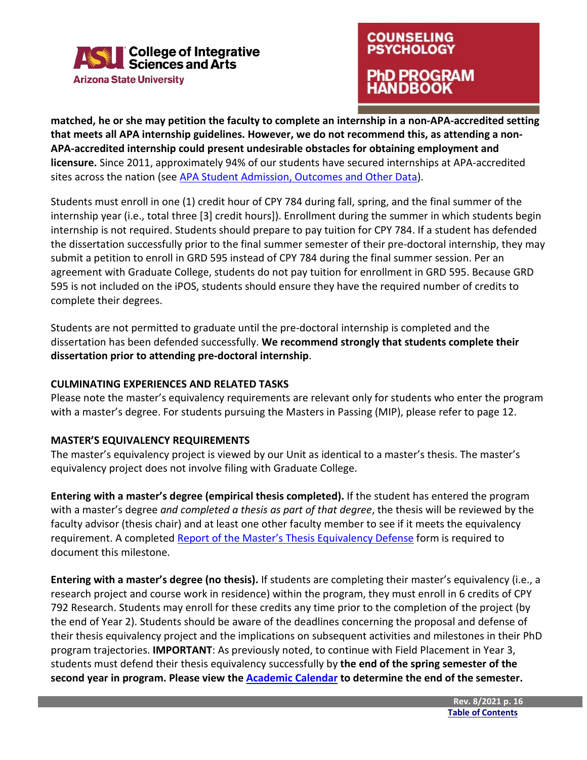**matched, he or she may petition the faculty to complete an internship in a non-APA-accredited setting that meets all APA internship guidelines. However, we do not recommend this, as attending a non-APA-accredited internship could present undesirable obstacles for obtaining employment and licensure.** Since 2011, approximately 94% of our students have secured internships at APA-accredited sites across the nation (see [APA Student Admission, Outcomes and Other Data](#)).

Students must enroll in one (1) credit hour of CPY 784 during fall, spring, and the final summer of the internship year (i.e., total three [3] credit hours]). Enrollment during the summer in which students begin internship is not required. Students should prepare to pay tuition for CPY 784. If a student has defended the dissertation successfully prior to the final summer semester of their pre-doctoral internship, they may submit a petition to enroll in GRD 595 instead of CPY 784 during the final summer session. Per an agreement with Graduate College, students do not pay tuition for enrollment in GRD 595. Because GRD 595 is not included on the iPOS, students should ensure they have the required number of credits to complete their degrees.

Students are not permitted to graduate until the pre-doctoral internship is completed and the dissertation has been defended successfully. **We recommend strongly that students complete their dissertation prior to attending pre-doctoral internship**.

**CULMINATING EXPERIENCES AND RELATED TASKS**

Please note the master's equivalency requirements are relevant only for students who enter the program with a master's degree. For students pursuing the Masters in Passing (MIP), please refer to page 12.

**MASTER'S EQUIVALENCY REQUIREMENTS**

The master's equivalency project is viewed by our Unit as identical to a master's thesis. The master's equivalency project does not involve filing with Graduate College.

**Entering with a master's degree (empirical thesis completed).** If the student has entered the program with a master's degree *and completed a thesis as part of that degree*, the thesis will be reviewed by the faculty advisor (thesis chair) and at least one other faculty member to see if it meets the equivalency requirement. A completed [Report of the Master's Thesis Equivalency Defense](#) form is required to document this milestone.

**Entering with a master's degree (no thesis).** If students are completing their master's equivalency (i.e., a research project and course work in residence) within the program, they must enroll in 6 credits of CPY 792 Research. Students may enroll for these credits any time prior to the completion of the project (by the end of Year 2). Students should be aware of the deadlines concerning the proposal and defense of their thesis equivalency project and the implications on subsequent activities and milestones in their PhD program trajectories. **IMPORTANT**: As previously noted, to continue with Field Placement in Year 3, students must defend their thesis equivalency successfully by **the end of the spring semester of the second year in program. Please view the [Academic Calendar](#) to determine the end of the semester.**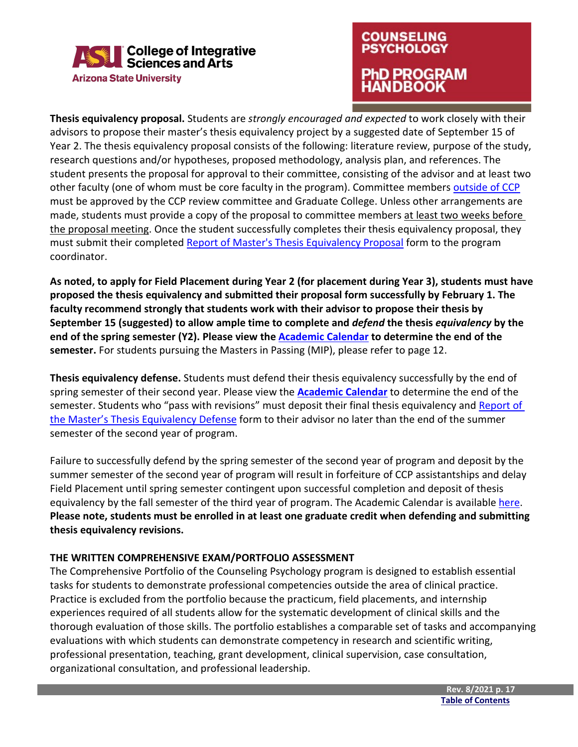**Thesis equivalency proposal.** Students are *strongly encouraged and expected* to work closely with their advisors to propose their master's thesis equivalency project by a suggested date of September 15 of Year 2. The thesis equivalency proposal consists of the following: literature review, purpose of the study, research questions and/or hypotheses, proposed methodology, analysis plan, and references. The student presents the proposal for approval to their committee, consisting of the advisor and at least two other faculty (one of whom must be core faculty in the program). Committee members outside of CCP must be approved by the CCP review committee and Graduate College. Unless other arrangements are made, students must provide a copy of the proposal to committee members at least two weeks before the proposal meeting. Once the student successfully completes their thesis equivalency proposal, they must submit their completed Report of Master's Thesis Equivalency Proposal form to the program coordinator.

**As noted, to apply for Field Placement during Year 2 (for placement during Year 3), students must have proposed the thesis equivalency and submitted their proposal form successfully by February 1. The faculty recommend strongly that students work with their advisor to propose their thesis by September 15 (suggested) to allow ample time to complete and *defend* the thesis *equivalency* by the end of the spring semester (Y2). Please view the Academic Calendar to determine the end of the semester.** For students pursuing the Masters in Passing (MIP), please refer to page 12.

**Thesis equivalency defense.** Students must defend their thesis equivalency successfully by the end of spring semester of their second year. Please view the **Academic Calendar** to determine the end of the semester. Students who "pass with revisions" must deposit their final thesis equivalency and Report of the Master's Thesis Equivalency Defense form to their advisor no later than the end of the summer semester of the second year of program.

Failure to successfully defend by the spring semester of the second year of program and deposit by the summer semester of the second year of program will result in forfeiture of CCP assistantships and delay Field Placement until spring semester contingent upon successful completion and deposit of thesis equivalency by the fall semester of the third year of program. The Academic Calendar is available here. **Please note, students must be enrolled in at least one graduate credit when defending and submitting thesis equivalency revisions.**

### THE WRITTEN COMPREHENSIVE EXAM/PORTFOLIO ASSESSMENT

The Comprehensive Portfolio of the Counseling Psychology program is designed to establish essential tasks for students to demonstrate professional competencies outside the area of clinical practice. Practice is excluded from the portfolio because the practicum, field placements, and internship experiences required of all students allow for the systematic development of clinical skills and the thorough evaluation of those skills. The portfolio establishes a comparable set of tasks and accompanying evaluations with which students can demonstrate competency in research and scientific writing, professional presentation, teaching, grant development, clinical supervision, case consultation, organizational consultation, and professional leadership.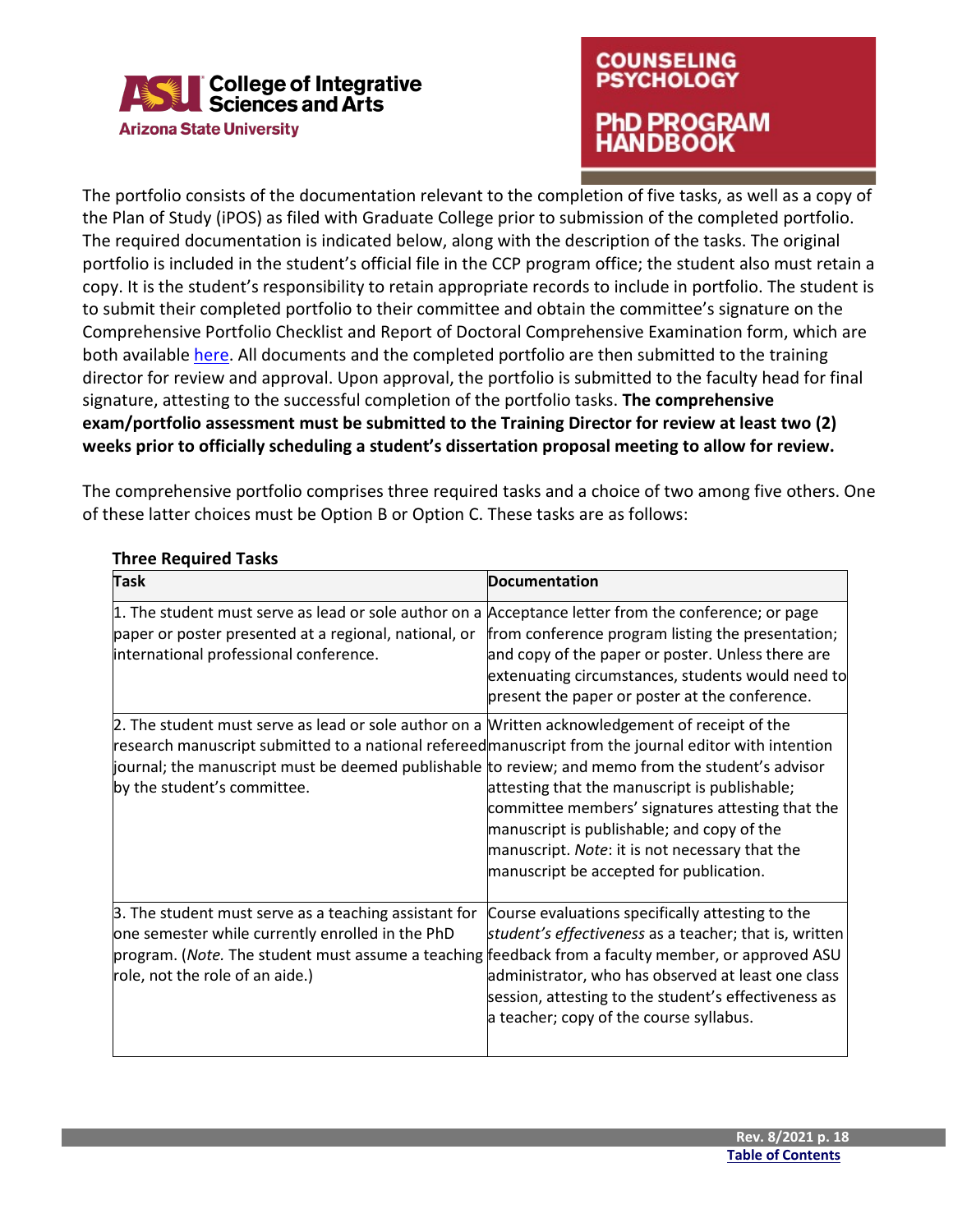The portfolio consists of the documentation relevant to the completion of five tasks, as well as a copy of the Plan of Study (iPOS) as filed with Graduate College prior to submission of the completed portfolio. The required documentation is indicated below, along with the description of the tasks. The original portfolio is included in the student's official file in the CCP program office; the student also must retain a copy. It is the student's responsibility to retain appropriate records to include in portfolio. The student is to submit their completed portfolio to their committee and obtain the committee's signature on the Comprehensive Portfolio Checklist and Report of Doctoral Comprehensive Examination form, which are both available here. All documents and the completed portfolio are then submitted to the training director for review and approval. Upon approval, the portfolio is submitted to the faculty head for final signature, attesting to the successful completion of the portfolio tasks. **The comprehensive exam/portfolio assessment must be submitted to the Training Director for review at least two (2) weeks prior to officially scheduling a student's dissertation proposal meeting to allow for review.**

The comprehensive portfolio comprises three required tasks and a choice of two among five others. One of these latter choices must be Option B or Option C. These tasks are as follows:

**Three Required Tasks**

| Task | Documentation |
|---|---|
| 1. The student must serve as lead or sole author on a paper or poster presented at a regional, national, or international professional conference. | Acceptance letter from the conference; or page from conference program listing the presentation; and copy of the paper or poster. Unless there are extenuating circumstances, students would need to present the paper or poster at the conference. |
| 2. The student must serve as lead or sole author on a research manuscript submitted to a national refereed journal; the manuscript must be deemed publishable by the student's committee. | Written acknowledgement of receipt of the manuscript from the journal editor with intention to review; and memo from the student's advisor attesting that the manuscript is publishable; committee members' signatures attesting that the manuscript is publishable; and copy of the manuscript. *Note*: it is not necessary that the manuscript be accepted for publication. |
| 3. The student must serve as a teaching assistant for one semester while currently enrolled in the PhD program. (*Note.* The student must assume a teaching role, not the role of an aide.) | Course evaluations specifically attesting to the *student's effectiveness* as a teacher; that is, written feedback from a faculty member, or approved ASU administrator, who has observed at least one class session, attesting to the student's effectiveness as a teacher; copy of the course syllabus. |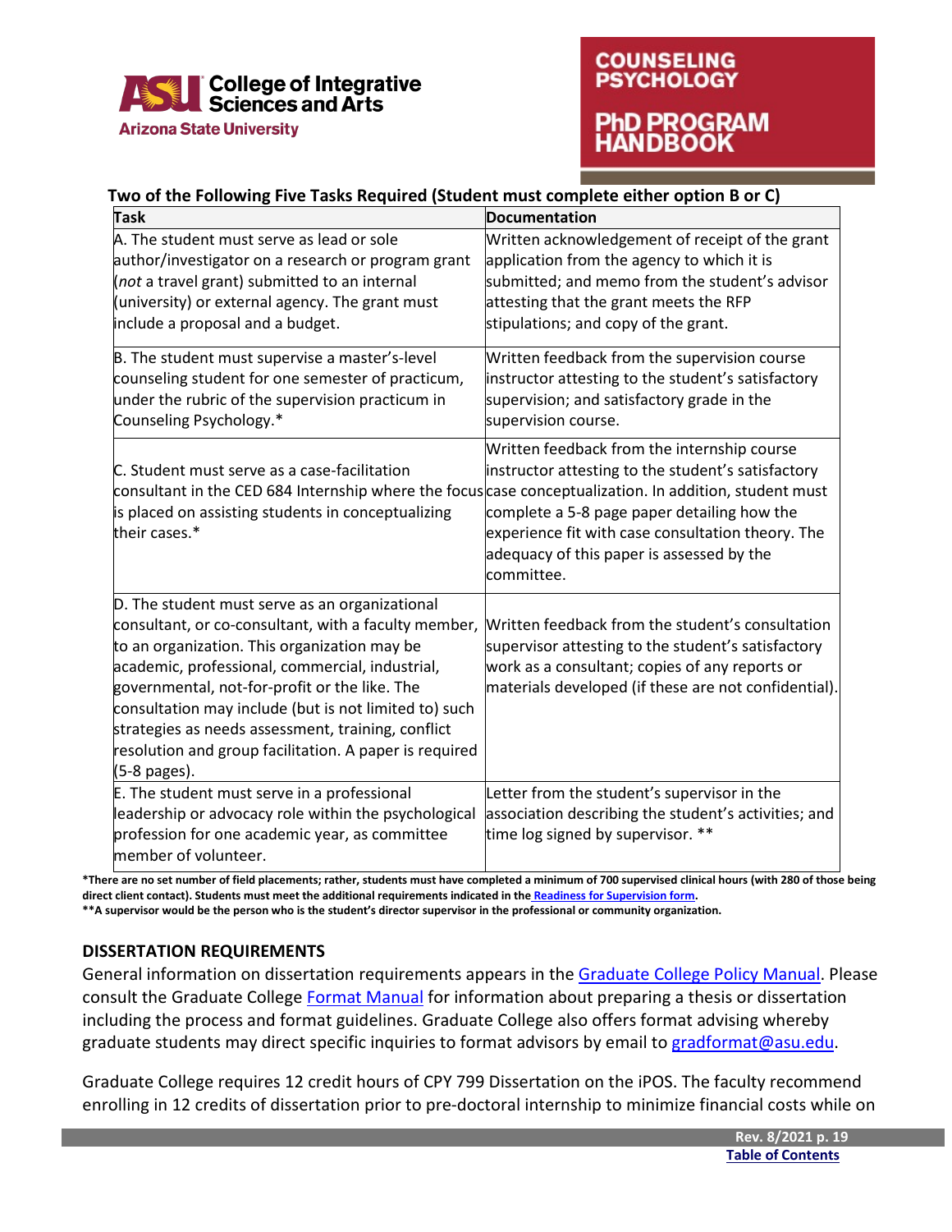**Two of the Following Five Tasks Required (Student must complete either option B or C)**

| Task | Documentation |
|---|---|
| A. The student must serve as lead or sole author/investigator on a research or program grant (*not* a travel grant) submitted to an internal (university) or external agency. The grant must include a proposal and a budget. | Written acknowledgement of receipt of the grant application from the agency to which it is submitted; and memo from the student's advisor attesting that the grant meets the RFP stipulations; and copy of the grant. |
| B. The student must supervise a master's-level counseling student for one semester of practicum, under the rubric of the supervision practicum in Counseling Psychology.* | Written feedback from the supervision course instructor attesting to the student's satisfactory supervision; and satisfactory grade in the supervision course. |
| C. Student must serve as a case-facilitation consultant in the CED 684 Internship where the focus is placed on assisting students in conceptualizing their cases.* | Written feedback from the internship course instructor attesting to the student's satisfactory case conceptualization. In addition, student must complete a 5-8 page paper detailing how the experience fit with case consultation theory. The adequacy of this paper is assessed by the committee. |
| D. The student must serve as an organizational consultant, or co-consultant, with a faculty member, to an organization. This organization may be academic, professional, commercial, industrial, governmental, not-for-profit or the like. The consultation may include (but is not limited to) such strategies as needs assessment, training, conflict resolution and group facilitation. A paper is required (5-8 pages). | Written feedback from the student's consultation supervisor attesting to the student's satisfactory work as a consultant; copies of any reports or materials developed (if these are not confidential). |
| E. The student must serve in a professional leadership or advocacy role within the psychological profession for one academic year, as committee member of volunteer. | Letter from the student's supervisor in the association describing the student's activities; and time log signed by supervisor. ** |

**\*There are no set number of field placements; rather, students must have completed a minimum of 700 supervised clinical hours (with 280 of those being direct client contact). Students must meet the additional requirements indicated in the Readiness for Supervision form.**
**\*\*A supervisor would be the person who is the student's director supervisor in the professional or community organization.**

## DISSERTATION REQUIREMENTS

General information on dissertation requirements appears in the Graduate College Policy Manual. Please consult the Graduate College Format Manual for information about preparing a thesis or dissertation including the process and format guidelines. Graduate College also offers format advising whereby graduate students may direct specific inquiries to format advisors by email to gradformat@asu.edu.

Graduate College requires 12 credit hours of CPY 799 Dissertation on the iPOS. The faculty recommend enrolling in 12 credits of dissertation prior to pre-doctoral internship to minimize financial costs while on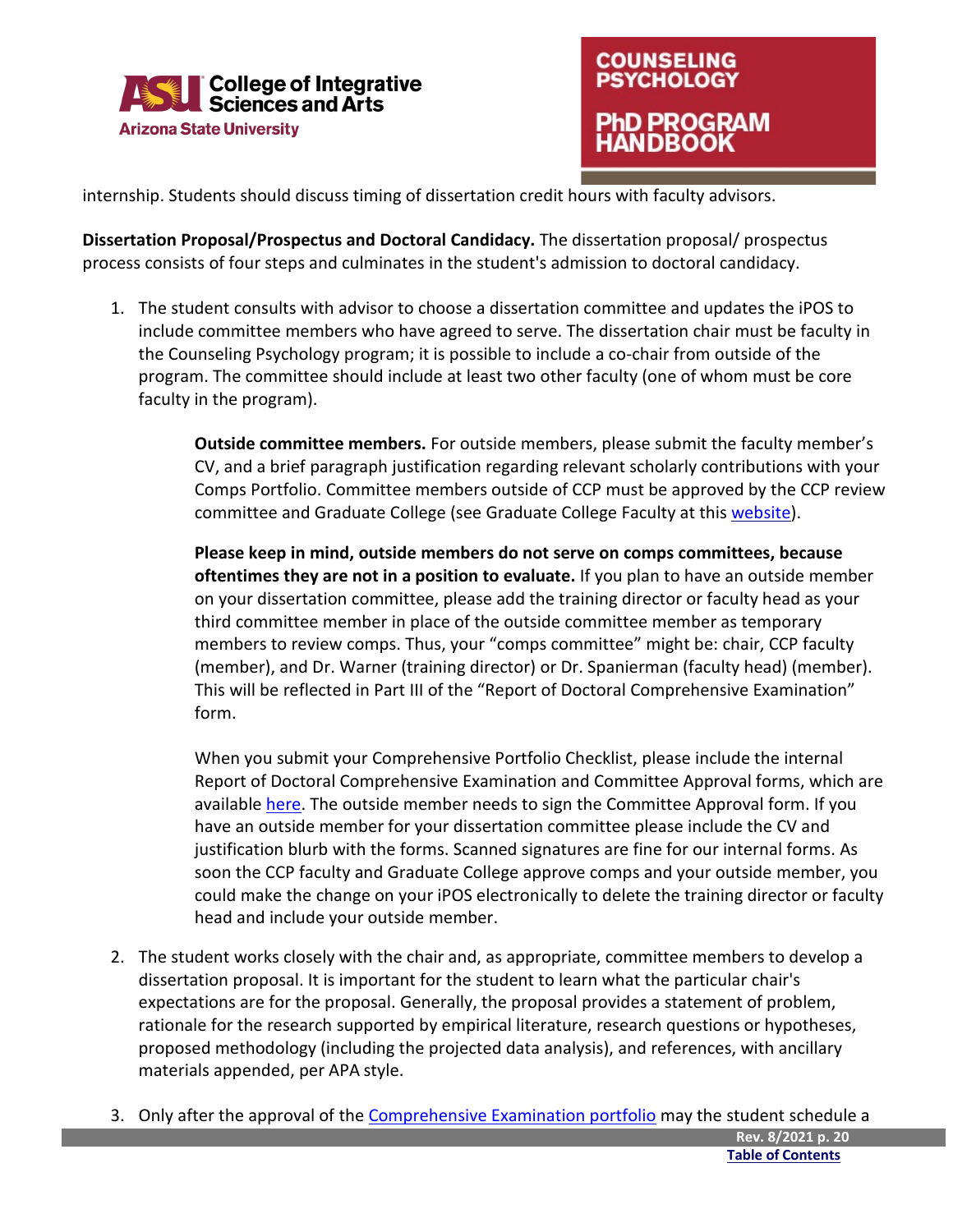internship. Students should discuss timing of dissertation credit hours with faculty advisors.

**Dissertation Proposal/Prospectus and Doctoral Candidacy.** The dissertation proposal/ prospectus process consists of four steps and culminates in the student's admission to doctoral candidacy.

1. The student consults with advisor to choose a dissertation committee and updates the iPOS to include committee members who have agreed to serve. The dissertation chair must be faculty in the Counseling Psychology program; it is possible to include a co-chair from outside of the program. The committee should include at least two other faculty (one of whom must be core faculty in the program).

   **Outside committee members.** For outside members, please submit the faculty member's CV, and a brief paragraph justification regarding relevant scholarly contributions with your Comps Portfolio. Committee members outside of CCP must be approved by the CCP review committee and Graduate College (see Graduate College Faculty at this website).

   **Please keep in mind, outside members do not serve on comps committees, because oftentimes they are not in a position to evaluate.** If you plan to have an outside member on your dissertation committee, please add the training director or faculty head as your third committee member in place of the outside committee member as temporary members to review comps. Thus, your "comps committee" might be: chair, CCP faculty (member), and Dr. Warner (training director) or Dr. Spanierman (faculty head) (member). This will be reflected in Part III of the "Report of Doctoral Comprehensive Examination" form.

   When you submit your Comprehensive Portfolio Checklist, please include the internal Report of Doctoral Comprehensive Examination and Committee Approval forms, which are available here. The outside member needs to sign the Committee Approval form. If you have an outside member for your dissertation committee please include the CV and justification blurb with the forms. Scanned signatures are fine for our internal forms. As soon the CCP faculty and Graduate College approve comps and your outside member, you could make the change on your iPOS electronically to delete the training director or faculty head and include your outside member.

2. The student works closely with the chair and, as appropriate, committee members to develop a dissertation proposal. It is important for the student to learn what the particular chair's expectations are for the proposal. Generally, the proposal provides a statement of problem, rationale for the research supported by empirical literature, research questions or hypotheses, proposed methodology (including the projected data analysis), and references, with ancillary materials appended, per APA style.

3. Only after the approval of the Comprehensive Examination portfolio may the student schedule a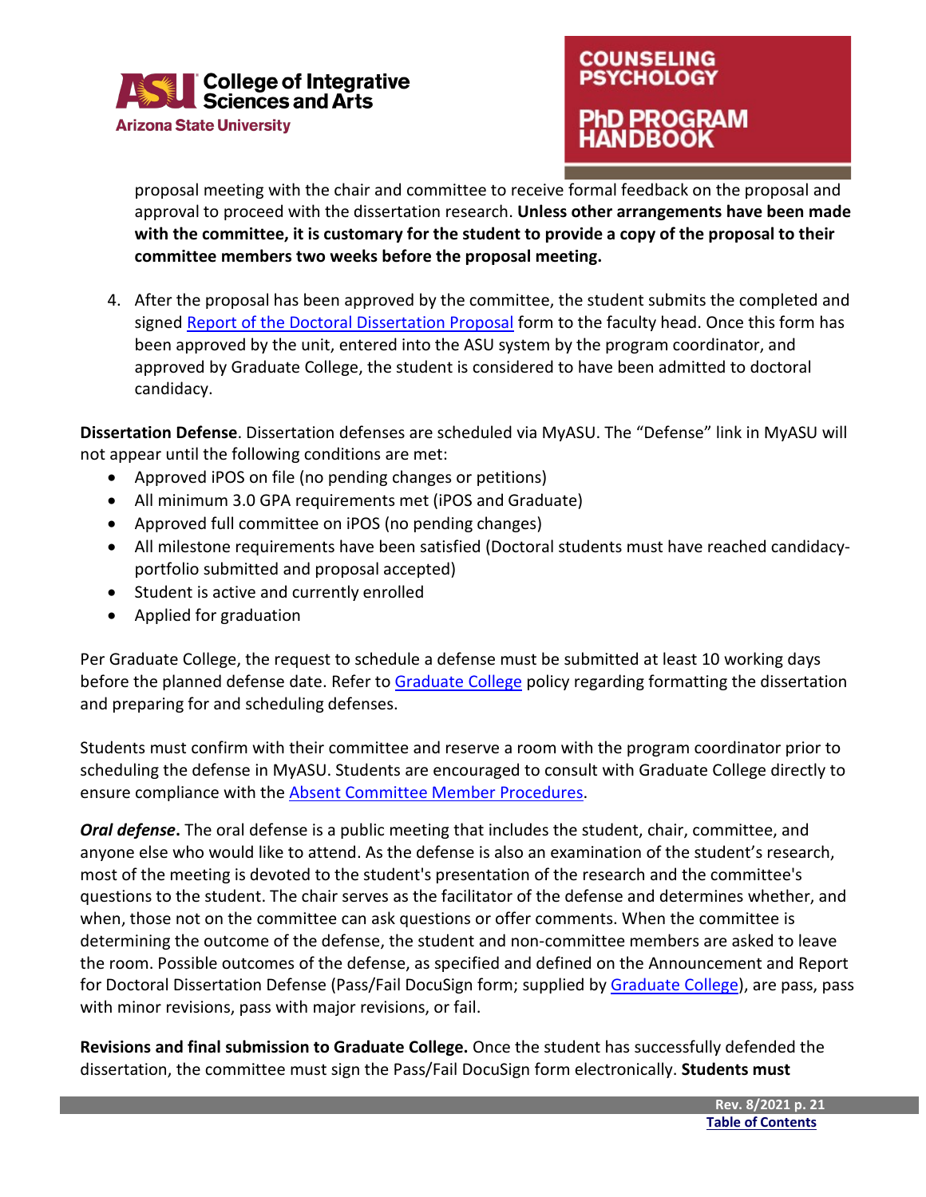proposal meeting with the chair and committee to receive formal feedback on the proposal and approval to proceed with the dissertation research. **Unless other arrangements have been made with the committee, it is customary for the student to provide a copy of the proposal to their committee members two weeks before the proposal meeting.**

4. After the proposal has been approved by the committee, the student submits the completed and signed [Report of the Doctoral Dissertation Proposal]() form to the faculty head. Once this form has been approved by the unit, entered into the ASU system by the program coordinator, and approved by Graduate College, the student is considered to have been admitted to doctoral candidacy.

**Dissertation Defense**. Dissertation defenses are scheduled via MyASU. The "Defense" link in MyASU will not appear until the following conditions are met:

- Approved iPOS on file (no pending changes or petitions)
- All minimum 3.0 GPA requirements met (iPOS and Graduate)
- Approved full committee on iPOS (no pending changes)
- All milestone requirements have been satisfied (Doctoral students must have reached candidacy-portfolio submitted and proposal accepted)
- Student is active and currently enrolled
- Applied for graduation

Per Graduate College, the request to schedule a defense must be submitted at least 10 working days before the planned defense date. Refer to [Graduate College]() policy regarding formatting the dissertation and preparing for and scheduling defenses.

Students must confirm with their committee and reserve a room with the program coordinator prior to scheduling the defense in MyASU. Students are encouraged to consult with Graduate College directly to ensure compliance with the [Absent Committee Member Procedures]().

***Oral defense***. The oral defense is a public meeting that includes the student, chair, committee, and anyone else who would like to attend. As the defense is also an examination of the student's research, most of the meeting is devoted to the student's presentation of the research and the committee's questions to the student. The chair serves as the facilitator of the defense and determines whether, and when, those not on the committee can ask questions or offer comments. When the committee is determining the outcome of the defense, the student and non-committee members are asked to leave the room. Possible outcomes of the defense, as specified and defined on the Announcement and Report for Doctoral Dissertation Defense (Pass/Fail DocuSign form; supplied by [Graduate College]()), are pass, pass with minor revisions, pass with major revisions, or fail.

**Revisions and final submission to Graduate College.** Once the student has successfully defended the dissertation, the committee must sign the Pass/Fail DocuSign form electronically. **Students must**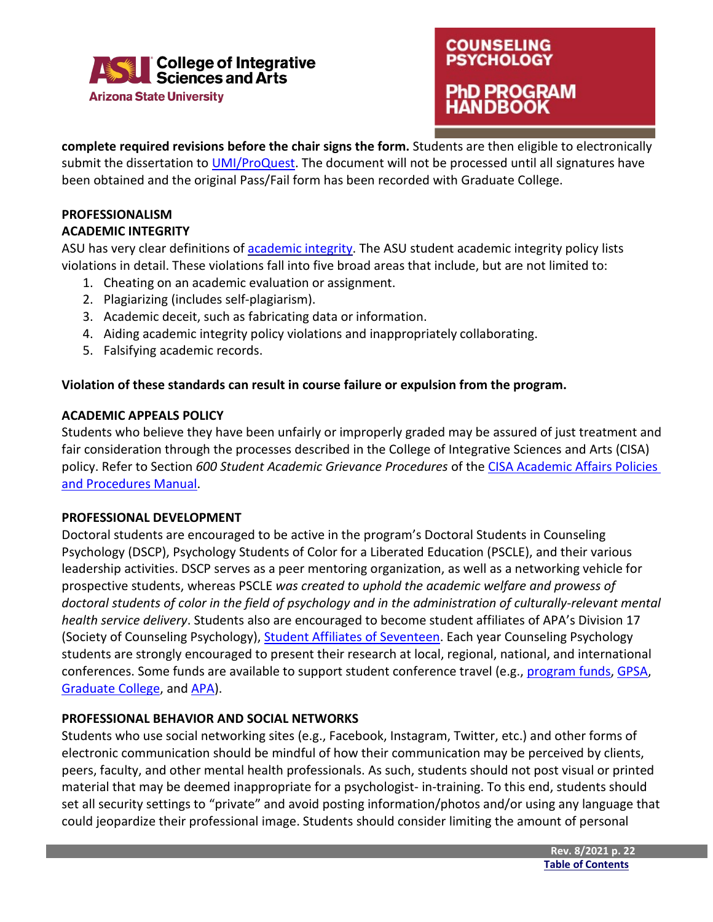**complete required revisions before the chair signs the form.** Students are then eligible to electronically submit the dissertation to UMI/ProQuest. The document will not be processed until all signatures have been obtained and the original Pass/Fail form has been recorded with Graduate College.

## PROFESSIONALISM

### ACADEMIC INTEGRITY

ASU has very clear definitions of academic integrity. The ASU student academic integrity policy lists violations in detail. These violations fall into five broad areas that include, but are not limited to:

1. Cheating on an academic evaluation or assignment.
2. Plagiarizing (includes self-plagiarism).
3. Academic deceit, such as fabricating data or information.
4. Aiding academic integrity policy violations and inappropriately collaborating.
5. Falsifying academic records.

**Violation of these standards can result in course failure or expulsion from the program.**

### ACADEMIC APPEALS POLICY

Students who believe they have been unfairly or improperly graded may be assured of just treatment and fair consideration through the processes described in the College of Integrative Sciences and Arts (CISA) policy. Refer to Section *600 Student Academic Grievance Procedures* of the CISA Academic Affairs Policies and Procedures Manual.

### PROFESSIONAL DEVELOPMENT

Doctoral students are encouraged to be active in the program's Doctoral Students in Counseling Psychology (DSCP), Psychology Students of Color for a Liberated Education (PSCLE), and their various leadership activities. DSCP serves as a peer mentoring organization, as well as a networking vehicle for prospective students, whereas PSCLE *was created to uphold the academic welfare and prowess of doctoral students of color in the field of psychology and in the administration of culturally-relevant mental health service delivery*. Students also are encouraged to become student affiliates of APA's Division 17 (Society of Counseling Psychology), Student Affiliates of Seventeen. Each year Counseling Psychology students are strongly encouraged to present their research at local, regional, national, and international conferences. Some funds are available to support student conference travel (e.g., program funds, GPSA, Graduate College, and APA).

### PROFESSIONAL BEHAVIOR AND SOCIAL NETWORKS

Students who use social networking sites (e.g., Facebook, Instagram, Twitter, etc.) and other forms of electronic communication should be mindful of how their communication may be perceived by clients, peers, faculty, and other mental health professionals. As such, students should not post visual or printed material that may be deemed inappropriate for a psychologist- in-training. To this end, students should set all security settings to "private" and avoid posting information/photos and/or using any language that could jeopardize their professional image. Students should consider limiting the amount of personal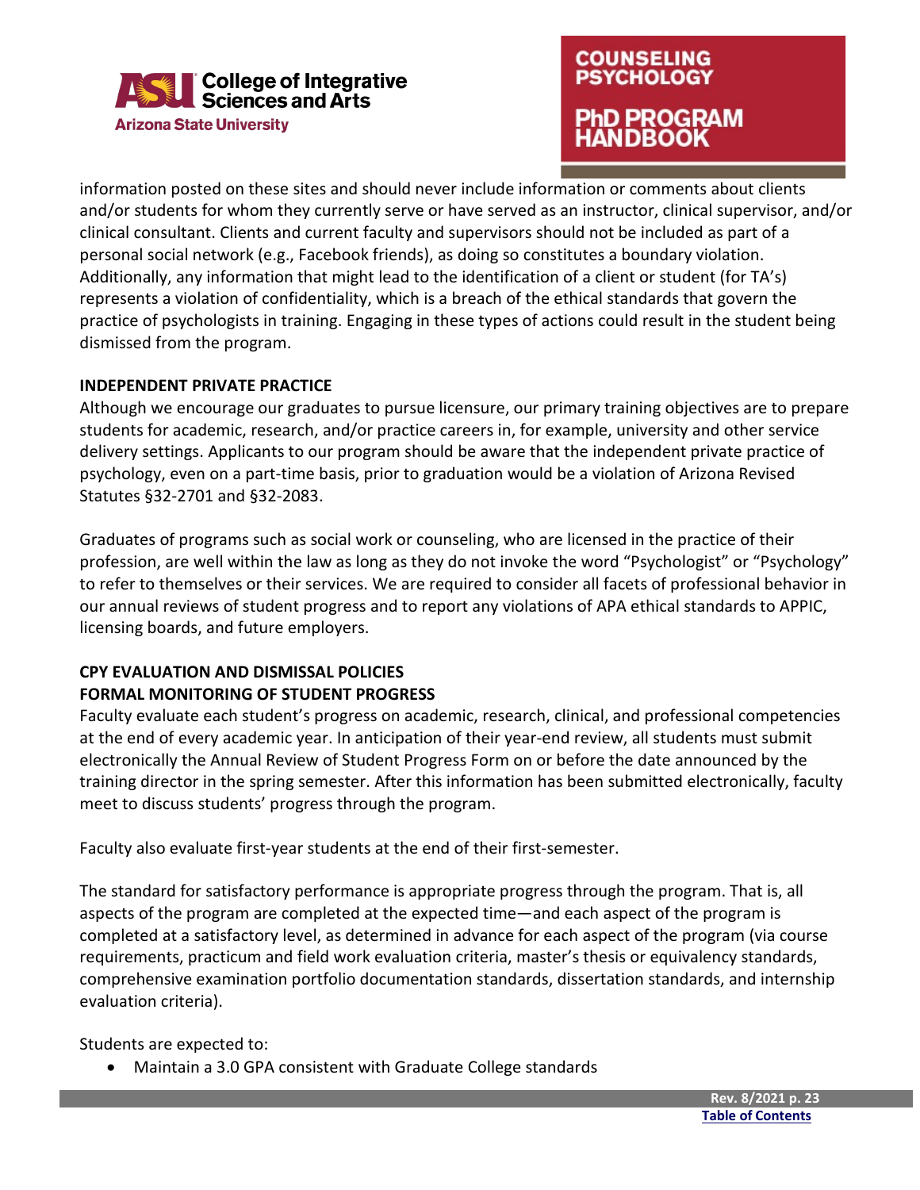information posted on these sites and should never include information or comments about clients and/or students for whom they currently serve or have served as an instructor, clinical supervisor, and/or clinical consultant. Clients and current faculty and supervisors should not be included as part of a personal social network (e.g., Facebook friends), as doing so constitutes a boundary violation. Additionally, any information that might lead to the identification of a client or student (for TA's) represents a violation of confidentiality, which is a breach of the ethical standards that govern the practice of psychologists in training. Engaging in these types of actions could result in the student being dismissed from the program.

**INDEPENDENT PRIVATE PRACTICE**

Although we encourage our graduates to pursue licensure, our primary training objectives are to prepare students for academic, research, and/or practice careers in, for example, university and other service delivery settings. Applicants to our program should be aware that the independent private practice of psychology, even on a part-time basis, prior to graduation would be a violation of Arizona Revised Statutes §32-2701 and §32-2083.

Graduates of programs such as social work or counseling, who are licensed in the practice of their profession, are well within the law as long as they do not invoke the word "Psychologist" or "Psychology" to refer to themselves or their services. We are required to consider all facets of professional behavior in our annual reviews of student progress and to report any violations of APA ethical standards to APPIC, licensing boards, and future employers.

**CPY EVALUATION AND DISMISSAL POLICIES**

**FORMAL MONITORING OF STUDENT PROGRESS**

Faculty evaluate each student's progress on academic, research, clinical, and professional competencies at the end of every academic year. In anticipation of their year-end review, all students must submit electronically the Annual Review of Student Progress Form on or before the date announced by the training director in the spring semester. After this information has been submitted electronically, faculty meet to discuss students' progress through the program.

Faculty also evaluate first-year students at the end of their first-semester.

The standard for satisfactory performance is appropriate progress through the program. That is, all aspects of the program are completed at the expected time—and each aspect of the program is completed at a satisfactory level, as determined in advance for each aspect of the program (via course requirements, practicum and field work evaluation criteria, master's thesis or equivalency standards, comprehensive examination portfolio documentation standards, dissertation standards, and internship evaluation criteria).

Students are expected to:

- Maintain a 3.0 GPA consistent with Graduate College standards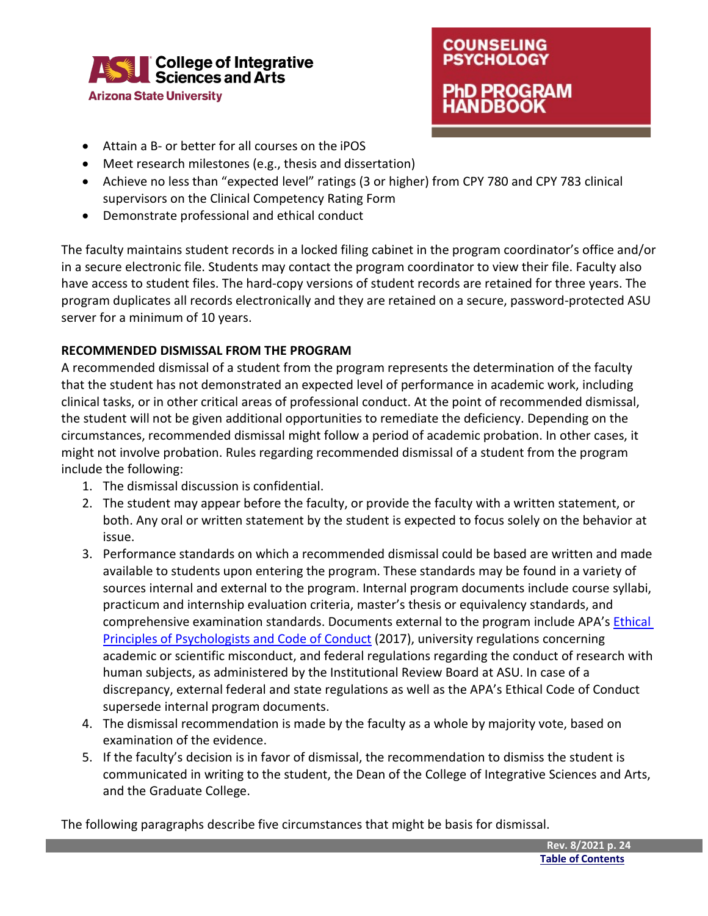- Attain a B- or better for all courses on the iPOS
- Meet research milestones (e.g., thesis and dissertation)
- Achieve no less than "expected level" ratings (3 or higher) from CPY 780 and CPY 783 clinical supervisors on the Clinical Competency Rating Form
- Demonstrate professional and ethical conduct

The faculty maintains student records in a locked filing cabinet in the program coordinator's office and/or in a secure electronic file. Students may contact the program coordinator to view their file. Faculty also have access to student files. The hard-copy versions of student records are retained for three years. The program duplicates all records electronically and they are retained on a secure, password-protected ASU server for a minimum of 10 years.

**RECOMMENDED DISMISSAL FROM THE PROGRAM**

A recommended dismissal of a student from the program represents the determination of the faculty that the student has not demonstrated an expected level of performance in academic work, including clinical tasks, or in other critical areas of professional conduct. At the point of recommended dismissal, the student will not be given additional opportunities to remediate the deficiency. Depending on the circumstances, recommended dismissal might follow a period of academic probation. In other cases, it might not involve probation. Rules regarding recommended dismissal of a student from the program include the following:

1. The dismissal discussion is confidential.
2. The student may appear before the faculty, or provide the faculty with a written statement, or both. Any oral or written statement by the student is expected to focus solely on the behavior at issue.
3. Performance standards on which a recommended dismissal could be based are written and made available to students upon entering the program. These standards may be found in a variety of sources internal and external to the program. Internal program documents include course syllabi, practicum and internship evaluation criteria, master's thesis or equivalency standards, and comprehensive examination standards. Documents external to the program include APA's Ethical Principles of Psychologists and Code of Conduct (2017), university regulations concerning academic or scientific misconduct, and federal regulations regarding the conduct of research with human subjects, as administered by the Institutional Review Board at ASU. In case of a discrepancy, external federal and state regulations as well as the APA's Ethical Code of Conduct supersede internal program documents.
4. The dismissal recommendation is made by the faculty as a whole by majority vote, based on examination of the evidence.
5. If the faculty's decision is in favor of dismissal, the recommendation to dismiss the student is communicated in writing to the student, the Dean of the College of Integrative Sciences and Arts, and the Graduate College.

The following paragraphs describe five circumstances that might be basis for dismissal.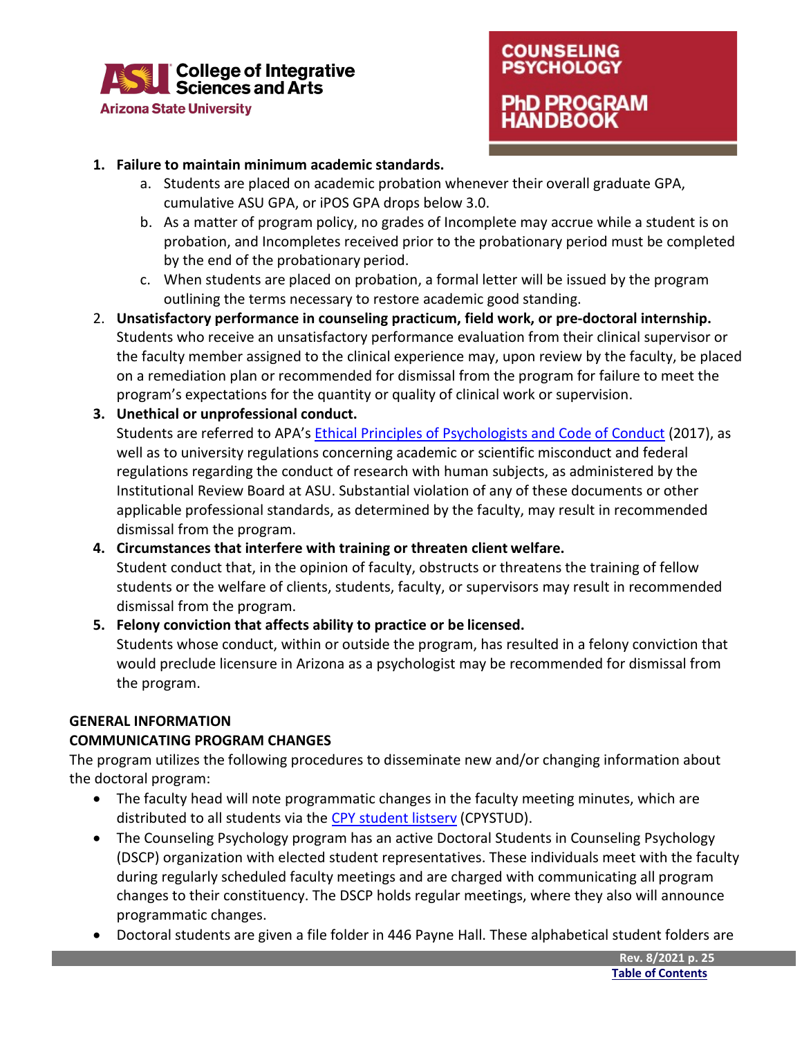1. **Failure to maintain minimum academic standards.**
    a. Students are placed on academic probation whenever their overall graduate GPA, cumulative ASU GPA, or iPOS GPA drops below 3.0.
    b. As a matter of program policy, no grades of Incomplete may accrue while a student is on probation, and Incompletes received prior to the probationary period must be completed by the end of the probationary period.
    c. When students are placed on probation, a formal letter will be issued by the program outlining the terms necessary to restore academic good standing.
2. **Unsatisfactory performance in counseling practicum, field work, or pre-doctoral internship.** Students who receive an unsatisfactory performance evaluation from their clinical supervisor or the faculty member assigned to the clinical experience may, upon review by the faculty, be placed on a remediation plan or recommended for dismissal from the program for failure to meet the program's expectations for the quantity or quality of clinical work or supervision.
3. **Unethical or unprofessional conduct.**
   Students are referred to APA's Ethical Principles of Psychologists and Code of Conduct (2017), as well as to university regulations concerning academic or scientific misconduct and federal regulations regarding the conduct of research with human subjects, as administered by the Institutional Review Board at ASU. Substantial violation of any of these documents or other applicable professional standards, as determined by the faculty, may result in recommended dismissal from the program.
4. **Circumstances that interfere with training or threaten client welfare.**
   Student conduct that, in the opinion of faculty, obstructs or threatens the training of fellow students or the welfare of clients, students, faculty, or supervisors may result in recommended dismissal from the program.
5. **Felony conviction that affects ability to practice or be licensed.**
   Students whose conduct, within or outside the program, has resulted in a felony conviction that would preclude licensure in Arizona as a psychologist may be recommended for dismissal from the program.

## GENERAL INFORMATION

### COMMUNICATING PROGRAM CHANGES

The program utilizes the following procedures to disseminate new and/or changing information about the doctoral program:

- The faculty head will note programmatic changes in the faculty meeting minutes, which are distributed to all students via the CPY student listserv (CPYSTUD).
- The Counseling Psychology program has an active Doctoral Students in Counseling Psychology (DSCP) organization with elected student representatives. These individuals meet with the faculty during regularly scheduled faculty meetings and are charged with communicating all program changes to their constituency. The DSCP holds regular meetings, where they also will announce programmatic changes.
- Doctoral students are given a file folder in 446 Payne Hall. These alphabetical student folders are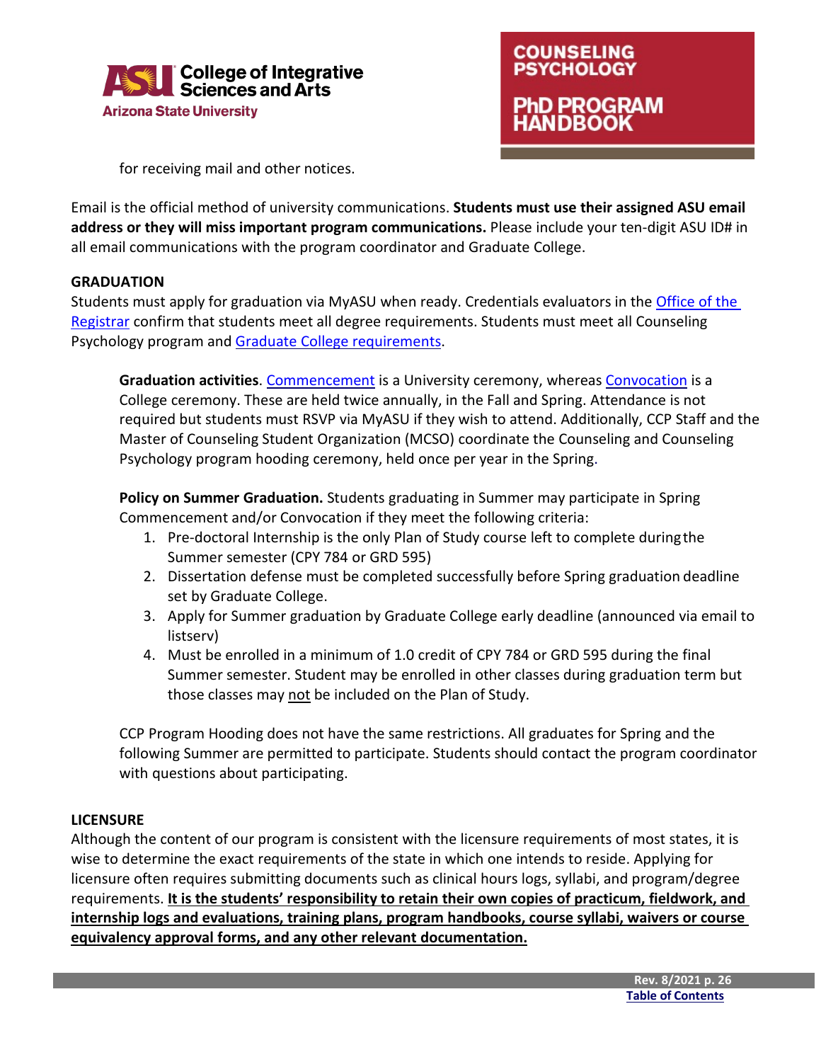for receiving mail and other notices.

Email is the official method of university communications. **Students must use their assigned ASU email address or they will miss important program communications.** Please include your ten-digit ASU ID# in all email communications with the program coordinator and Graduate College.

## GRADUATION

Students must apply for graduation via MyASU when ready. Credentials evaluators in the Office of the Registrar confirm that students meet all degree requirements. Students must meet all Counseling Psychology program and Graduate College requirements.

**Graduation activities**. Commencement is a University ceremony, whereas Convocation is a College ceremony. These are held twice annually, in the Fall and Spring. Attendance is not required but students must RSVP via MyASU if they wish to attend. Additionally, CCP Staff and the Master of Counseling Student Organization (MCSO) coordinate the Counseling and Counseling Psychology program hooding ceremony, held once per year in the Spring.

**Policy on Summer Graduation.** Students graduating in Summer may participate in Spring Commencement and/or Convocation if they meet the following criteria:

1. Pre-doctoral Internship is the only Plan of Study course left to complete during the Summer semester (CPY 784 or GRD 595)
2. Dissertation defense must be completed successfully before Spring graduation deadline set by Graduate College.
3. Apply for Summer graduation by Graduate College early deadline (announced via email to listserv)
4. Must be enrolled in a minimum of 1.0 credit of CPY 784 or GRD 595 during the final Summer semester. Student may be enrolled in other classes during graduation term but those classes may not be included on the Plan of Study.

CCP Program Hooding does not have the same restrictions. All graduates for Spring and the following Summer are permitted to participate. Students should contact the program coordinator with questions about participating.

## LICENSURE

Although the content of our program is consistent with the licensure requirements of most states, it is wise to determine the exact requirements of the state in which one intends to reside. Applying for licensure often requires submitting documents such as clinical hours logs, syllabi, and program/degree requirements. **It is the students' responsibility to retain their own copies of practicum, fieldwork, and internship logs and evaluations, training plans, program handbooks, course syllabi, waivers or course equivalency approval forms, and any other relevant documentation.**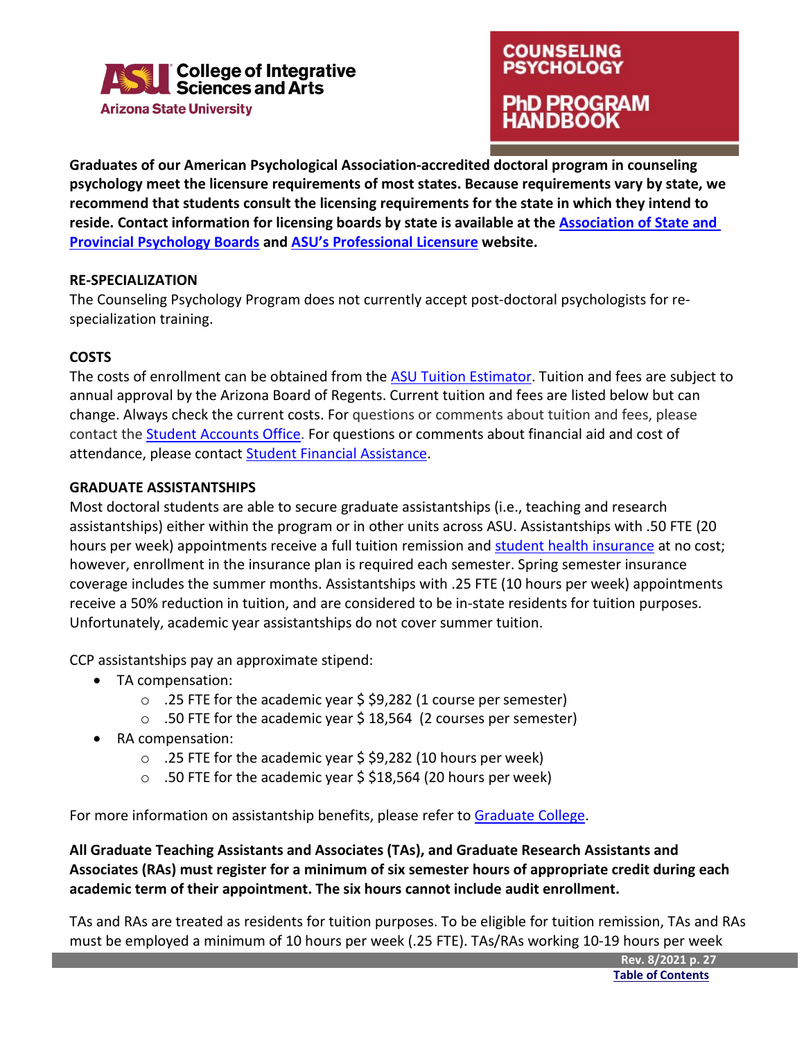**Graduates of our American Psychological Association-accredited doctoral program in counseling psychology meet the licensure requirements of most states. Because requirements vary by state, we recommend that students consult the licensing requirements for the state in which they intend to reside. Contact information for licensing boards by state is available at the Association of State and Provincial Psychology Boards and ASU's Professional Licensure website.**

## RE-SPECIALIZATION

The Counseling Psychology Program does not currently accept post-doctoral psychologists for re-specialization training.

## COSTS

The costs of enrollment can be obtained from the ASU Tuition Estimator. Tuition and fees are subject to annual approval by the Arizona Board of Regents. Current tuition and fees are listed below but can change. Always check the current costs. For questions or comments about tuition and fees, please contact the Student Accounts Office. For questions or comments about financial aid and cost of attendance, please contact Student Financial Assistance.

## GRADUATE ASSISTANTSHIPS

Most doctoral students are able to secure graduate assistantships (i.e., teaching and research assistantships) either within the program or in other units across ASU. Assistantships with .50 FTE (20 hours per week) appointments receive a full tuition remission and student health insurance at no cost; however, enrollment in the insurance plan is required each semester. Spring semester insurance coverage includes the summer months. Assistantships with .25 FTE (10 hours per week) appointments receive a 50% reduction in tuition, and are considered to be in-state residents for tuition purposes. Unfortunately, academic year assistantships do not cover summer tuition.

CCP assistantships pay an approximate stipend:

- TA compensation:
  - .25 FTE for the academic year $ $9,282 (1 course per semester)
  - .50 FTE for the academic year $ 18,564 (2 courses per semester)
- RA compensation:
  - .25 FTE for the academic year $ $9,282 (10 hours per week)
  - .50 FTE for the academic year $ $18,564 (20 hours per week)

For more information on assistantship benefits, please refer to Graduate College.

**All Graduate Teaching Assistants and Associates (TAs), and Graduate Research Assistants and Associates (RAs) must register for a minimum of six semester hours of appropriate credit during each academic term of their appointment. The six hours cannot include audit enrollment.**

TAs and RAs are treated as residents for tuition purposes. To be eligible for tuition remission, TAs and RAs must be employed a minimum of 10 hours per week (.25 FTE). TAs/RAs working 10-19 hours per week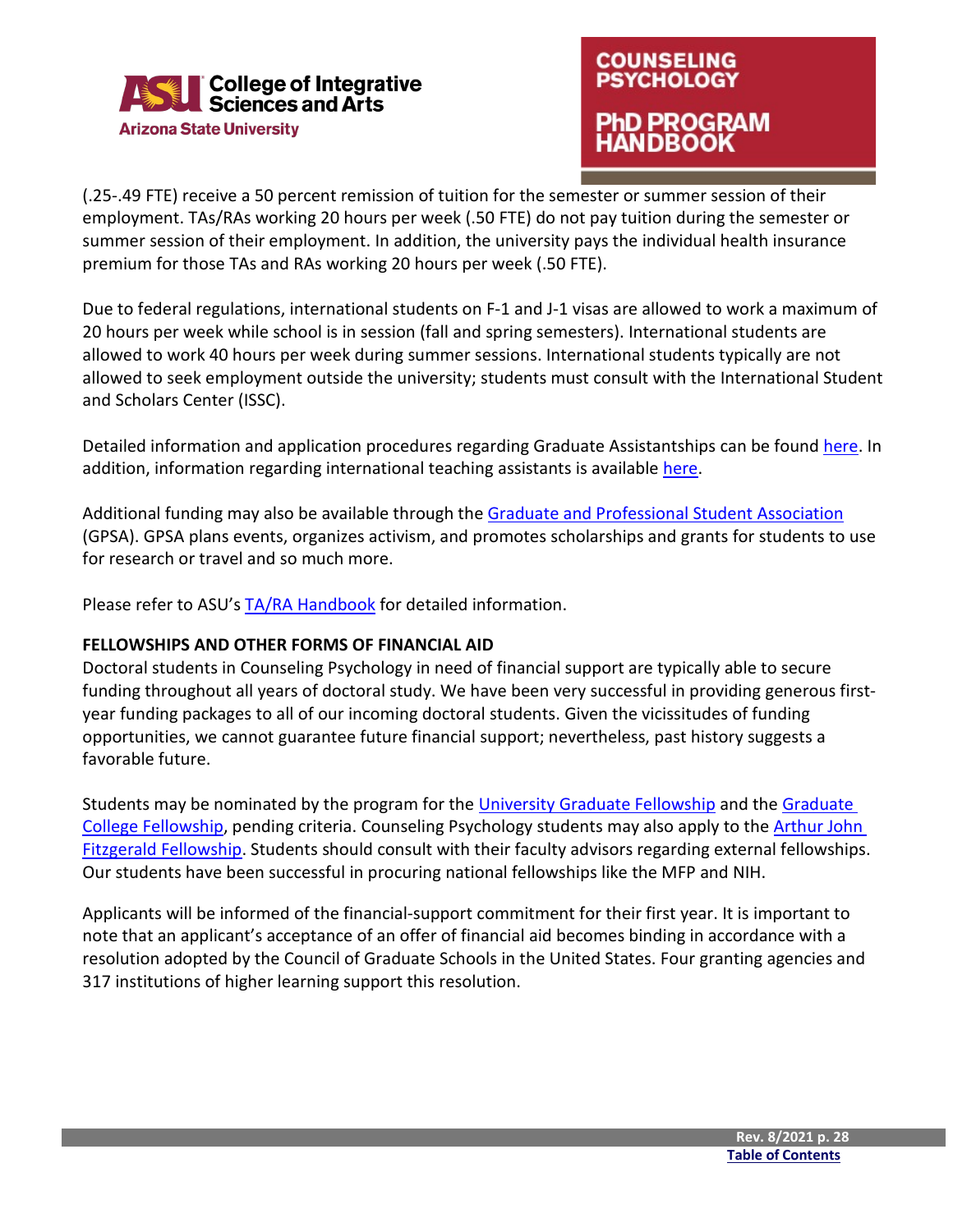(.25-.49 FTE) receive a 50 percent remission of tuition for the semester or summer session of their employment. TAs/RAs working 20 hours per week (.50 FTE) do not pay tuition during the semester or summer session of their employment. In addition, the university pays the individual health insurance premium for those TAs and RAs working 20 hours per week (.50 FTE).

Due to federal regulations, international students on F-1 and J-1 visas are allowed to work a maximum of 20 hours per week while school is in session (fall and spring semesters). International students are allowed to work 40 hours per week during summer sessions. International students typically are not allowed to seek employment outside the university; students must consult with the International Student and Scholars Center (ISSC).

Detailed information and application procedures regarding Graduate Assistantships can be found here. In addition, information regarding international teaching assistants is available here.

Additional funding may also be available through the Graduate and Professional Student Association (GPSA). GPSA plans events, organizes activism, and promotes scholarships and grants for students to use for research or travel and so much more.

Please refer to ASU's TA/RA Handbook for detailed information.

**FELLOWSHIPS AND OTHER FORMS OF FINANCIAL AID**

Doctoral students in Counseling Psychology in need of financial support are typically able to secure funding throughout all years of doctoral study. We have been very successful in providing generous first-year funding packages to all of our incoming doctoral students. Given the vicissitudes of funding opportunities, we cannot guarantee future financial support; nevertheless, past history suggests a favorable future.

Students may be nominated by the program for the University Graduate Fellowship and the Graduate College Fellowship, pending criteria. Counseling Psychology students may also apply to the Arthur John Fitzgerald Fellowship. Students should consult with their faculty advisors regarding external fellowships. Our students have been successful in procuring national fellowships like the MFP and NIH.

Applicants will be informed of the financial-support commitment for their first year. It is important to note that an applicant's acceptance of an offer of financial aid becomes binding in accordance with a resolution adopted by the Council of Graduate Schools in the United States. Four granting agencies and 317 institutions of higher learning support this resolution.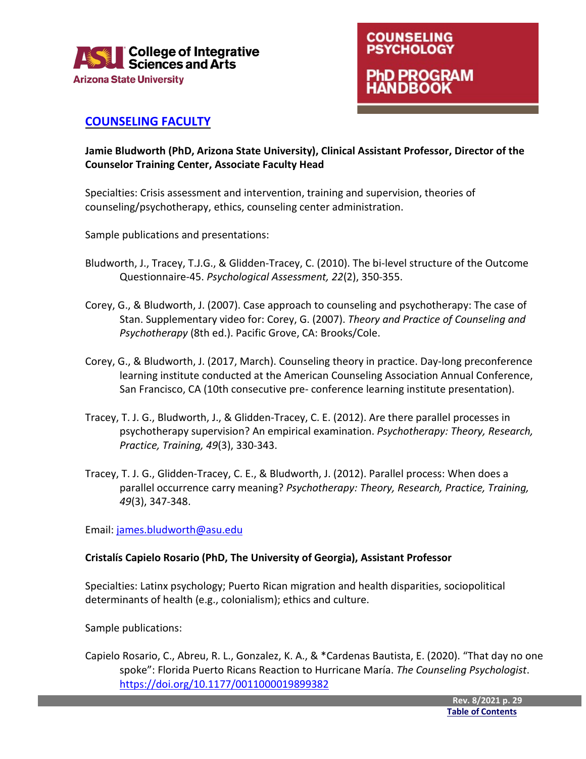## COUNSELING FACULTY

**Jamie Bludworth (PhD, Arizona State University), Clinical Assistant Professor, Director of the Counselor Training Center, Associate Faculty Head**

Specialties: Crisis assessment and intervention, training and supervision, theories of counseling/psychotherapy, ethics, counseling center administration.

Sample publications and presentations:

Bludworth, J., Tracey, T.J.G., & Glidden-Tracey, C. (2010). The bi-level structure of the Outcome Questionnaire-45. *Psychological Assessment, 22*(2), 350-355.

Corey, G., & Bludworth, J. (2007). Case approach to counseling and psychotherapy: The case of Stan. Supplementary video for: Corey, G. (2007). *Theory and Practice of Counseling and Psychotherapy* (8th ed.). Pacific Grove, CA: Brooks/Cole.

Corey, G., & Bludworth, J. (2017, March). Counseling theory in practice. Day-long preconference learning institute conducted at the American Counseling Association Annual Conference, San Francisco, CA (10th consecutive pre- conference learning institute presentation).

Tracey, T. J. G., Bludworth, J., & Glidden-Tracey, C. E. (2012). Are there parallel processes in psychotherapy supervision? An empirical examination. *Psychotherapy: Theory, Research, Practice, Training, 49*(3), 330-343.

Tracey, T. J. G., Glidden-Tracey, C. E., & Bludworth, J. (2012). Parallel process: When does a parallel occurrence carry meaning? *Psychotherapy: Theory, Research, Practice, Training, 49*(3), 347-348.

Email: james.bludworth@asu.edu

**Cristalís Capielo Rosario (PhD, The University of Georgia), Assistant Professor**

Specialties: Latinx psychology; Puerto Rican migration and health disparities, sociopolitical determinants of health (e.g., colonialism); ethics and culture.

Sample publications:

Capielo Rosario, C., Abreu, R. L., Gonzalez, K. A., & *Cardenas Bautista, E. (2020). "That day no one spoke": Florida Puerto Ricans Reaction to Hurricane María. *The Counseling Psychologist*. https://doi.org/10.1177/0011000019899382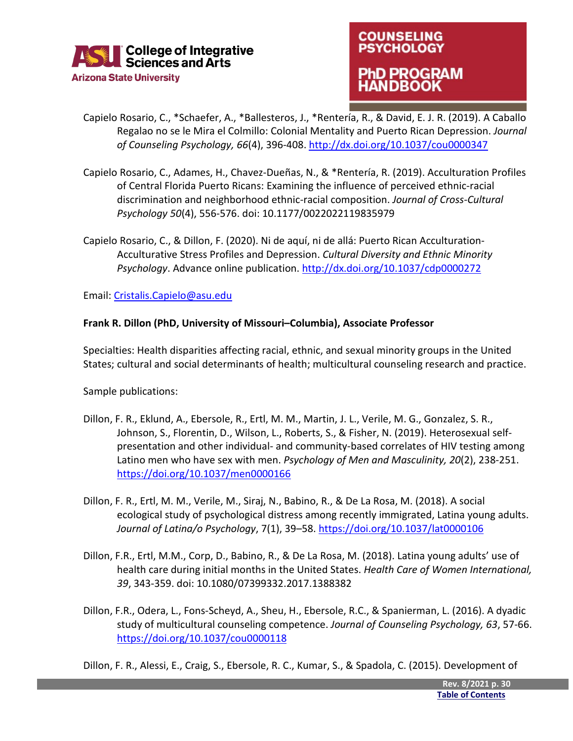Capielo Rosario, C., *Schaefer, A., *Ballesteros, J., *Rentería, R., & David, E. J. R. (2019). A Caballo Regalao no se le Mira el Colmillo: Colonial Mentality and Puerto Rican Depression. *Journal of Counseling Psychology, 66*(4), 396-408. http://dx.doi.org/10.1037/cou0000347

Capielo Rosario, C., Adames, H., Chavez-Dueñas, N., & *Rentería, R. (2019). Acculturation Profiles of Central Florida Puerto Ricans: Examining the influence of perceived ethnic-racial discrimination and neighborhood ethnic-racial composition. *Journal of Cross-Cultural Psychology 50*(4), 556-576. doi: 10.1177/0022022119835979

Capielo Rosario, C., & Dillon, F. (2020). Ni de aquí, ni de allá: Puerto Rican Acculturation-Acculturative Stress Profiles and Depression. *Cultural Diversity and Ethnic Minority Psychology*. Advance online publication. http://dx.doi.org/10.1037/cdp0000272

Email: Cristalis.Capielo@asu.edu

**Frank R. Dillon (PhD, University of Missouri–Columbia), Associate Professor**

Specialties: Health disparities affecting racial, ethnic, and sexual minority groups in the United States; cultural and social determinants of health; multicultural counseling research and practice.

Sample publications:

Dillon, F. R., Eklund, A., Ebersole, R., Ertl, M. M., Martin, J. L., Verile, M. G., Gonzalez, S. R., Johnson, S., Florentin, D., Wilson, L., Roberts, S., & Fisher, N. (2019). Heterosexual self-presentation and other individual- and community-based correlates of HIV testing among Latino men who have sex with men. *Psychology of Men and Masculinity, 20*(2), 238-251. https://doi.org/10.1037/men0000166

Dillon, F. R., Ertl, M. M., Verile, M., Siraj, N., Babino, R., & De La Rosa, M. (2018). A social ecological study of psychological distress among recently immigrated, Latina young adults. *Journal of Latina/o Psychology*, 7(1), 39–58. https://doi.org/10.1037/lat0000106

Dillon, F.R., Ertl, M.M., Corp, D., Babino, R., & De La Rosa, M. (2018). Latina young adults' use of health care during initial months in the United States. *Health Care of Women International, 39*, 343-359. doi: 10.1080/07399332.2017.1388382

Dillon, F.R., Odera, L., Fons-Scheyd, A., Sheu, H., Ebersole, R.C., & Spanierman, L. (2016). A dyadic study of multicultural counseling competence. *Journal of Counseling Psychology, 63*, 57-66. https://doi.org/10.1037/cou0000118

Dillon, F. R., Alessi, E., Craig, S., Ebersole, R. C., Kumar, S., & Spadola, C. (2015). Development of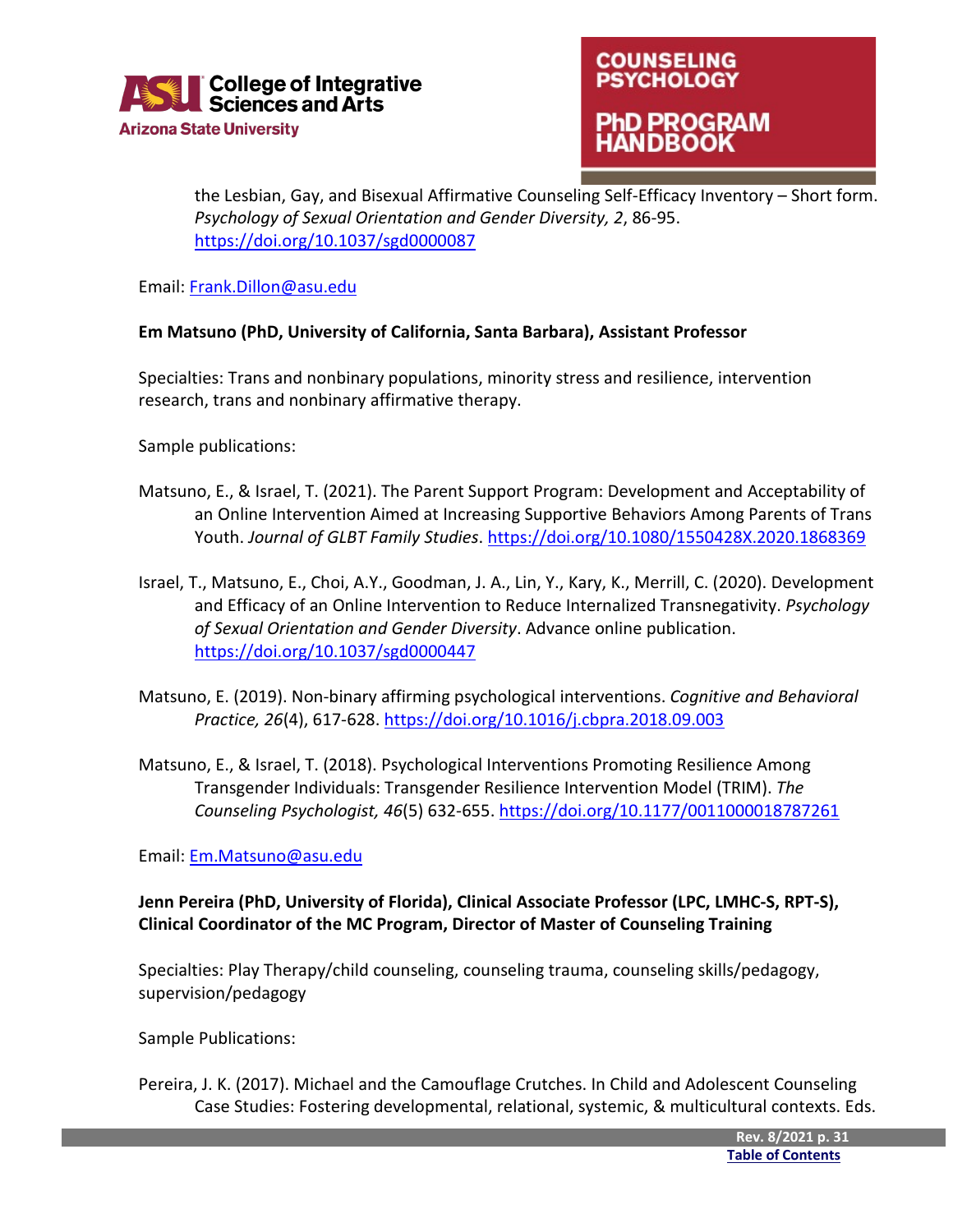the Lesbian, Gay, and Bisexual Affirmative Counseling Self-Efficacy Inventory – Short form. *Psychology of Sexual Orientation and Gender Diversity, 2*, 86-95. https://doi.org/10.1037/sgd0000087

Email: Frank.Dillon@asu.edu

**Em Matsuno (PhD, University of California, Santa Barbara), Assistant Professor**

Specialties: Trans and nonbinary populations, minority stress and resilience, intervention research, trans and nonbinary affirmative therapy.

Sample publications:

Matsuno, E., & Israel, T. (2021). The Parent Support Program: Development and Acceptability of an Online Intervention Aimed at Increasing Supportive Behaviors Among Parents of Trans Youth. *Journal of GLBT Family Studies*. https://doi.org/10.1080/1550428X.2020.1868369

Israel, T., Matsuno, E., Choi, A.Y., Goodman, J. A., Lin, Y., Kary, K., Merrill, C. (2020). Development and Efficacy of an Online Intervention to Reduce Internalized Transnegativity. *Psychology of Sexual Orientation and Gender Diversity*. Advance online publication. https://doi.org/10.1037/sgd0000447

Matsuno, E. (2019). Non-binary affirming psychological interventions. *Cognitive and Behavioral Practice, 26*(4), 617-628. https://doi.org/10.1016/j.cbpra.2018.09.003

Matsuno, E., & Israel, T. (2018). Psychological Interventions Promoting Resilience Among Transgender Individuals: Transgender Resilience Intervention Model (TRIM). *The Counseling Psychologist, 46*(5) 632-655. https://doi.org/10.1177/0011000018787261

Email: Em.Matsuno@asu.edu

**Jenn Pereira (PhD, University of Florida), Clinical Associate Professor (LPC, LMHC-S, RPT-S), Clinical Coordinator of the MC Program, Director of Master of Counseling Training**

Specialties: Play Therapy/child counseling, counseling trauma, counseling skills/pedagogy, supervision/pedagogy

Sample Publications:

Pereira, J. K. (2017). Michael and the Camouflage Crutches. In Child and Adolescent Counseling Case Studies: Fostering developmental, relational, systemic, & multicultural contexts. Eds.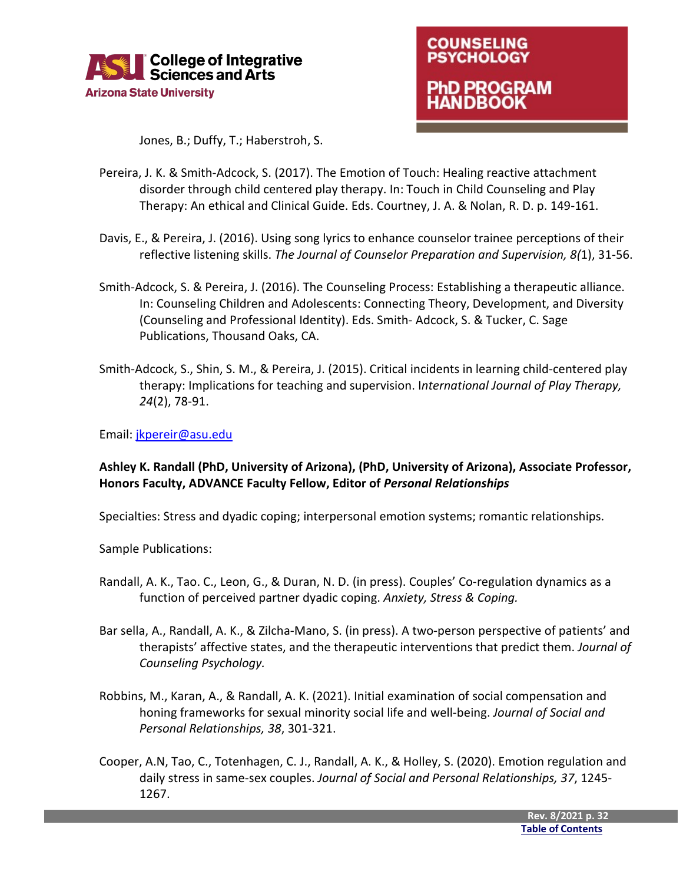Jones, B.; Duffy, T.; Haberstroh, S.

Pereira, J. K. & Smith-Adcock, S. (2017). The Emotion of Touch: Healing reactive attachment disorder through child centered play therapy. In: Touch in Child Counseling and Play Therapy: An ethical and Clinical Guide. Eds. Courtney, J. A. & Nolan, R. D. p. 149-161.

Davis, E., & Pereira, J. (2016). Using song lyrics to enhance counselor trainee perceptions of their reflective listening skills. *The Journal of Counselor Preparation and Supervision, 8(*1), 31-56.

Smith-Adcock, S. & Pereira, J. (2016). The Counseling Process: Establishing a therapeutic alliance. In: Counseling Children and Adolescents: Connecting Theory, Development, and Diversity (Counseling and Professional Identity). Eds. Smith- Adcock, S. & Tucker, C. Sage Publications, Thousand Oaks, CA.

Smith-Adcock, S., Shin, S. M., & Pereira, J. (2015). Critical incidents in learning child-centered play therapy: Implications for teaching and supervision. I*nternational Journal of Play Therapy, 24*(2), 78-91.

Email: jkpereir@asu.edu

**Ashley K. Randall (PhD, University of Arizona), (PhD, University of Arizona), Associate Professor, Honors Faculty, ADVANCE Faculty Fellow, Editor of *Personal Relationships***

Specialties: Stress and dyadic coping; interpersonal emotion systems; romantic relationships.

Sample Publications:

Randall, A. K., Tao. C., Leon, G., & Duran, N. D. (in press). Couples' Co-regulation dynamics as a function of perceived partner dyadic coping. *Anxiety, Stress & Coping.*

Bar sella, A., Randall, A. K., & Zilcha-Mano, S. (in press). A two-person perspective of patients' and therapists' affective states, and the therapeutic interventions that predict them. *Journal of Counseling Psychology.*

Robbins, M., Karan, A., & Randall, A. K. (2021). Initial examination of social compensation and honing frameworks for sexual minority social life and well-being. *Journal of Social and Personal Relationships, 38*, 301-321.

Cooper, A.N, Tao, C., Totenhagen, C. J., Randall, A. K., & Holley, S. (2020). Emotion regulation and daily stress in same-sex couples. *Journal of Social and Personal Relationships, 37*, 1245-1267.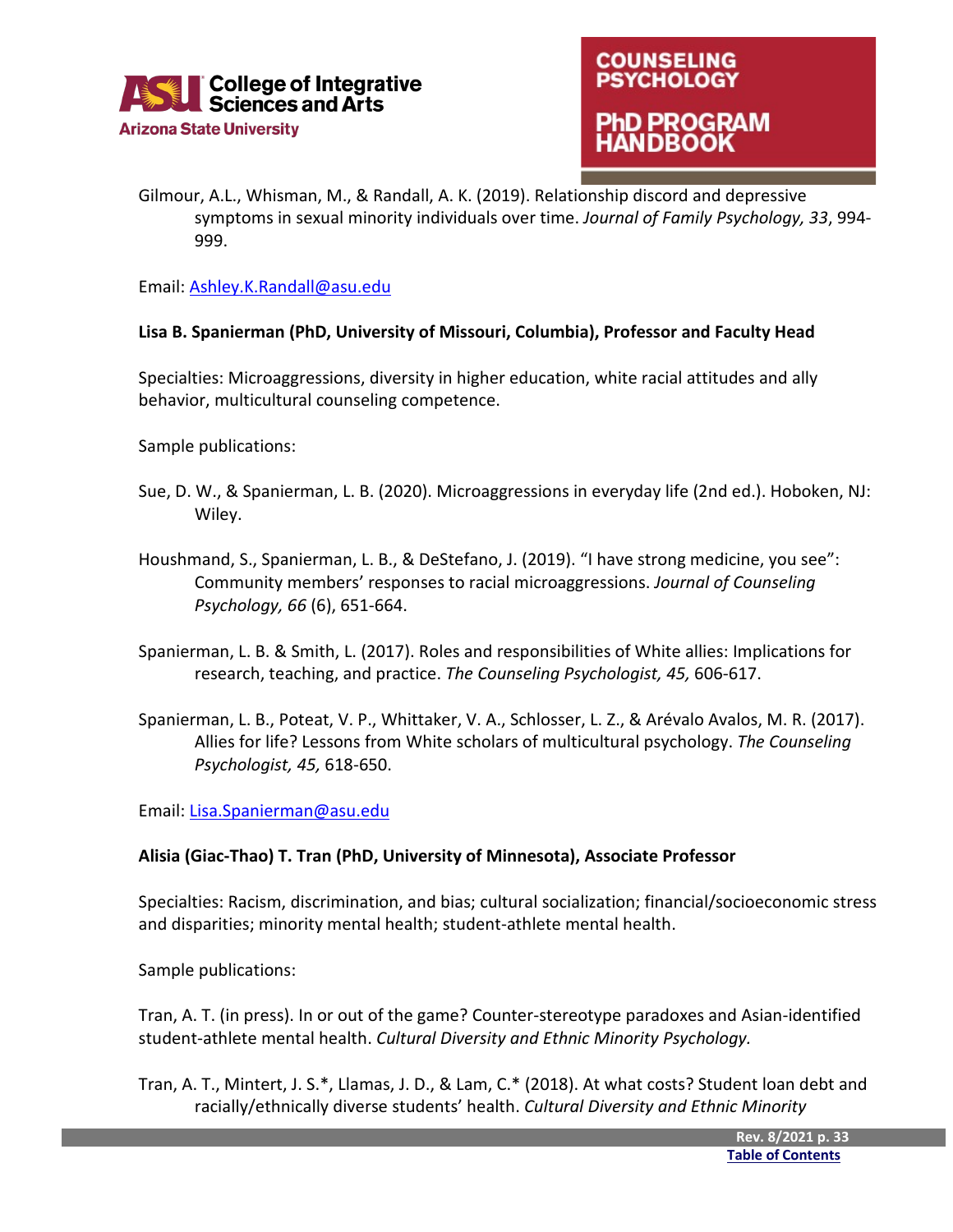Gilmour, A.L., Whisman, M., & Randall, A. K. (2019). Relationship discord and depressive symptoms in sexual minority individuals over time. *Journal of Family Psychology, 33*, 994-999.

Email: [Ashley.K.Randall@asu.edu](mailto:Ashley.K.Randall@asu.edu)

**Lisa B. Spanierman (PhD, University of Missouri, Columbia), Professor and Faculty Head**

Specialties: Microaggressions, diversity in higher education, white racial attitudes and ally behavior, multicultural counseling competence.

Sample publications:

Sue, D. W., & Spanierman, L. B. (2020). Microaggressions in everyday life (2nd ed.). Hoboken, NJ: Wiley.

Houshmand, S., Spanierman, L. B., & DeStefano, J. (2019). "I have strong medicine, you see": Community members' responses to racial microaggressions. *Journal of Counseling Psychology, 66* (6), 651-664.

Spanierman, L. B. & Smith, L. (2017). Roles and responsibilities of White allies: Implications for research, teaching, and practice. *The Counseling Psychologist, 45,* 606-617.

Spanierman, L. B., Poteat, V. P., Whittaker, V. A., Schlosser, L. Z., & Arévalo Avalos, M. R. (2017). Allies for life? Lessons from White scholars of multicultural psychology. *The Counseling Psychologist, 45,* 618-650.

Email: [Lisa.Spanierman@asu.edu](mailto:Lisa.Spanierman@asu.edu)

**Alisia (Giac-Thao) T. Tran (PhD, University of Minnesota), Associate Professor**

Specialties: Racism, discrimination, and bias; cultural socialization; financial/socioeconomic stress and disparities; minority mental health; student-athlete mental health.

Sample publications:

Tran, A. T. (in press). In or out of the game? Counter-stereotype paradoxes and Asian-identified student-athlete mental health. *Cultural Diversity and Ethnic Minority Psychology.*

Tran, A. T., Mintert, J. S.*, Llamas, J. D., & Lam, C.* (2018). At what costs? Student loan debt and racially/ethnically diverse students' health. *Cultural Diversity and Ethnic Minority*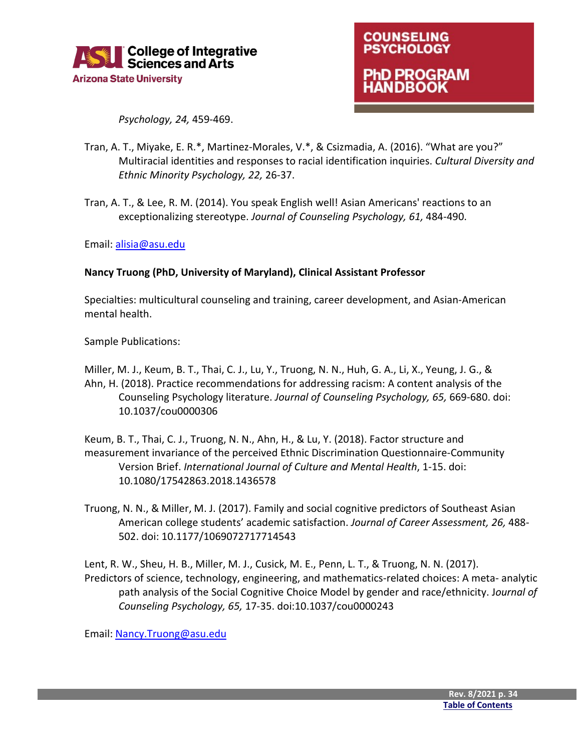*Psychology, 24,* 459-469.

Tran, A. T., Miyake, E. R.*, Martinez-Morales, V.*, & Csizmadia, A. (2016). "What are you?" Multiracial identities and responses to racial identification inquiries. *Cultural Diversity and Ethnic Minority Psychology, 22,* 26-37.

Tran, A. T., & Lee, R. M. (2014). You speak English well! Asian Americans' reactions to an exceptionalizing stereotype. *Journal of Counseling Psychology, 61,* 484-490.

Email: alisia@asu.edu

**Nancy Truong (PhD, University of Maryland), Clinical Assistant Professor**

Specialties: multicultural counseling and training, career development, and Asian-American mental health.

Sample Publications:

Miller, M. J., Keum, B. T., Thai, C. J., Lu, Y., Truong, N. N., Huh, G. A., Li, X., Yeung, J. G., & Ahn, H. (2018). Practice recommendations for addressing racism: A content analysis of the Counseling Psychology literature. *Journal of Counseling Psychology, 65,* 669-680. doi: 10.1037/cou0000306

Keum, B. T., Thai, C. J., Truong, N. N., Ahn, H., & Lu, Y. (2018). Factor structure and measurement invariance of the perceived Ethnic Discrimination Questionnaire-Community Version Brief. *International Journal of Culture and Mental Health*, 1-15. doi: 10.1080/17542863.2018.1436578

Truong, N. N., & Miller, M. J. (2017). Family and social cognitive predictors of Southeast Asian American college students' academic satisfaction. *Journal of Career Assessment, 26,* 488-502. doi: 10.1177/1069072717714543

Lent, R. W., Sheu, H. B., Miller, M. J., Cusick, M. E., Penn, L. T., & Truong, N. N. (2017). Predictors of science, technology, engineering, and mathematics-related choices: A meta- analytic path analysis of the Social Cognitive Choice Model by gender and race/ethnicity. J*ournal of Counseling Psychology, 65,* 17-35. doi:10.1037/cou0000243

Email: Nancy.Truong@asu.edu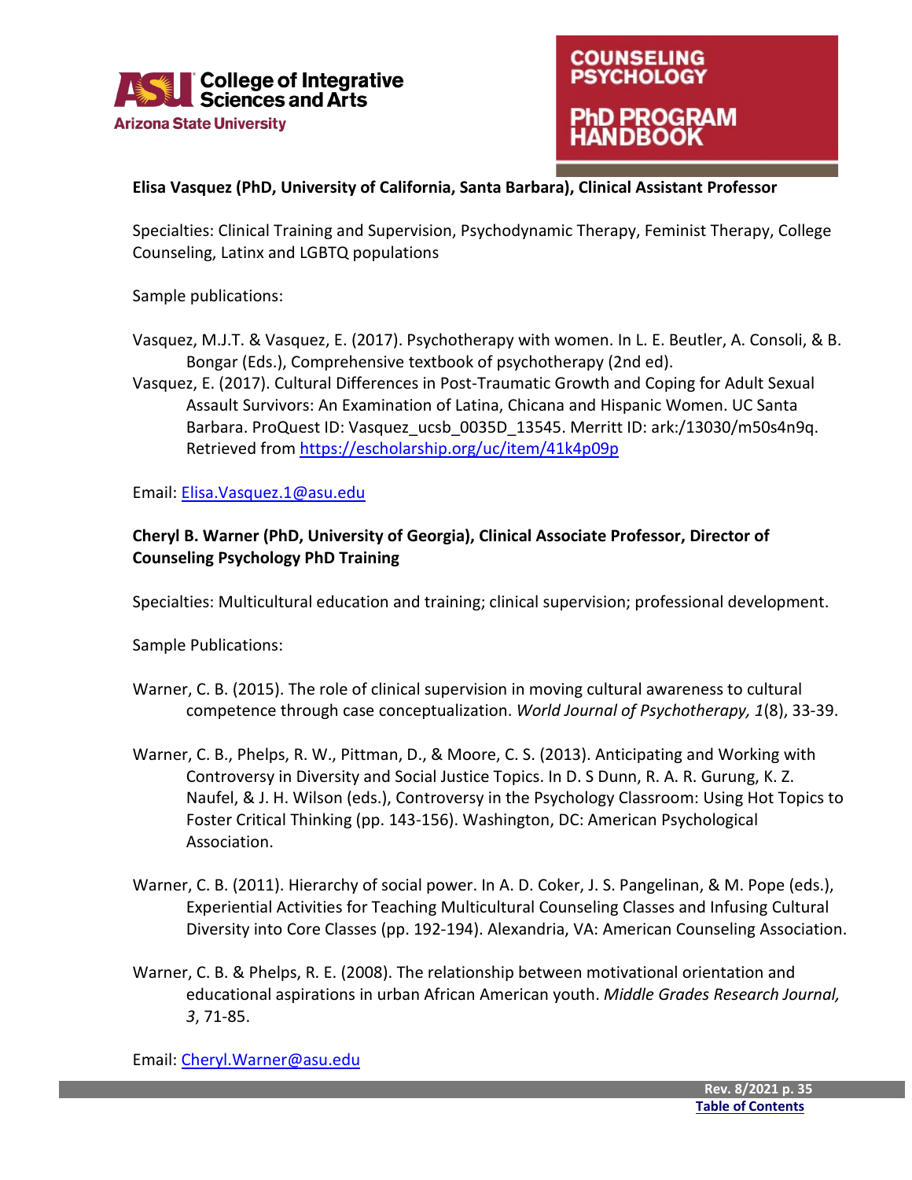**Elisa Vasquez (PhD, University of California, Santa Barbara), Clinical Assistant Professor**

Specialties: Clinical Training and Supervision, Psychodynamic Therapy, Feminist Therapy, College Counseling, Latinx and LGBTQ populations

Sample publications:

Vasquez, M.J.T. & Vasquez, E. (2017). Psychotherapy with women. In L. E. Beutler, A. Consoli, & B. Bongar (Eds.), Comprehensive textbook of psychotherapy (2nd ed).

Vasquez, E. (2017). Cultural Differences in Post-Traumatic Growth and Coping for Adult Sexual Assault Survivors: An Examination of Latina, Chicana and Hispanic Women. UC Santa Barbara. ProQuest ID: Vasquez_ucsb_0035D_13545. Merritt ID: ark:/13030/m50s4n9q. Retrieved from https://escholarship.org/uc/item/41k4p09p

Email: Elisa.Vasquez.1@asu.edu

**Cheryl B. Warner (PhD, University of Georgia), Clinical Associate Professor, Director of Counseling Psychology PhD Training**

Specialties: Multicultural education and training; clinical supervision; professional development.

Sample Publications:

Warner, C. B. (2015). The role of clinical supervision in moving cultural awareness to cultural competence through case conceptualization. *World Journal of Psychotherapy, 1*(8), 33-39.

Warner, C. B., Phelps, R. W., Pittman, D., & Moore, C. S. (2013). Anticipating and Working with Controversy in Diversity and Social Justice Topics. In D. S Dunn, R. A. R. Gurung, K. Z. Naufel, & J. H. Wilson (eds.), Controversy in the Psychology Classroom: Using Hot Topics to Foster Critical Thinking (pp. 143-156). Washington, DC: American Psychological Association.

Warner, C. B. (2011). Hierarchy of social power. In A. D. Coker, J. S. Pangelinan, & M. Pope (eds.), Experiential Activities for Teaching Multicultural Counseling Classes and Infusing Cultural Diversity into Core Classes (pp. 192-194). Alexandria, VA: American Counseling Association.

Warner, C. B. & Phelps, R. E. (2008). The relationship between motivational orientation and educational aspirations in urban African American youth. *Middle Grades Research Journal, 3*, 71-85.

Email: Cheryl.Warner@asu.edu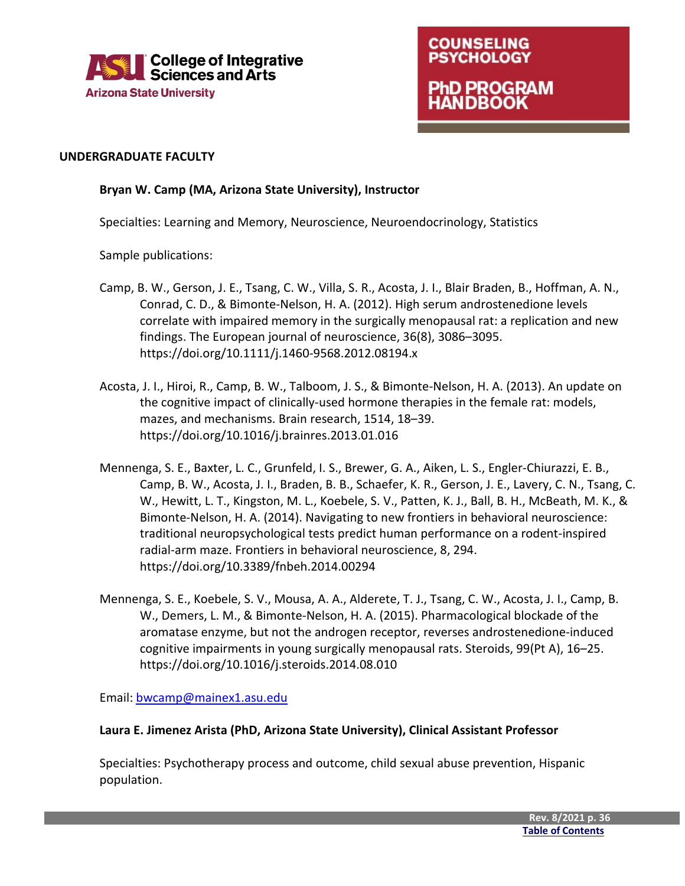## UNDERGRADUATE FACULTY

**Bryan W. Camp (MA, Arizona State University), Instructor**

Specialties: Learning and Memory, Neuroscience, Neuroendocrinology, Statistics

Sample publications:

Camp, B. W., Gerson, J. E., Tsang, C. W., Villa, S. R., Acosta, J. I., Blair Braden, B., Hoffman, A. N., Conrad, C. D., & Bimonte-Nelson, H. A. (2012). High serum androstenedione levels correlate with impaired memory in the surgically menopausal rat: a replication and new findings. The European journal of neuroscience, 36(8), 3086–3095. https://doi.org/10.1111/j.1460-9568.2012.08194.x

Acosta, J. I., Hiroi, R., Camp, B. W., Talboom, J. S., & Bimonte-Nelson, H. A. (2013). An update on the cognitive impact of clinically-used hormone therapies in the female rat: models, mazes, and mechanisms. Brain research, 1514, 18–39. https://doi.org/10.1016/j.brainres.2013.01.016

Mennenga, S. E., Baxter, L. C., Grunfeld, I. S., Brewer, G. A., Aiken, L. S., Engler-Chiurazzi, E. B., Camp, B. W., Acosta, J. I., Braden, B. B., Schaefer, K. R., Gerson, J. E., Lavery, C. N., Tsang, C. W., Hewitt, L. T., Kingston, M. L., Koebele, S. V., Patten, K. J., Ball, B. H., McBeath, M. K., & Bimonte-Nelson, H. A. (2014). Navigating to new frontiers in behavioral neuroscience: traditional neuropsychological tests predict human performance on a rodent-inspired radial-arm maze. Frontiers in behavioral neuroscience, 8, 294. https://doi.org/10.3389/fnbeh.2014.00294

Mennenga, S. E., Koebele, S. V., Mousa, A. A., Alderete, T. J., Tsang, C. W., Acosta, J. I., Camp, B. W., Demers, L. M., & Bimonte-Nelson, H. A. (2015). Pharmacological blockade of the aromatase enzyme, but not the androgen receptor, reverses androstenedione-induced cognitive impairments in young surgically menopausal rats. Steroids, 99(Pt A), 16–25. https://doi.org/10.1016/j.steroids.2014.08.010

Email: bwcamp@mainex1.asu.edu

**Laura E. Jimenez Arista (PhD, Arizona State University), Clinical Assistant Professor**

Specialties: Psychotherapy process and outcome, child sexual abuse prevention, Hispanic population.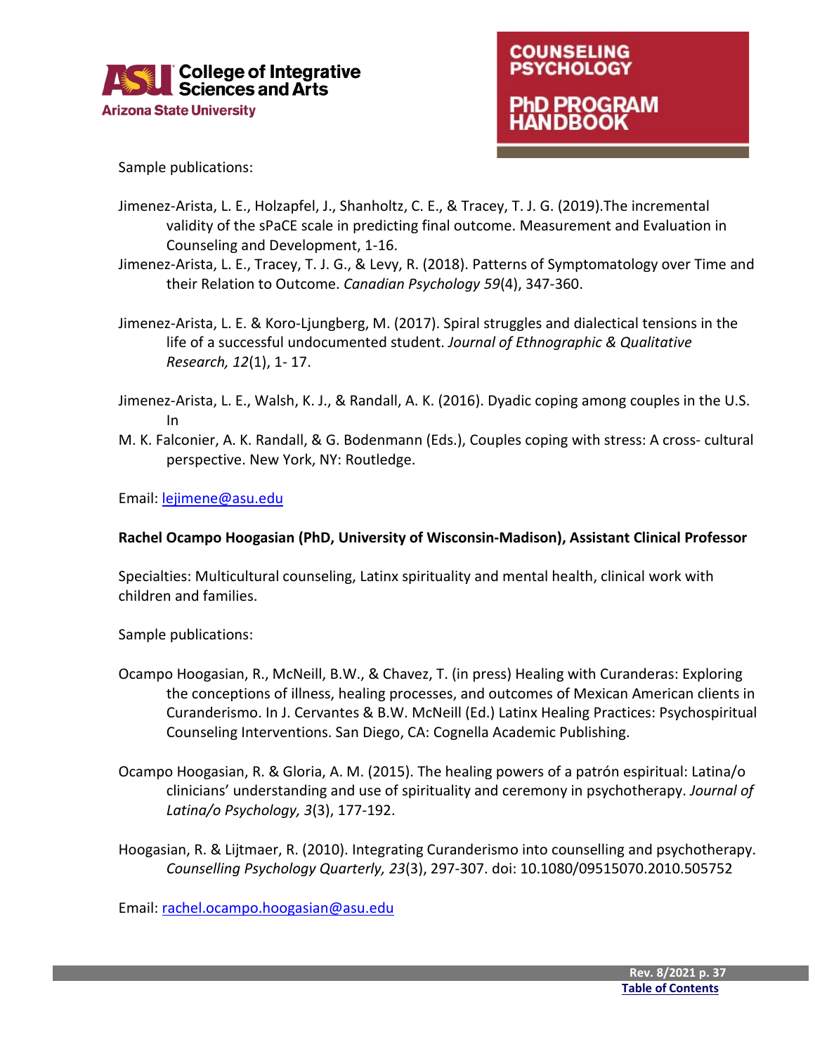Sample publications:

Jimenez-Arista, L. E., Holzapfel, J., Shanholtz, C. E., & Tracey, T. J. G. (2019).The incremental validity of the sPaCE scale in predicting final outcome. Measurement and Evaluation in Counseling and Development, 1-16.

Jimenez-Arista, L. E., Tracey, T. J. G., & Levy, R. (2018). Patterns of Symptomatology over Time and their Relation to Outcome. *Canadian Psychology 59*(4), 347-360.

Jimenez-Arista, L. E. & Koro-Ljungberg, M. (2017). Spiral struggles and dialectical tensions in the life of a successful undocumented student. *Journal of Ethnographic & Qualitative Research, 12*(1), 1- 17.

Jimenez-Arista, L. E., Walsh, K. J., & Randall, A. K. (2016). Dyadic coping among couples in the U.S. In

M. K. Falconier, A. K. Randall, & G. Bodenmann (Eds.), Couples coping with stress: A cross- cultural perspective. New York, NY: Routledge.

Email: lejimene@asu.edu

**Rachel Ocampo Hoogasian (PhD, University of Wisconsin-Madison), Assistant Clinical Professor**

Specialties: Multicultural counseling, Latinx spirituality and mental health, clinical work with children and families.

Sample publications:

Ocampo Hoogasian, R., McNeill, B.W., & Chavez, T. (in press) Healing with Curanderas: Exploring the conceptions of illness, healing processes, and outcomes of Mexican American clients in Curanderismo. In J. Cervantes & B.W. McNeill (Ed.) Latinx Healing Practices: Psychospiritual Counseling Interventions. San Diego, CA: Cognella Academic Publishing.

Ocampo Hoogasian, R. & Gloria, A. M. (2015). The healing powers of a patrón espiritual: Latina/o clinicians' understanding and use of spirituality and ceremony in psychotherapy. *Journal of Latina/o Psychology, 3*(3), 177-192.

Hoogasian, R. & Lijtmaer, R. (2010). Integrating Curanderismo into counselling and psychotherapy. *Counselling Psychology Quarterly, 23*(3), 297-307. doi: 10.1080/09515070.2010.505752

Email: rachel.ocampo.hoogasian@asu.edu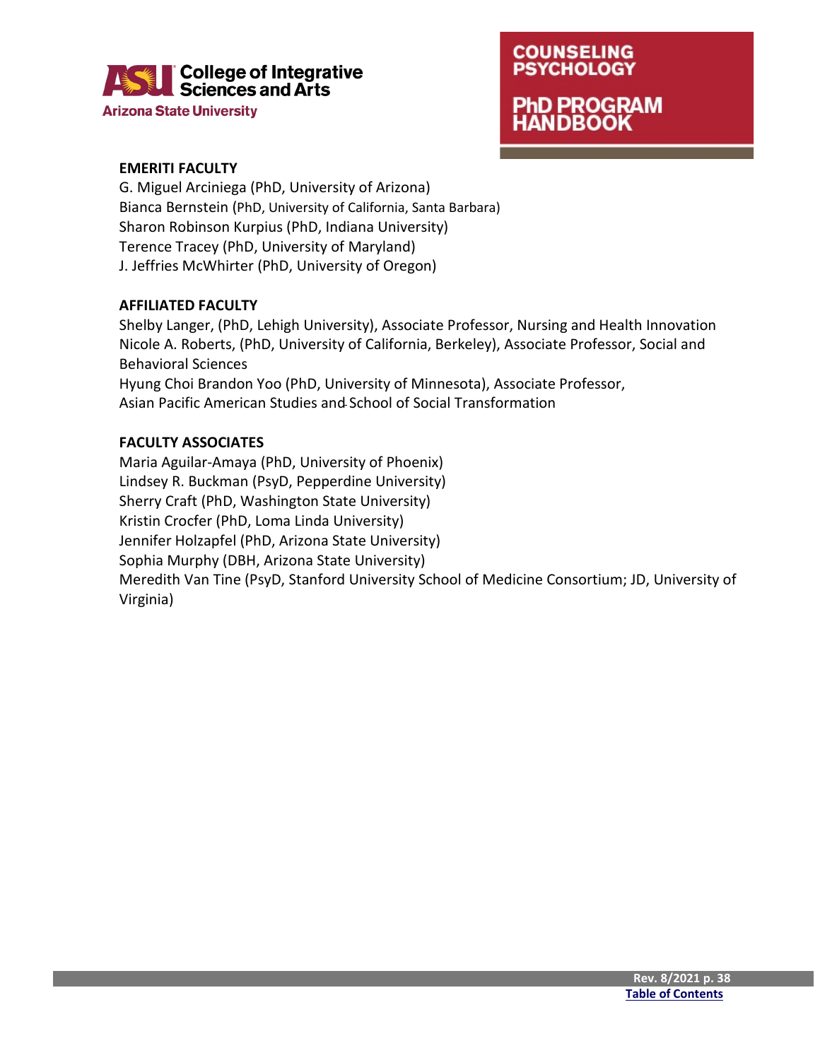**EMERITI FACULTY**

G. Miguel Arciniega (PhD, University of Arizona)
Bianca Bernstein (PhD, University of California, Santa Barbara)
Sharon Robinson Kurpius (PhD, Indiana University)
Terence Tracey (PhD, University of Maryland)
J. Jeffries McWhirter (PhD, University of Oregon)

**AFFILIATED FACULTY**

Shelby Langer, (PhD, Lehigh University), Associate Professor, Nursing and Health Innovation
Nicole A. Roberts, (PhD, University of California, Berkeley), Associate Professor, Social and Behavioral Sciences
Hyung Choi Brandon Yoo (PhD, University of Minnesota), Associate Professor, Asian Pacific American Studies and School of Social Transformation

**FACULTY ASSOCIATES**

Maria Aguilar-Amaya (PhD, University of Phoenix)
Lindsey R. Buckman (PsyD, Pepperdine University)
Sherry Craft (PhD, Washington State University)
Kristin Crocfer (PhD, Loma Linda University)
Jennifer Holzapfel (PhD, Arizona State University)
Sophia Murphy (DBH, Arizona State University)
Meredith Van Tine (PsyD, Stanford University School of Medicine Consortium; JD, University of Virginia)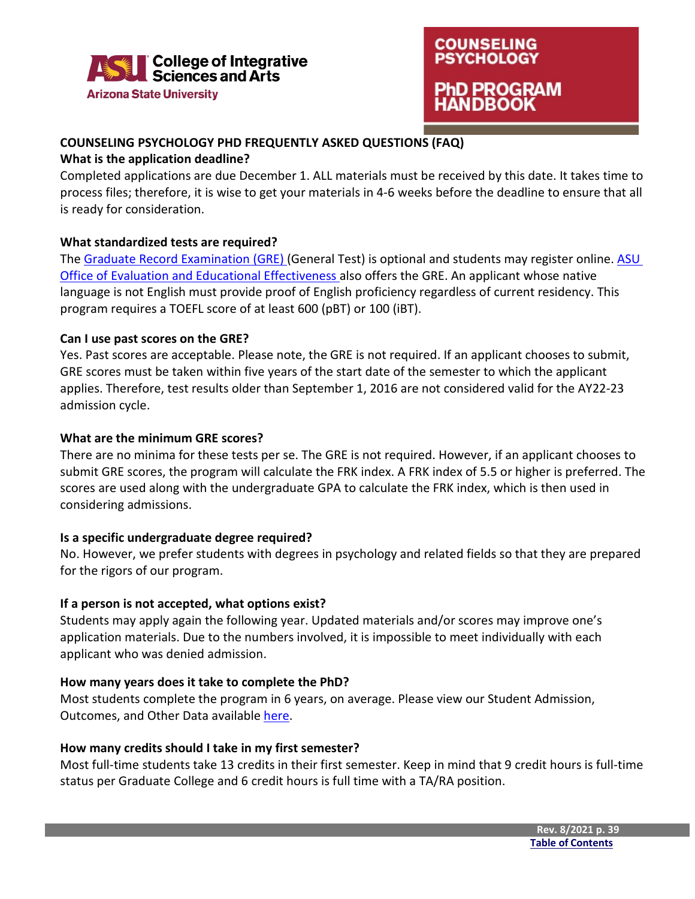## COUNSELING PSYCHOLOGY PHD FREQUENTLY ASKED QUESTIONS (FAQ)

### What is the application deadline?

Completed applications are due December 1. ALL materials must be received by this date. It takes time to process files; therefore, it is wise to get your materials in 4-6 weeks before the deadline to ensure that all is ready for consideration.

### What standardized tests are required?

The Graduate Record Examination (GRE) (General Test) is optional and students may register online. ASU Office of Evaluation and Educational Effectiveness also offers the GRE. An applicant whose native language is not English must provide proof of English proficiency regardless of current residency. This program requires a TOEFL score of at least 600 (pBT) or 100 (iBT).

### Can I use past scores on the GRE?

Yes. Past scores are acceptable. Please note, the GRE is not required. If an applicant chooses to submit, GRE scores must be taken within five years of the start date of the semester to which the applicant applies. Therefore, test results older than September 1, 2016 are not considered valid for the AY22-23 admission cycle.

### What are the minimum GRE scores?

There are no minima for these tests per se. The GRE is not required. However, if an applicant chooses to submit GRE scores, the program will calculate the FRK index. A FRK index of 5.5 or higher is preferred. The scores are used along with the undergraduate GPA to calculate the FRK index, which is then used in considering admissions.

### Is a specific undergraduate degree required?

No. However, we prefer students with degrees in psychology and related fields so that they are prepared for the rigors of our program.

### If a person is not accepted, what options exist?

Students may apply again the following year. Updated materials and/or scores may improve one's application materials. Due to the numbers involved, it is impossible to meet individually with each applicant who was denied admission.

### How many years does it take to complete the PhD?

Most students complete the program in 6 years, on average. Please view our Student Admission, Outcomes, and Other Data available here.

### How many credits should I take in my first semester?

Most full-time students take 13 credits in their first semester. Keep in mind that 9 credit hours is full-time status per Graduate College and 6 credit hours is full time with a TA/RA position.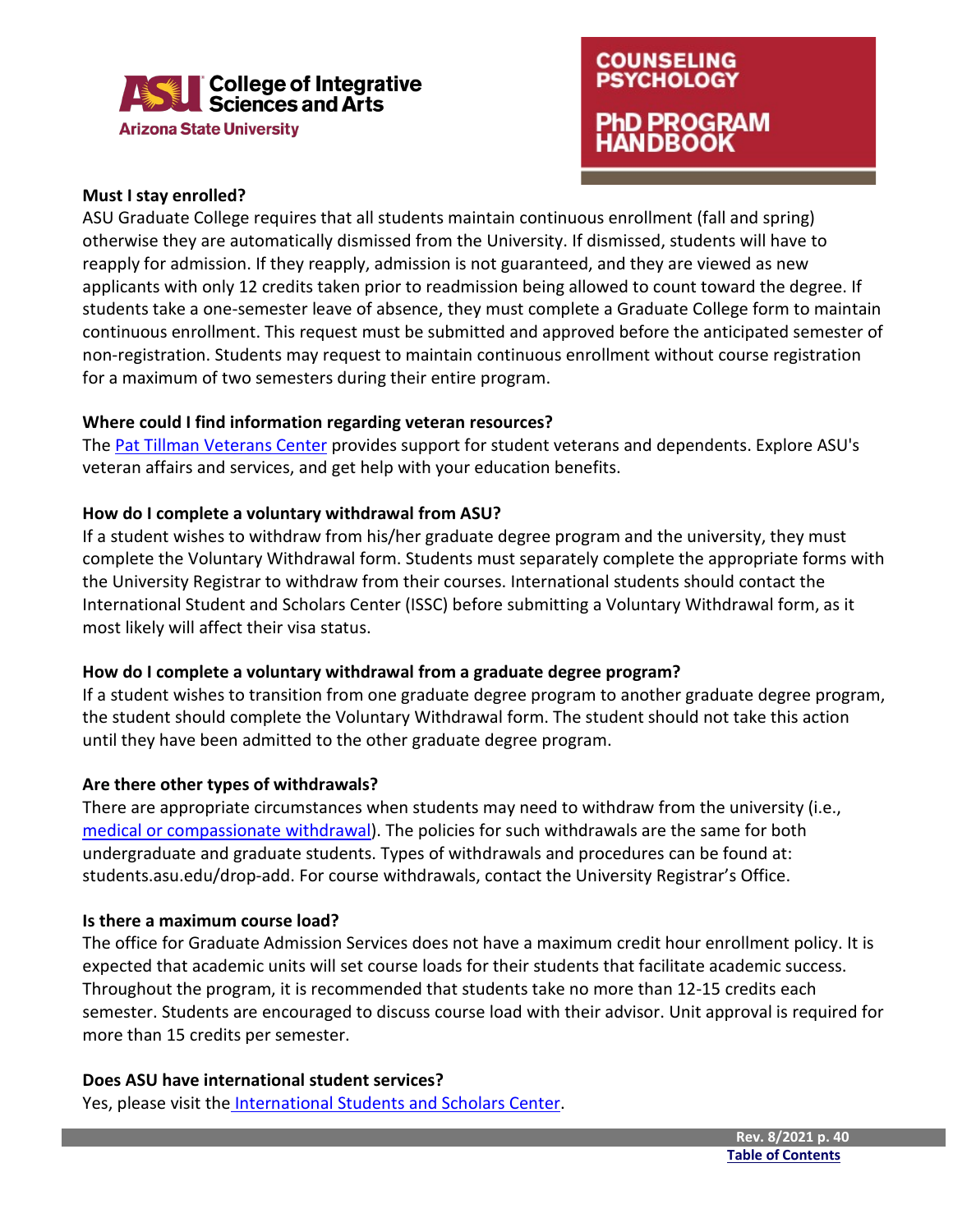**Must I stay enrolled?**

ASU Graduate College requires that all students maintain continuous enrollment (fall and spring) otherwise they are automatically dismissed from the University. If dismissed, students will have to reapply for admission. If they reapply, admission is not guaranteed, and they are viewed as new applicants with only 12 credits taken prior to readmission being allowed to count toward the degree. If students take a one-semester leave of absence, they must complete a Graduate College form to maintain continuous enrollment. This request must be submitted and approved before the anticipated semester of non-registration. Students may request to maintain continuous enrollment without course registration for a maximum of two semesters during their entire program.

**Where could I find information regarding veteran resources?**

The Pat Tillman Veterans Center provides support for student veterans and dependents. Explore ASU's veteran affairs and services, and get help with your education benefits.

**How do I complete a voluntary withdrawal from ASU?**

If a student wishes to withdraw from his/her graduate degree program and the university, they must complete the Voluntary Withdrawal form. Students must separately complete the appropriate forms with the University Registrar to withdraw from their courses. International students should contact the International Student and Scholars Center (ISSC) before submitting a Voluntary Withdrawal form, as it most likely will affect their visa status.

**How do I complete a voluntary withdrawal from a graduate degree program?**

If a student wishes to transition from one graduate degree program to another graduate degree program, the student should complete the Voluntary Withdrawal form. The student should not take this action until they have been admitted to the other graduate degree program.

**Are there other types of withdrawals?**

There are appropriate circumstances when students may need to withdraw from the university (i.e., medical or compassionate withdrawal). The policies for such withdrawals are the same for both undergraduate and graduate students. Types of withdrawals and procedures can be found at: students.asu.edu/drop-add. For course withdrawals, contact the University Registrar's Office.

**Is there a maximum course load?**

The office for Graduate Admission Services does not have a maximum credit hour enrollment policy. It is expected that academic units will set course loads for their students that facilitate academic success. Throughout the program, it is recommended that students take no more than 12-15 credits each semester. Students are encouraged to discuss course load with their advisor. Unit approval is required for more than 15 credits per semester.

**Does ASU have international student services?**

Yes, please visit the International Students and Scholars Center.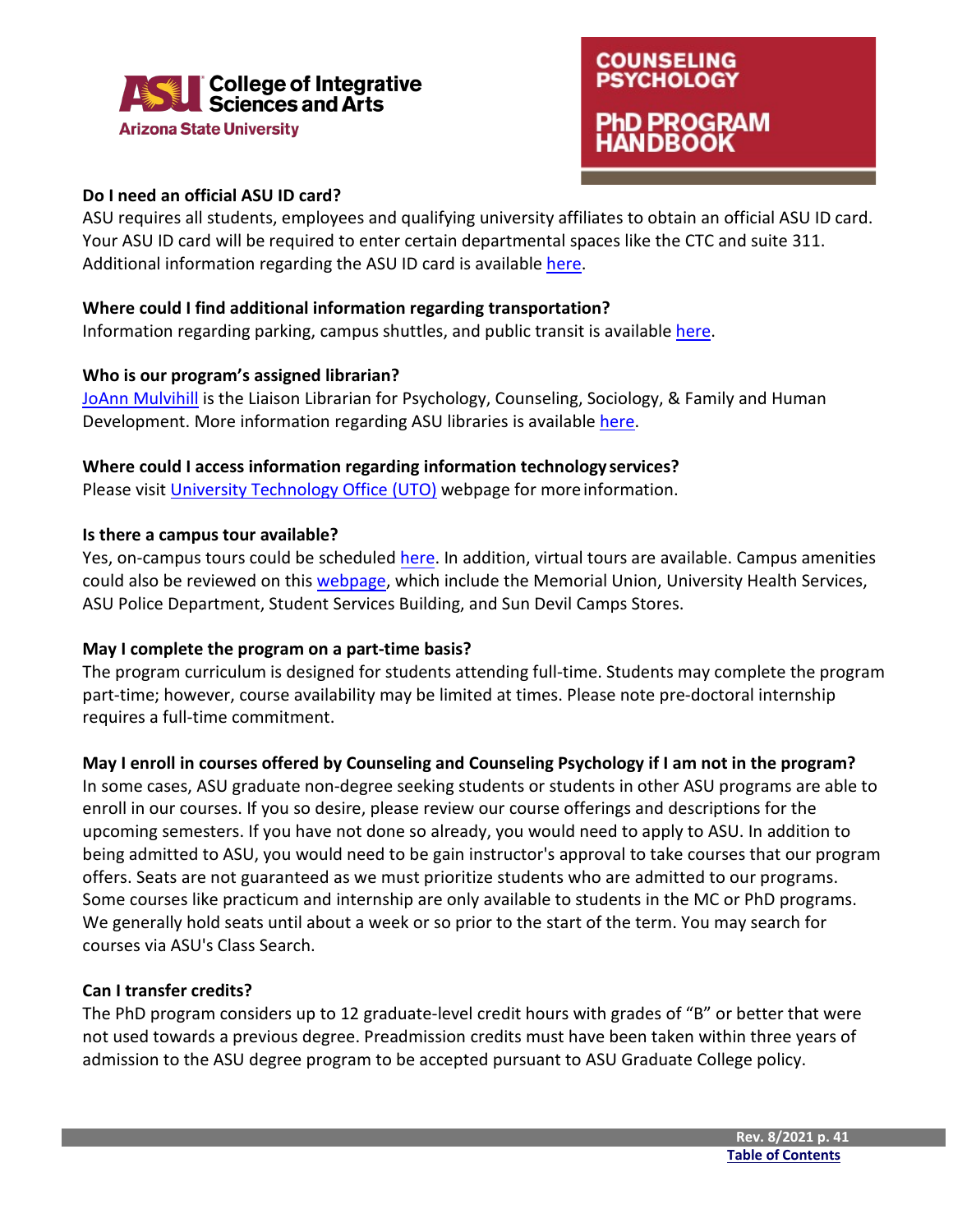**Do I need an official ASU ID card?**

ASU requires all students, employees and qualifying university affiliates to obtain an official ASU ID card. Your ASU ID card will be required to enter certain departmental spaces like the CTC and suite 311. Additional information regarding the ASU ID card is available here.

**Where could I find additional information regarding transportation?**

Information regarding parking, campus shuttles, and public transit is available here.

**Who is our program's assigned librarian?**

JoAnn Mulvihill is the Liaison Librarian for Psychology, Counseling, Sociology, & Family and Human Development. More information regarding ASU libraries is available here.

**Where could I access information regarding information technology services?**

Please visit University Technology Office (UTO) webpage for more information.

**Is there a campus tour available?**

Yes, on-campus tours could be scheduled here. In addition, virtual tours are available. Campus amenities could also be reviewed on this webpage, which include the Memorial Union, University Health Services, ASU Police Department, Student Services Building, and Sun Devil Camps Stores.

**May I complete the program on a part-time basis?**

The program curriculum is designed for students attending full-time. Students may complete the program part-time; however, course availability may be limited at times. Please note pre-doctoral internship requires a full-time commitment.

**May I enroll in courses offered by Counseling and Counseling Psychology if I am not in the program?**

In some cases, ASU graduate non-degree seeking students or students in other ASU programs are able to enroll in our courses. If you so desire, please review our course offerings and descriptions for the upcoming semesters. If you have not done so already, you would need to apply to ASU. In addition to being admitted to ASU, you would need to be gain instructor's approval to take courses that our program offers. Seats are not guaranteed as we must prioritize students who are admitted to our programs. Some courses like practicum and internship are only available to students in the MC or PhD programs. We generally hold seats until about a week or so prior to the start of the term. You may search for courses via ASU's Class Search.

**Can I transfer credits?**

The PhD program considers up to 12 graduate-level credit hours with grades of "B" or better that were not used towards a previous degree. Preadmission credits must have been taken within three years of admission to the ASU degree program to be accepted pursuant to ASU Graduate College policy.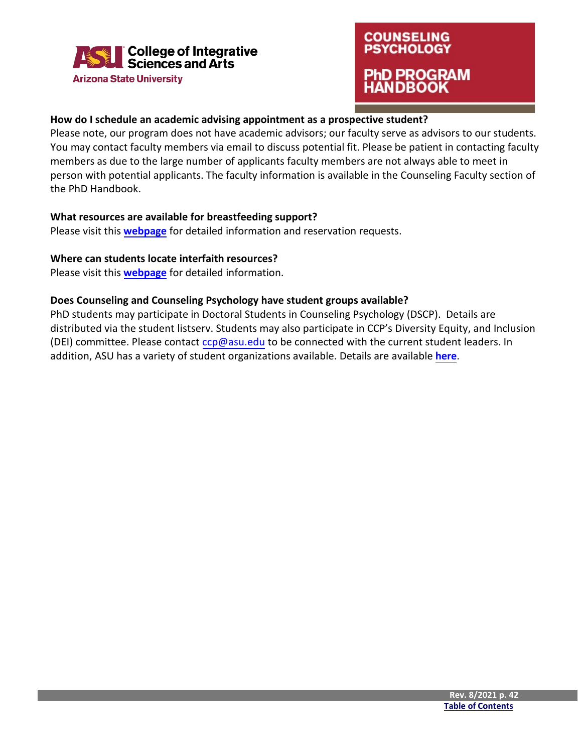**How do I schedule an academic advising appointment as a prospective student?**

Please note, our program does not have academic advisors; our faculty serve as advisors to our students. You may contact faculty members via email to discuss potential fit. Please be patient in contacting faculty members as due to the large number of applicants faculty members are not always able to meet in person with potential applicants. The faculty information is available in the Counseling Faculty section of the PhD Handbook.

**What resources are available for breastfeeding support?**

Please visit this **webpage** for detailed information and reservation requests.

**Where can students locate interfaith resources?**

Please visit this **webpage** for detailed information.

**Does Counseling and Counseling Psychology have student groups available?**

PhD students may participate in Doctoral Students in Counseling Psychology (DSCP). Details are distributed via the student listserv. Students may also participate in CCP's Diversity Equity, and Inclusion (DEI) committee. Please contact ccp@asu.edu to be connected with the current student leaders. In addition, ASU has a variety of student organizations available. Details are available **here**.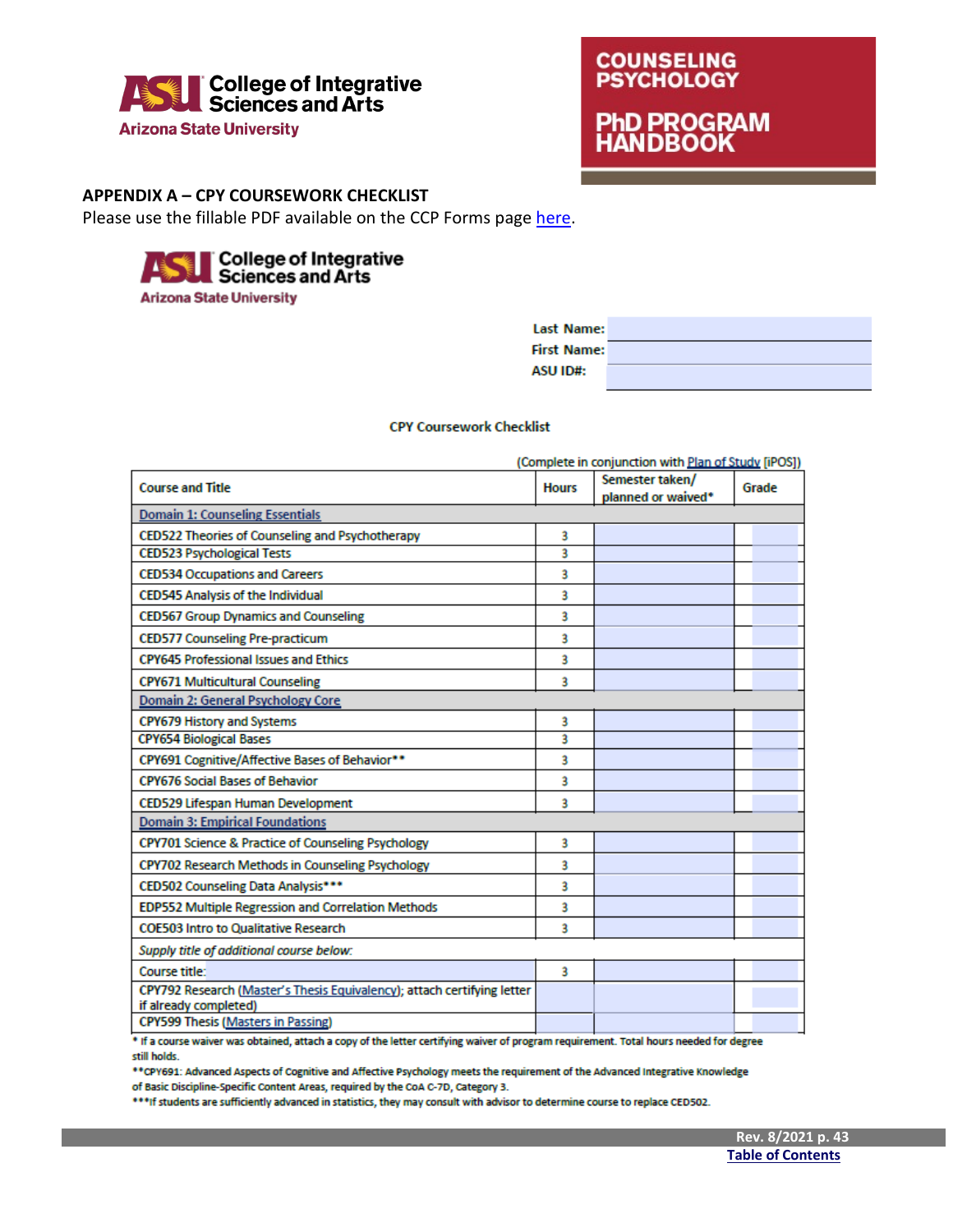## APPENDIX A – CPY COURSEWORK CHECKLIST

Please use the fillable PDF available on the CCP Forms page [here](#).

College of Integrative Sciences and Arts
Arizona State University

Last Name:
First Name:
ASU ID#:

**CPY Coursework Checklist**

(Complete in conjunction with Plan of Study [iPOS])

| Course and Title | Hours | Semester taken/ planned or waived* | Grade |
|---|---|---|---|
| Domain 1: Counseling Essentials | | | |
| CED522 Theories of Counseling and Psychotherapy | 3 | | |
| CED523 Psychological Tests | 3 | | |
| CED534 Occupations and Careers | 3 | | |
| CED545 Analysis of the Individual | 3 | | |
| CED567 Group Dynamics and Counseling | 3 | | |
| CED577 Counseling Pre-practicum | 3 | | |
| CPY645 Professional Issues and Ethics | 3 | | |
| CPY671 Multicultural Counseling | 3 | | |
| Domain 2: General Psychology Core | | | |
| CPY679 History and Systems | 3 | | |
| CPY654 Biological Bases | 3 | | |
| CPY691 Cognitive/Affective Bases of Behavior** | 3 | | |
| CPY676 Social Bases of Behavior | 3 | | |
| CED529 Lifespan Human Development | 3 | | |
| Domain 3: Empirical Foundations | | | |
| CPY701 Science & Practice of Counseling Psychology | 3 | | |
| CPY702 Research Methods in Counseling Psychology | 3 | | |
| CED502 Counseling Data Analysis*** | 3 | | |
| EDP552 Multiple Regression and Correlation Methods | 3 | | |
| COE503 Intro to Qualitative Research | 3 | | |
| *Supply title of additional course below:* | | | |
| Course title: | 3 | | |
| CPY792 Research (Master's Thesis Equivalency); attach certifying letter if already completed) | | | |
| CPY599 Thesis (Masters in Passing) | | | |

\* If a course waiver was obtained, attach a copy of the letter certifying waiver of program requirement. Total hours needed for degree still holds.

**CPY691: Advanced Aspects of Cognitive and Affective Psychology meets the requirement of the Advanced Integrative Knowledge of Basic Discipline-Specific Content Areas, required by the CoA C-7D, Category 3.

***If students are sufficiently advanced in statistics, they may consult with advisor to determine course to replace CED502.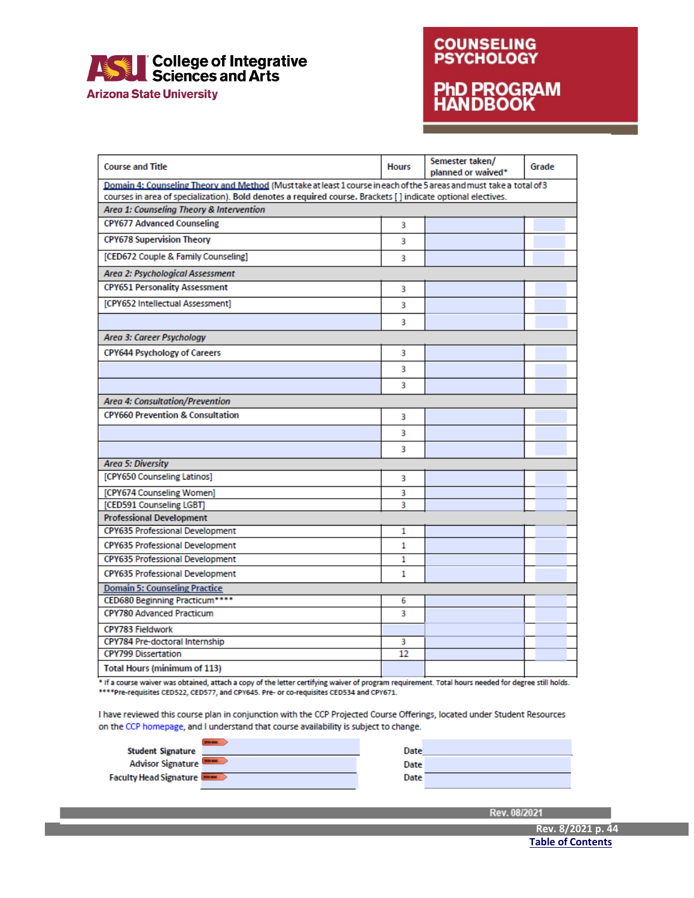| Course and Title | Hours | Semester taken/ planned or waived* | Grade |
| --- | --- | --- | --- |
| Domain 4: Counseling Theory and Method (Must take at least 1 course in each of the 5 areas and must take a total of 3 courses in area of specialization). Bold denotes a required course. Brackets [ ] indicate optional electives. | | | |
| *Area 1: Counseling Theory & Intervention* | | | |
| **CPY677 Advanced Counseling** | 3 | | |
| **CPY678 Supervision Theory** | 3 | | |
| [CED672 Couple & Family Counseling] | 3 | | |
| *Area 2: Psychological Assessment* | | | |
| **CPY651 Personality Assessment** | 3 | | |
| [CPY652 Intellectual Assessment] | 3 | | |
| | 3 | | |
| *Area 3: Career Psychology* | | | |
| **CPY644 Psychology of Careers** | 3 | | |
| | 3 | | |
| | 3 | | |
| *Area 4: Consultation/Prevention* | | | |
| **CPY660 Prevention & Consultation** | 3 | | |
| | 3 | | |
| | 3 | | |
| *Area 5: Diversity* | | | |
| [CPY650 Counseling Latinos] | 3 | | |
| [CPY674 Counseling Women] | 3 | | |
| [CED591 Counseling LGBT] | 3 | | |
| **Professional Development** | | | |
| CPY635 Professional Development | 1 | | |
| CPY635 Professional Development | 1 | | |
| CPY635 Professional Development | 1 | | |
| CPY635 Professional Development | 1 | | |
| Domain 5: Counseling Practice | | | |
| CED680 Beginning Practicum**** | 6 | | |
| CPY780 Advanced Practicum | 3 | | |
| CPY783 Fieldwork | | | |
| CPY784 Pre-doctoral Internship | 3 | | |
| CPY799 Dissertation | 12 | | |
| **Total Hours (minimum of 113)** | | | |

* If a course waiver was obtained, attach a copy of the letter certifying waiver of program requirement. Total hours needed for degree still holds.
****Pre-requisites CED522, CED577, and CPY645. Pre- or co-requisites CED534 and CPY671.

I have reviewed this course plan in conjunction with the CCP Projected Course Offerings, located under Student Resources on the CCP homepage, and I understand that course availability is subject to change.

**Student Signature** \_\_\_\_\_\_\_\_\_\_\_\_\_\_\_ Date \_\_\_\_\_\_\_\_\_\_\_\_\_\_\_

Advisor Signature \_\_\_\_\_\_\_\_\_\_\_\_\_\_\_ Date \_\_\_\_\_\_\_\_\_\_\_\_\_\_\_

Faculty Head Signature \_\_\_\_\_\_\_\_\_\_\_\_\_\_\_ Date \_\_\_\_\_\_\_\_\_\_\_\_\_\_\_

Rev. 08/2021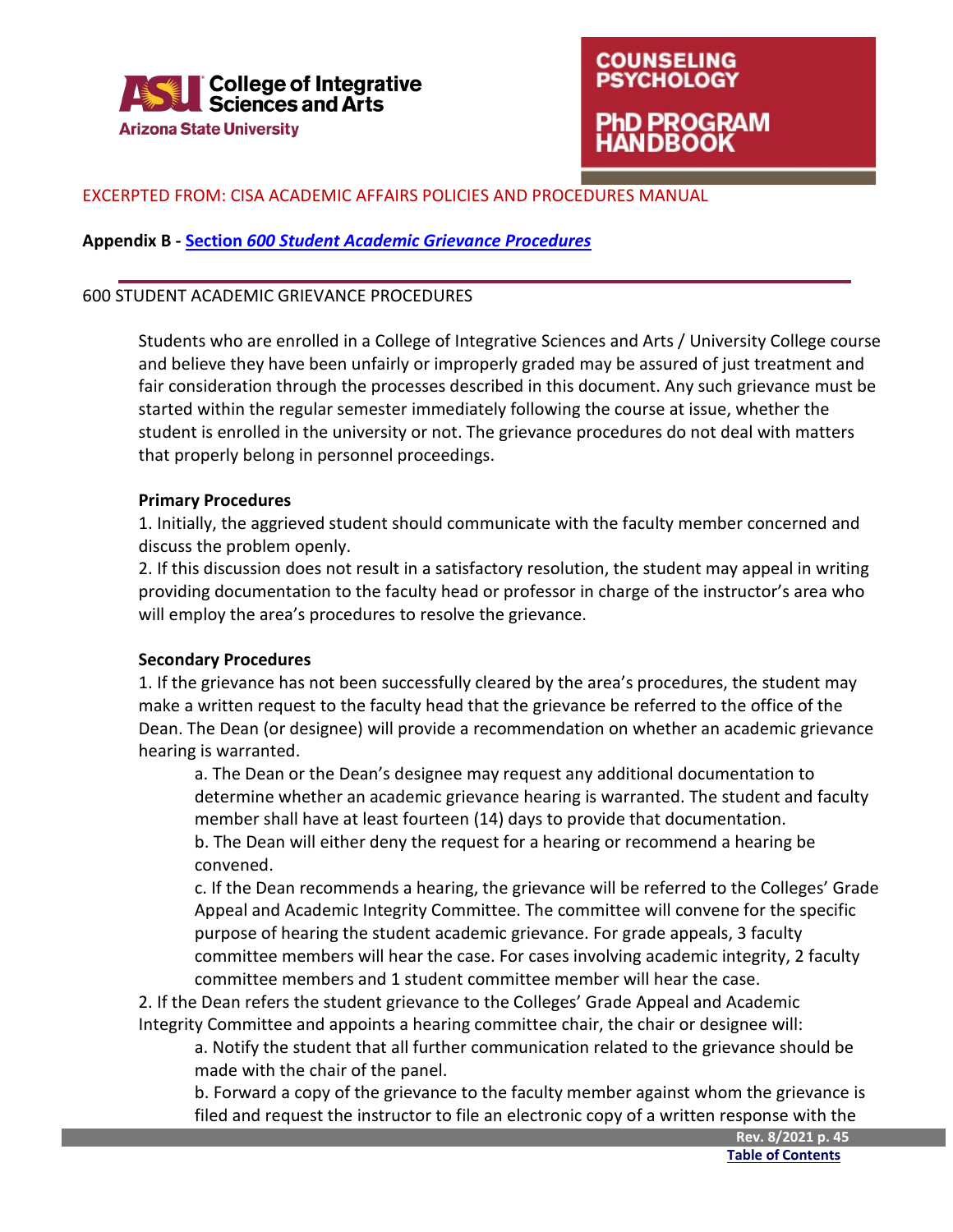EXCERPTED FROM: CISA ACADEMIC AFFAIRS POLICIES AND PROCEDURES MANUAL

**Appendix B - Section *600 Student Academic Grievance Procedures***

---

600 STUDENT ACADEMIC GRIEVANCE PROCEDURES

Students who are enrolled in a College of Integrative Sciences and Arts / University College course and believe they have been unfairly or improperly graded may be assured of just treatment and fair consideration through the processes described in this document. Any such grievance must be started within the regular semester immediately following the course at issue, whether the student is enrolled in the university or not. The grievance procedures do not deal with matters that properly belong in personnel proceedings.

**Primary Procedures**

1. Initially, the aggrieved student should communicate with the faculty member concerned and discuss the problem openly.
2. If this discussion does not result in a satisfactory resolution, the student may appeal in writing providing documentation to the faculty head or professor in charge of the instructor's area who will employ the area's procedures to resolve the grievance.

**Secondary Procedures**

1. If the grievance has not been successfully cleared by the area's procedures, the student may make a written request to the faculty head that the grievance be referred to the office of the Dean. The Dean (or designee) will provide a recommendation on whether an academic grievance hearing is warranted.
   a. The Dean or the Dean's designee may request any additional documentation to determine whether an academic grievance hearing is warranted. The student and faculty member shall have at least fourteen (14) days to provide that documentation.
   b. The Dean will either deny the request for a hearing or recommend a hearing be convened.
   c. If the Dean recommends a hearing, the grievance will be referred to the Colleges' Grade Appeal and Academic Integrity Committee. The committee will convene for the specific purpose of hearing the student academic grievance. For grade appeals, 3 faculty committee members will hear the case. For cases involving academic integrity, 2 faculty committee members and 1 student committee member will hear the case.
2. If the Dean refers the student grievance to the Colleges' Grade Appeal and Academic Integrity Committee and appoints a hearing committee chair, the chair or designee will:
   a. Notify the student that all further communication related to the grievance should be made with the chair of the panel.
   b. Forward a copy of the grievance to the faculty member against whom the grievance is filed and request the instructor to file an electronic copy of a written response with the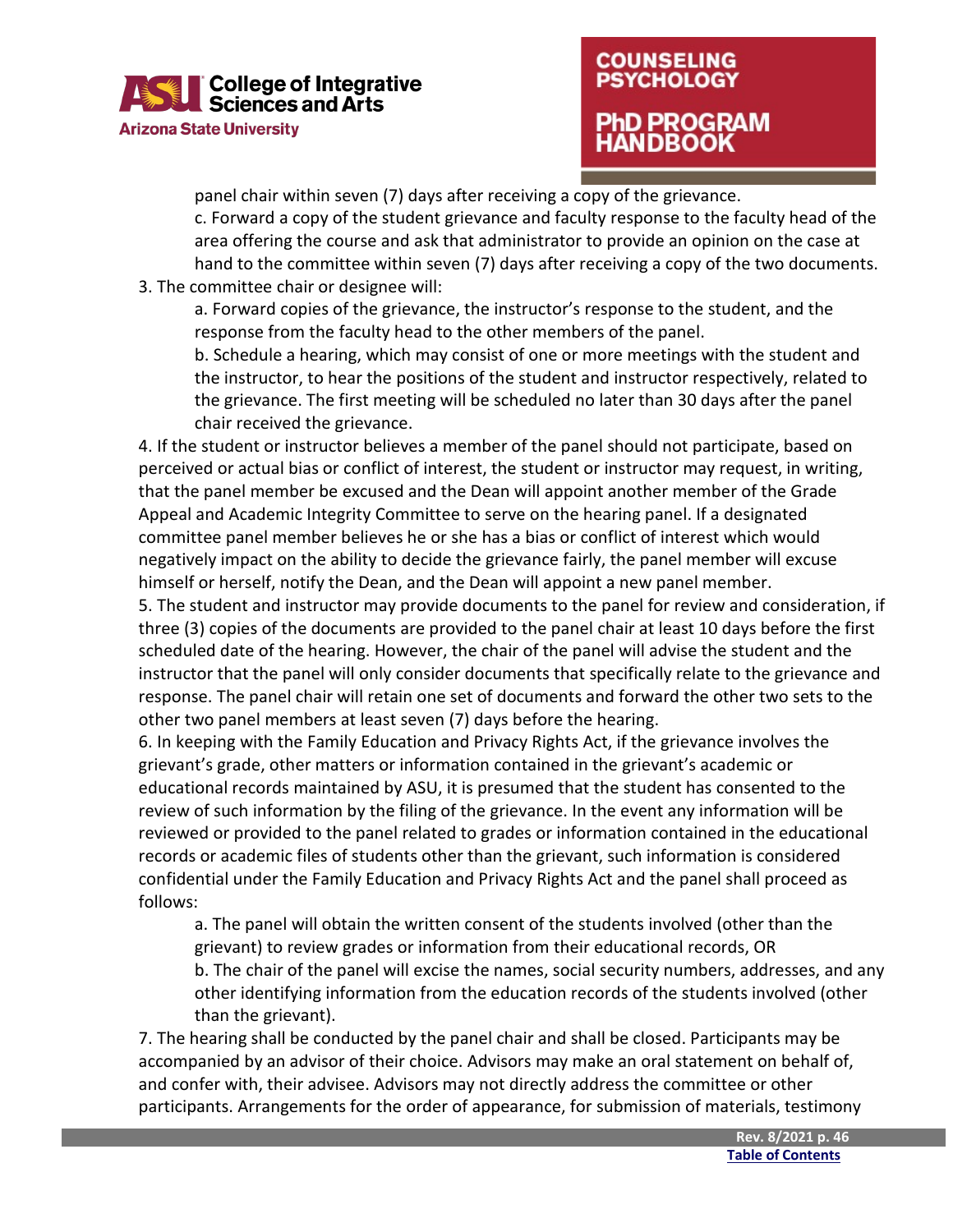panel chair within seven (7) days after receiving a copy of the grievance.

c. Forward a copy of the student grievance and faculty response to the faculty head of the area offering the course and ask that administrator to provide an opinion on the case at hand to the committee within seven (7) days after receiving a copy of the two documents.

3. The committee chair or designee will:

   a. Forward copies of the grievance, the instructor's response to the student, and the response from the faculty head to the other members of the panel.

   b. Schedule a hearing, which may consist of one or more meetings with the student and the instructor, to hear the positions of the student and instructor respectively, related to the grievance. The first meeting will be scheduled no later than 30 days after the panel chair received the grievance.

4. If the student or instructor believes a member of the panel should not participate, based on perceived or actual bias or conflict of interest, the student or instructor may request, in writing, that the panel member be excused and the Dean will appoint another member of the Grade Appeal and Academic Integrity Committee to serve on the hearing panel. If a designated committee panel member believes he or she has a bias or conflict of interest which would negatively impact on the ability to decide the grievance fairly, the panel member will excuse himself or herself, notify the Dean, and the Dean will appoint a new panel member.

5. The student and instructor may provide documents to the panel for review and consideration, if three (3) copies of the documents are provided to the panel chair at least 10 days before the first scheduled date of the hearing. However, the chair of the panel will advise the student and the instructor that the panel will only consider documents that specifically relate to the grievance and response. The panel chair will retain one set of documents and forward the other two sets to the other two panel members at least seven (7) days before the hearing.

6. In keeping with the Family Education and Privacy Rights Act, if the grievance involves the grievant's grade, other matters or information contained in the grievant's academic or educational records maintained by ASU, it is presumed that the student has consented to the review of such information by the filing of the grievance. In the event any information will be reviewed or provided to the panel related to grades or information contained in the educational records or academic files of students other than the grievant, such information is considered confidential under the Family Education and Privacy Rights Act and the panel shall proceed as follows:

   a. The panel will obtain the written consent of the students involved (other than the grievant) to review grades or information from their educational records, OR

   b. The chair of the panel will excise the names, social security numbers, addresses, and any other identifying information from the education records of the students involved (other than the grievant).

7. The hearing shall be conducted by the panel chair and shall be closed. Participants may be accompanied by an advisor of their choice. Advisors may make an oral statement on behalf of, and confer with, their advisee. Advisors may not directly address the committee or other participants. Arrangements for the order of appearance, for submission of materials, testimony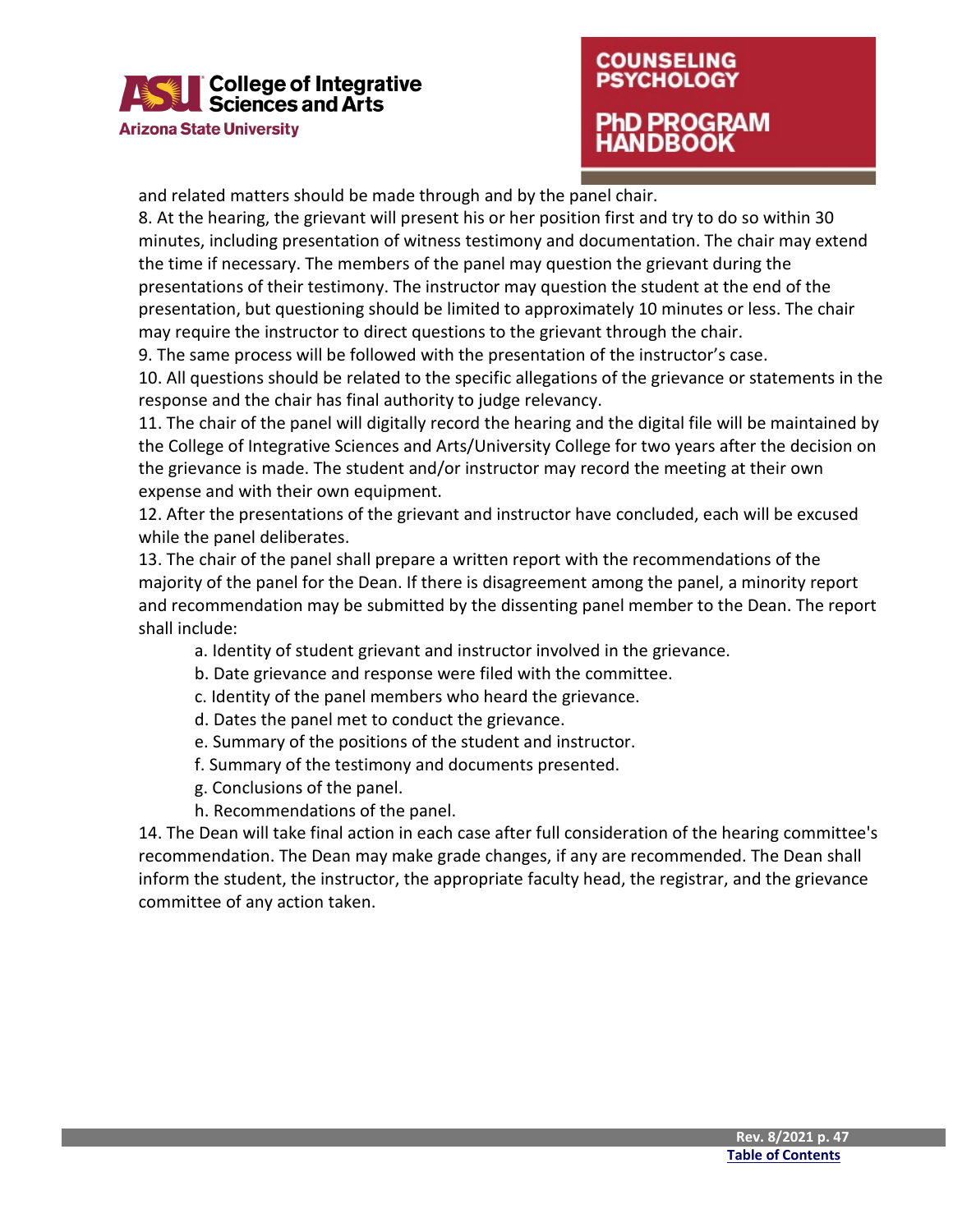and related matters should be made through and by the panel chair.

8. At the hearing, the grievant will present his or her position first and try to do so within 30 minutes, including presentation of witness testimony and documentation. The chair may extend the time if necessary. The members of the panel may question the grievant during the presentations of their testimony. The instructor may question the student at the end of the presentation, but questioning should be limited to approximately 10 minutes or less. The chair may require the instructor to direct questions to the grievant through the chair.

9. The same process will be followed with the presentation of the instructor's case.

10. All questions should be related to the specific allegations of the grievance or statements in the response and the chair has final authority to judge relevancy.

11. The chair of the panel will digitally record the hearing and the digital file will be maintained by the College of Integrative Sciences and Arts/University College for two years after the decision on the grievance is made. The student and/or instructor may record the meeting at their own expense and with their own equipment.

12. After the presentations of the grievant and instructor have concluded, each will be excused while the panel deliberates.

13. The chair of the panel shall prepare a written report with the recommendations of the majority of the panel for the Dean. If there is disagreement among the panel, a minority report and recommendation may be submitted by the dissenting panel member to the Dean. The report shall include:

   a. Identity of student grievant and instructor involved in the grievance.
   b. Date grievance and response were filed with the committee.
   c. Identity of the panel members who heard the grievance.
   d. Dates the panel met to conduct the grievance.
   e. Summary of the positions of the student and instructor.
   f. Summary of the testimony and documents presented.
   g. Conclusions of the panel.
   h. Recommendations of the panel.

14. The Dean will take final action in each case after full consideration of the hearing committee's recommendation. The Dean may make grade changes, if any are recommended. The Dean shall inform the student, the instructor, the appropriate faculty head, the registrar, and the grievance committee of any action taken.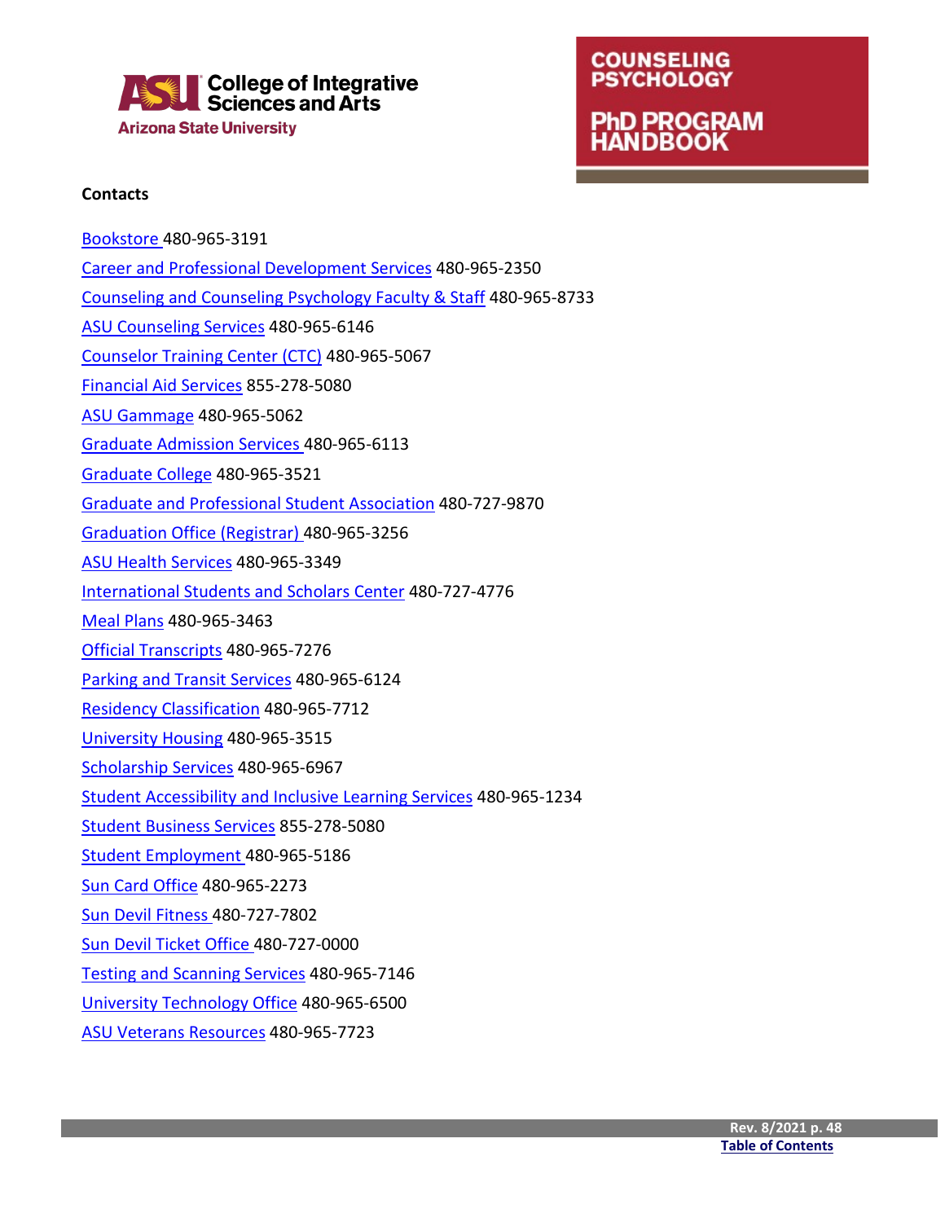**Contacts**

Bookstore 480-965-3191

Career and Professional Development Services 480-965-2350

Counseling and Counseling Psychology Faculty & Staff 480-965-8733

ASU Counseling Services 480-965-6146

Counselor Training Center (CTC) 480-965-5067

Financial Aid Services 855-278-5080

ASU Gammage 480-965-5062

Graduate Admission Services 480-965-6113

Graduate College 480-965-3521

Graduate and Professional Student Association 480-727-9870

Graduation Office (Registrar) 480-965-3256

ASU Health Services 480-965-3349

International Students and Scholars Center 480-727-4776

Meal Plans 480-965-3463

Official Transcripts 480-965-7276

Parking and Transit Services 480-965-6124

Residency Classification 480-965-7712

University Housing 480-965-3515

Scholarship Services 480-965-6967

Student Accessibility and Inclusive Learning Services 480-965-1234

Student Business Services 855-278-5080

Student Employment 480-965-5186

Sun Card Office 480-965-2273

Sun Devil Fitness 480-727-7802

Sun Devil Ticket Office 480-727-0000

Testing and Scanning Services 480-965-7146

University Technology Office 480-965-6500

ASU Veterans Resources 480-965-7723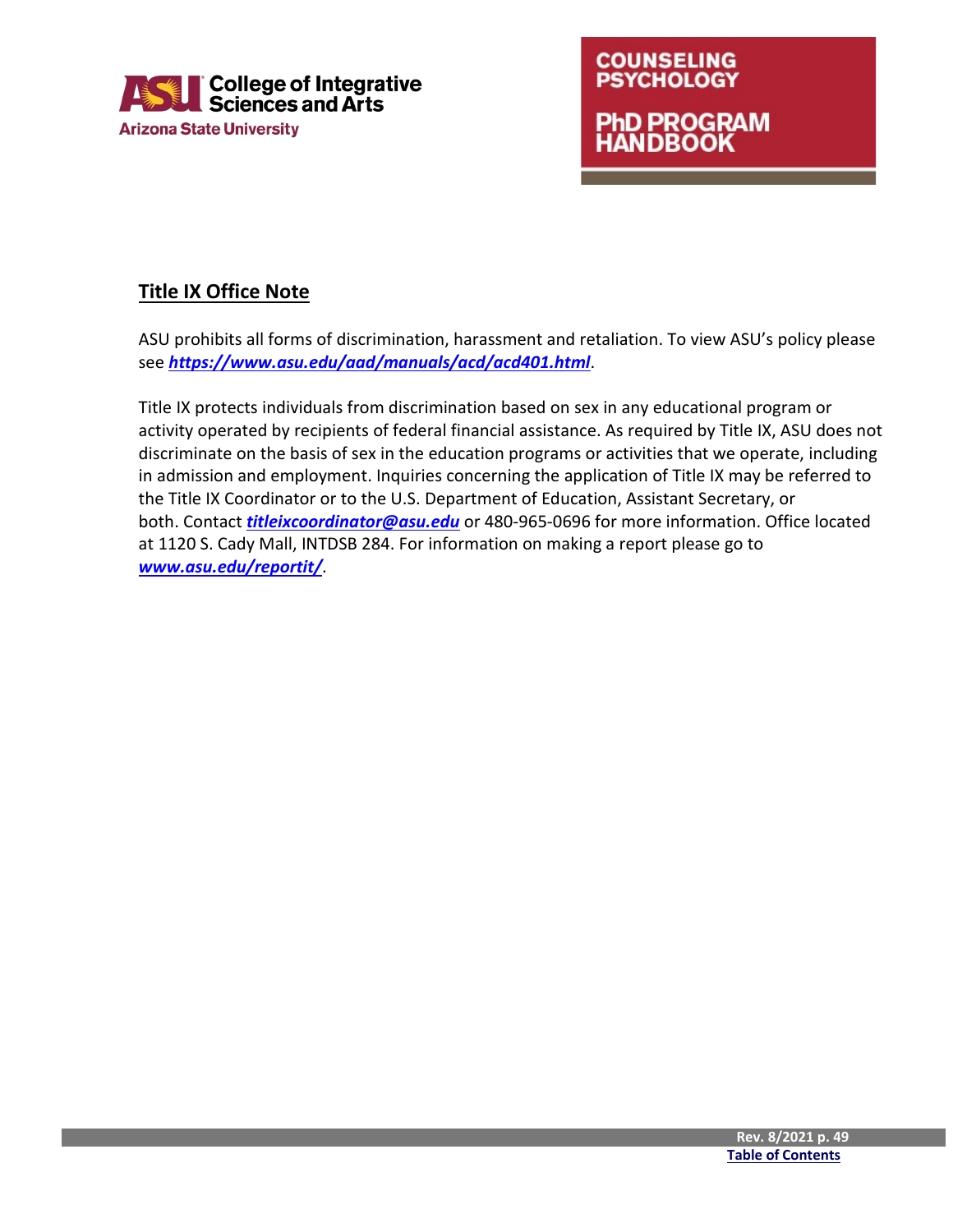## Title IX Office Note

ASU prohibits all forms of discrimination, harassment and retaliation. To view ASU's policy please see ***https://www.asu.edu/aad/manuals/acd/acd401.html***.

Title IX protects individuals from discrimination based on sex in any educational program or activity operated by recipients of federal financial assistance. As required by Title IX, ASU does not discriminate on the basis of sex in the education programs or activities that we operate, including in admission and employment. Inquiries concerning the application of Title IX may be referred to the Title IX Coordinator or to the U.S. Department of Education, Assistant Secretary, or both. Contact ***titleixcoordinator@asu.edu*** or 480-965-0696 for more information. Office located at 1120 S. Cady Mall, INTDSB 284. For information on making a report please go to ***www.asu.edu/reportit/***.